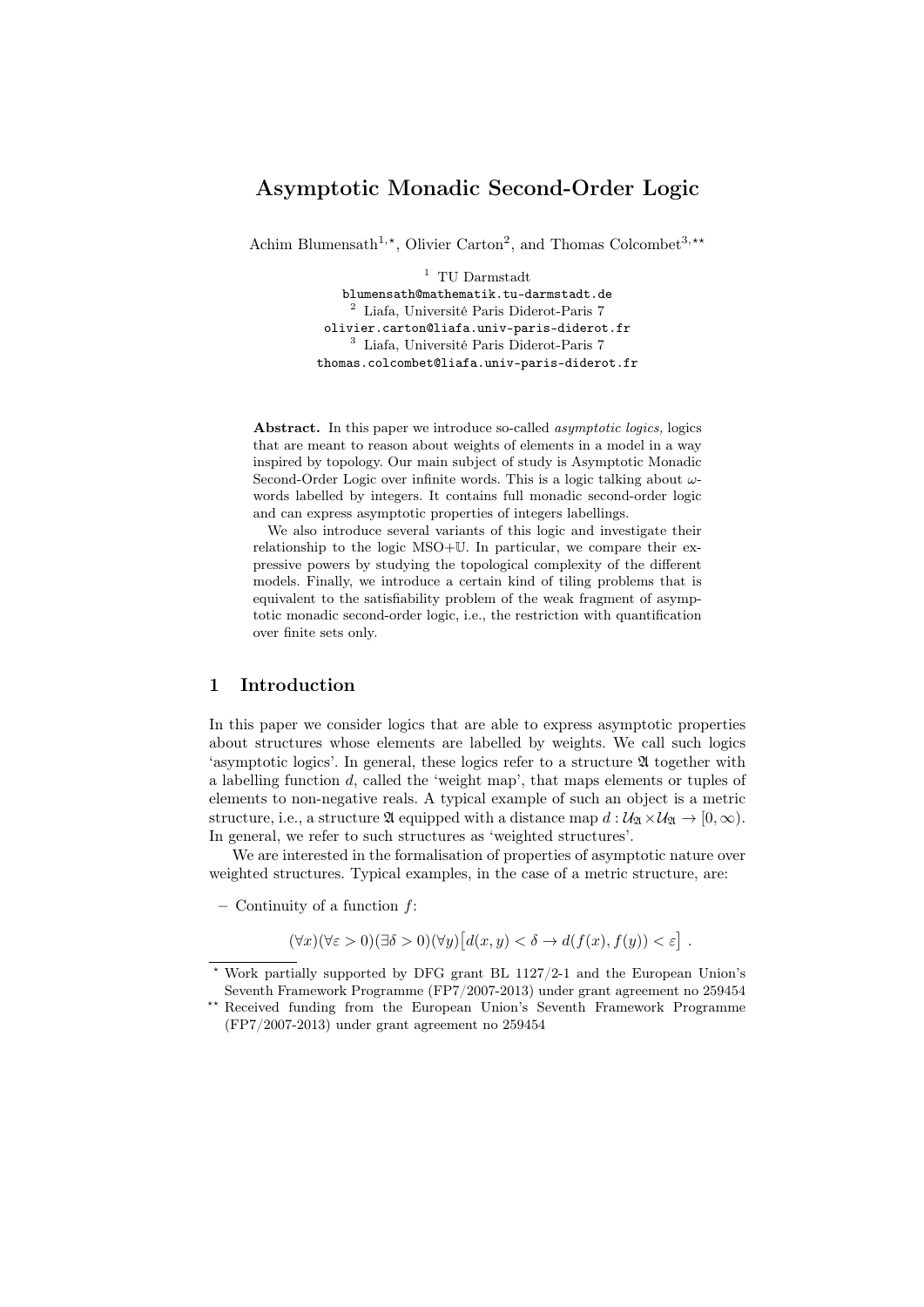# Asymptotic Monadic Second-Order Logic

Achim Blumensath[1,⋆], Olivier Carton[2], and Thomas Colcombet[3,⋆⋆]

[1] TU Darmstadt
blumensath@mathematik.tu-darmstadt.de
[2] Liafa, Université Paris Diderot-Paris 7
olivier.carton@liafa.univ-paris-diderot.fr
[3] Liafa, Université Paris Diderot-Paris 7
thomas.colcombet@liafa.univ-paris-diderot.fr

**Abstract.** In this paper we introduce so-called *asymptotic logics,* logics that are meant to reason about weights of elements in a model in a way inspired by topology. Our main subject of study is Asymptotic Monadic Second-Order Logic over infinite words. This is a logic talking about $\omega$-words labelled by integers. It contains full monadic second-order logic and can express asymptotic properties of integers labellings.

We also introduce several variants of this logic and investigate their relationship to the logic MSO+$\mathbb{U}$. In particular, we compare their expressive powers by studying the topological complexity of the different models. Finally, we introduce a certain kind of tiling problems that is equivalent to the satisfiability problem of the weak fragment of asymptotic monadic second-order logic, i.e., the restriction with quantification over finite sets only.

## 1 Introduction

In this paper we consider logics that are able to express asymptotic properties about structures whose elements are labelled by weights. We call such logics 'asymptotic logics'. In general, these logics refer to a structure $\mathfrak{A}$ together with a labelling function $d$, called the 'weight map', that maps elements or tuples of elements to non-negative reals. A typical example of such an object is a metric structure, i.e., a structure $\mathfrak{A}$ equipped with a distance map $d : \mathcal{U}_{\mathfrak{A}} \times \mathcal{U}_{\mathfrak{A}} \to [0, \infty)$. In general, we refer to such structures as 'weighted structures'.

We are interested in the formalisation of properties of asymptotic nature over weighted structures. Typical examples, in the case of a metric structure, are:

– Continuity of a function $f$:

$$(\forall x)(\forall \varepsilon > 0)(\exists \delta > 0)(\forall y)\big[d(x, y) < \delta \to d(f(x), f(y)) < \varepsilon\big] .$$

⋆ Work partially supported by DFG grant BL 1127/2-1 and the European Union's Seventh Framework Programme (FP7/2007-2013) under grant agreement no 259454

⋆⋆ Received funding from the European Union's Seventh Framework Programme (FP7/2007-2013) under grant agreement no 259454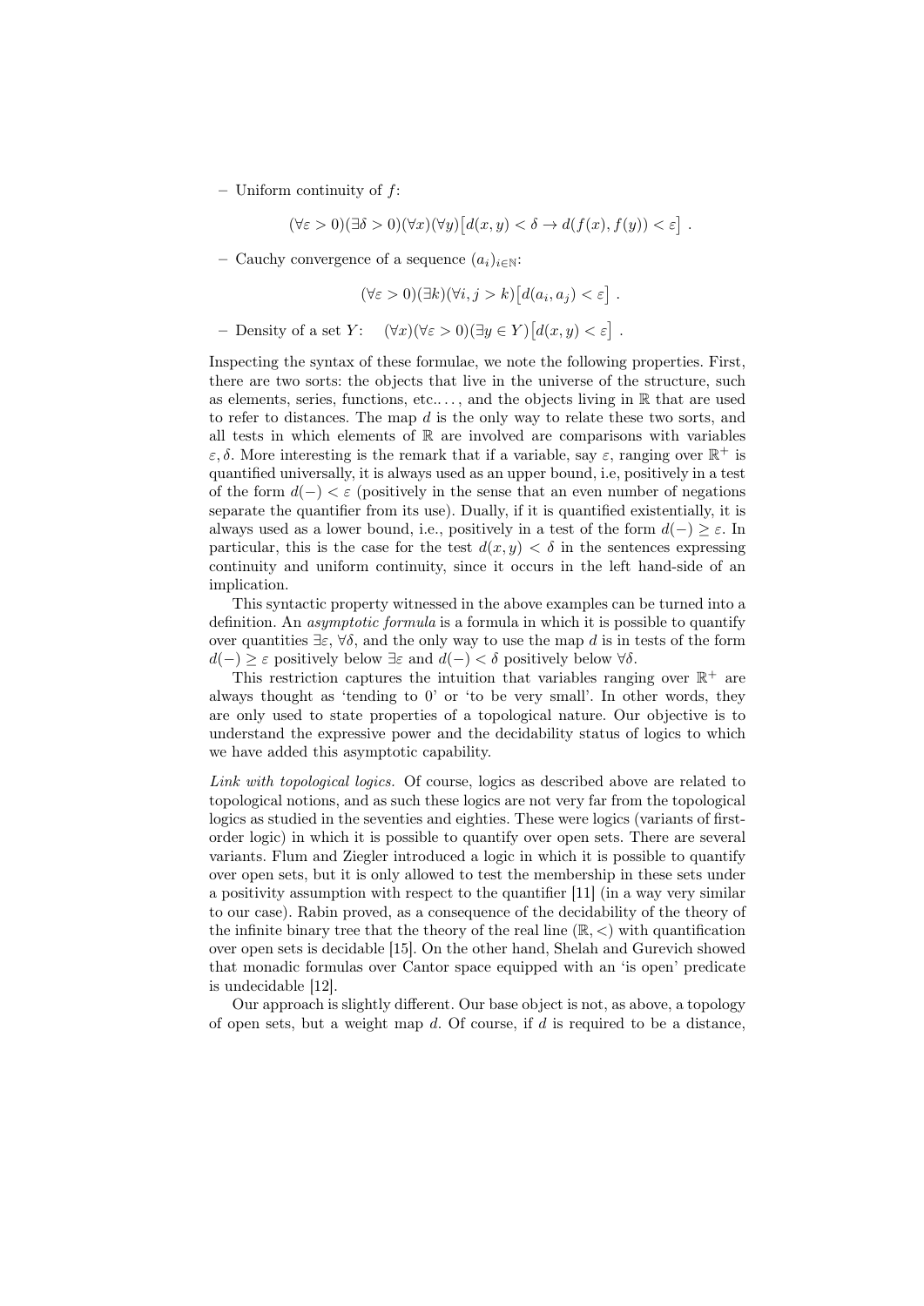– Uniform continuity of $f$:

$$(\forall \varepsilon > 0)(\exists \delta > 0)(\forall x)(\forall y)\big[d(x, y) < \delta \rightarrow d(f(x), f(y)) < \varepsilon\big] \ .$$

– Cauchy convergence of a sequence $(a_i)_{i\in\mathbb{N}}$:

$$(\forall \varepsilon > 0)(\exists k)(\forall i, j > k)\big[d(a_i, a_j) < \varepsilon\big] \ .$$

– Density of a set $Y$: $\quad (\forall x)(\forall \varepsilon > 0)(\exists y \in Y)\big[d(x, y) < \varepsilon\big] \ .$

Inspecting the syntax of these formulae, we note the following properties. First, there are two sorts: the objects that live in the universe of the structure, such as elements, series, functions, etc.. . . , and the objects living in $\mathbb{R}$ that are used to refer to distances. The map $d$ is the only way to relate these two sorts, and all tests in which elements of $\mathbb{R}$ are involved are comparisons with variables $\varepsilon, \delta$. More interesting is the remark that if a variable, say $\varepsilon$, ranging over $\mathbb{R}^+$ is quantified universally, it is always used as an upper bound, i.e, positively in a test of the form $d(-) < \varepsilon$ (positively in the sense that an even number of negations separate the quantifier from its use). Dually, if it is quantified existentially, it is always used as a lower bound, i.e., positively in a test of the form $d(-) \geq \varepsilon$. In particular, this is the case for the test $d(x, y) < \delta$ in the sentences expressing continuity and uniform continuity, since it occurs in the left hand-side of an implication.

This syntactic property witnessed in the above examples can be turned into a definition. An *asymptotic formula* is a formula in which it is possible to quantify over quantities $\exists\varepsilon$, $\forall\delta$, and the only way to use the map $d$ is in tests of the form $d(-) \geq \varepsilon$ positively below $\exists\varepsilon$ and $d(-) < \delta$ positively below $\forall\delta$.

This restriction captures the intuition that variables ranging over $\mathbb{R}^+$ are always thought as 'tending to 0' or 'to be very small'. In other words, they are only used to state properties of a topological nature. Our objective is to understand the expressive power and the decidability status of logics to which we have added this asymptotic capability.

*Link with topological logics.* Of course, logics as described above are related to topological notions, and as such these logics are not very far from the topological logics as studied in the seventies and eighties. These were logics (variants of first-order logic) in which it is possible to quantify over open sets. There are several variants. Flum and Ziegler introduced a logic in which it is possible to quantify over open sets, but it is only allowed to test the membership in these sets under a positivity assumption with respect to the quantifier [11] (in a way very similar to our case). Rabin proved, as a consequence of the decidability of the theory of the infinite binary tree that the theory of the real line $(\mathbb{R}, <)$ with quantification over open sets is decidable [15]. On the other hand, Shelah and Gurevich showed that monadic formulas over Cantor space equipped with an 'is open' predicate is undecidable [12].

Our approach is slightly different. Our base object is not, as above, a topology of open sets, but a weight map $d$. Of course, if $d$ is required to be a distance,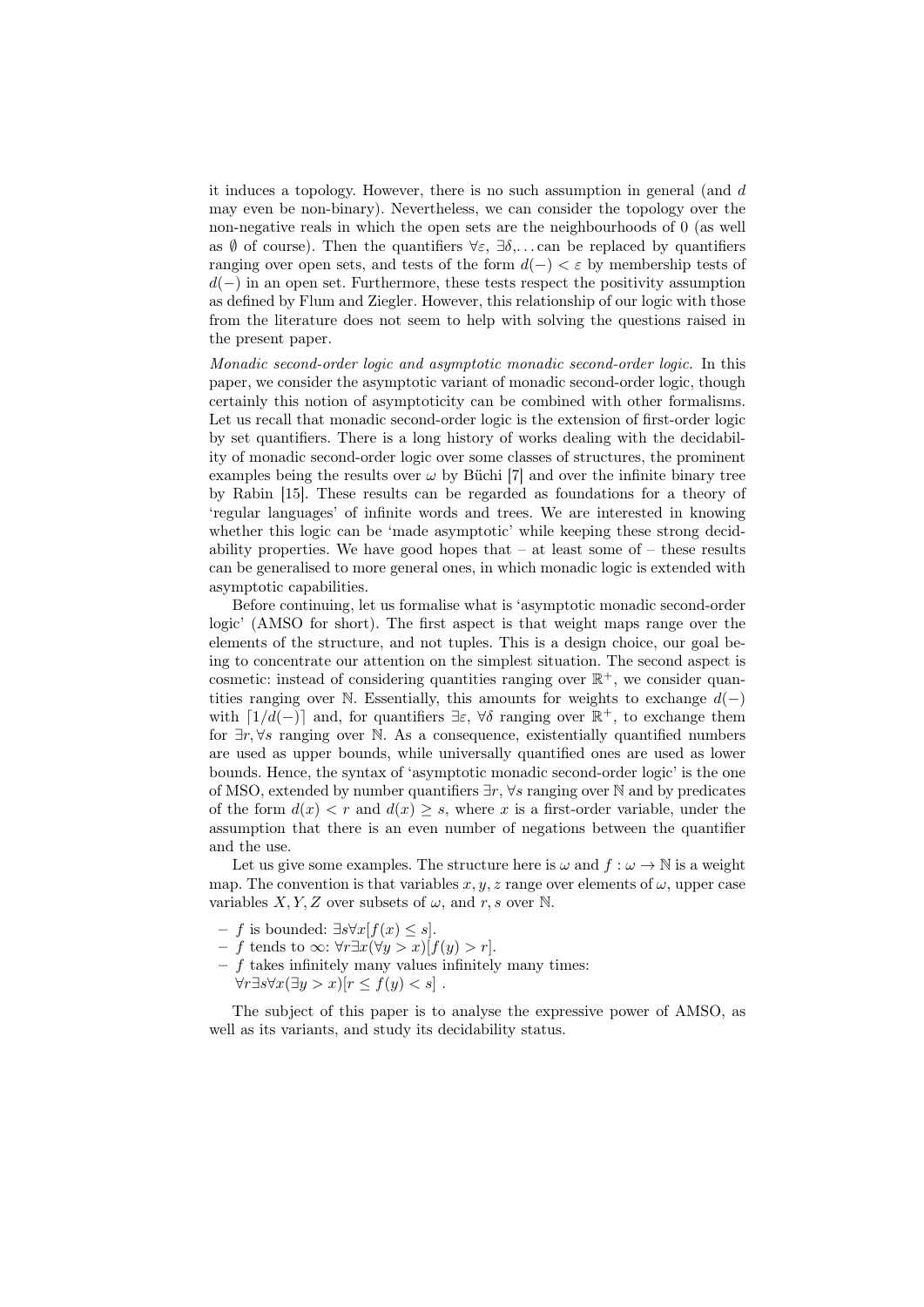it induces a topology. However, there is no such assumption in general (and $d$ may even be non-binary). Nevertheless, we can consider the topology over the non-negative reals in which the open sets are the neighbourhoods of 0 (as well as $\emptyset$ of course). Then the quantifiers $\forall\varepsilon$, $\exists\delta$,... can be replaced by quantifiers ranging over open sets, and tests of the form $d(-) < \varepsilon$ by membership tests of $d(-)$ in an open set. Furthermore, these tests respect the positivity assumption as defined by Flum and Ziegler. However, this relationship of our logic with those from the literature does not seem to help with solving the questions raised in the present paper.

*Monadic second-order logic and asymptotic monadic second-order logic.* In this paper, we consider the asymptotic variant of monadic second-order logic, though certainly this notion of asymptoticity can be combined with other formalisms. Let us recall that monadic second-order logic is the extension of first-order logic by set quantifiers. There is a long history of works dealing with the decidability of monadic second-order logic over some classes of structures, the prominent examples being the results over $\omega$ by Büchi [7] and over the infinite binary tree by Rabin [15]. These results can be regarded as foundations for a theory of 'regular languages' of infinite words and trees. We are interested in knowing whether this logic can be 'made asymptotic' while keeping these strong decidability properties. We have good hopes that – at least some of – these results can be generalised to more general ones, in which monadic logic is extended with asymptotic capabilities.

Before continuing, let us formalise what is 'asymptotic monadic second-order logic' (AMSO for short). The first aspect is that weight maps range over the elements of the structure, and not tuples. This is a design choice, our goal being to concentrate our attention on the simplest situation. The second aspect is cosmetic: instead of considering quantities ranging over $\mathbb{R}^+$, we consider quantities ranging over $\mathbb{N}$. Essentially, this amounts for weights to exchange $d(-)$ with $\lceil 1/d(-) \rceil$ and, for quantifiers $\exists\varepsilon$, $\forall\delta$ ranging over $\mathbb{R}^+$, to exchange them for $\exists r, \forall s$ ranging over $\mathbb{N}$. As a consequence, existentially quantified numbers are used as upper bounds, while universally quantified ones are used as lower bounds. Hence, the syntax of 'asymptotic monadic second-order logic' is the one of MSO, extended by number quantifiers $\exists r$, $\forall s$ ranging over $\mathbb{N}$ and by predicates of the form $d(x) < r$ and $d(x) \geq s$, where $x$ is a first-order variable, under the assumption that there is an even number of negations between the quantifier and the use.

Let us give some examples. The structure here is $\omega$ and $f : \omega \to \mathbb{N}$ is a weight map. The convention is that variables $x, y, z$ range over elements of $\omega$, upper case variables $X, Y, Z$ over subsets of $\omega$, and $r, s$ over $\mathbb{N}$.

- $f$ is bounded: $\exists s \forall x [f(x) \leq s]$.
- $f$ tends to $\infty$: $\forall r \exists x (\forall y > x)[f(y) > r]$.
- $f$ takes infinitely many values infinitely many times:
  $\forall r \exists s \forall x (\exists y > x)[r \leq f(y) < s]$ .

The subject of this paper is to analyse the expressive power of AMSO, as well as its variants, and study its decidability status.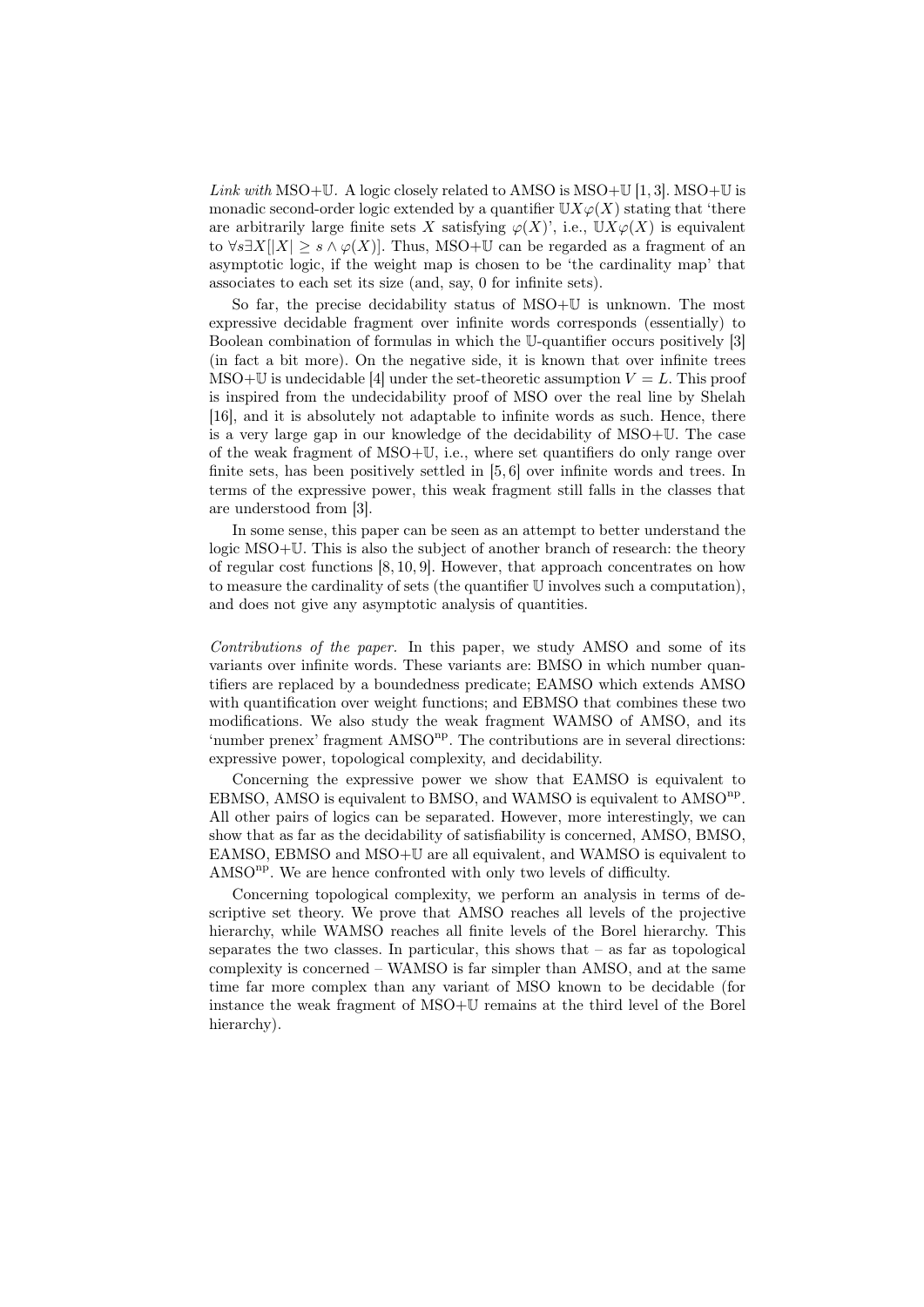*Link with* MSO+$\mathbb{U}$. A logic closely related to AMSO is MSO+$\mathbb{U}$ [1, 3]. MSO+$\mathbb{U}$ is monadic second-order logic extended by a quantifier $\mathbb{U}X\varphi(X)$ stating that 'there are arbitrarily large finite sets $X$ satisfying $\varphi(X)$', i.e., $\mathbb{U}X\varphi(X)$ is equivalent to $\forall s\exists X[|X| \geq s \wedge \varphi(X)]$. Thus, MSO+$\mathbb{U}$ can be regarded as a fragment of an asymptotic logic, if the weight map is chosen to be 'the cardinality map' that associates to each set its size (and, say, 0 for infinite sets).

So far, the precise decidability status of MSO+$\mathbb{U}$ is unknown. The most expressive decidable fragment over infinite words corresponds (essentially) to Boolean combination of formulas in which the $\mathbb{U}$-quantifier occurs positively [3] (in fact a bit more). On the negative side, it is known that over infinite trees MSO+$\mathbb{U}$ is undecidable [4] under the set-theoretic assumption $V = L$. This proof is inspired from the undecidability proof of MSO over the real line by Shelah [16], and it is absolutely not adaptable to infinite words as such. Hence, there is a very large gap in our knowledge of the decidability of MSO+$\mathbb{U}$. The case of the weak fragment of MSO+$\mathbb{U}$, i.e., where set quantifiers do only range over finite sets, has been positively settled in [5, 6] over infinite words and trees. In terms of the expressive power, this weak fragment still falls in the classes that are understood from [3].

In some sense, this paper can be seen as an attempt to better understand the logic MSO+$\mathbb{U}$. This is also the subject of another branch of research: the theory of regular cost functions [8, 10, 9]. However, that approach concentrates on how to measure the cardinality of sets (the quantifier $\mathbb{U}$ involves such a computation), and does not give any asymptotic analysis of quantities.

*Contributions of the paper.* In this paper, we study AMSO and some of its variants over infinite words. These variants are: BMSO in which number quantifiers are replaced by a boundedness predicate; EAMSO which extends AMSO with quantification over weight functions; and EBMSO that combines these two modifications. We also study the weak fragment WAMSO of AMSO, and its 'number prenex' fragment AMSO$^{\text{np}}$. The contributions are in several directions: expressive power, topological complexity, and decidability.

Concerning the expressive power we show that EAMSO is equivalent to EBMSO, AMSO is equivalent to BMSO, and WAMSO is equivalent to AMSO$^{\text{np}}$. All other pairs of logics can be separated. However, more interestingly, we can show that as far as the decidability of satisfiability is concerned, AMSO, BMSO, EAMSO, EBMSO and MSO+$\mathbb{U}$ are all equivalent, and WAMSO is equivalent to AMSO$^{\text{np}}$. We are hence confronted with only two levels of difficulty.

Concerning topological complexity, we perform an analysis in terms of descriptive set theory. We prove that AMSO reaches all levels of the projective hierarchy, while WAMSO reaches all finite levels of the Borel hierarchy. This separates the two classes. In particular, this shows that – as far as topological complexity is concerned – WAMSO is far simpler than AMSO, and at the same time far more complex than any variant of MSO known to be decidable (for instance the weak fragment of MSO+$\mathbb{U}$ remains at the third level of the Borel hierarchy).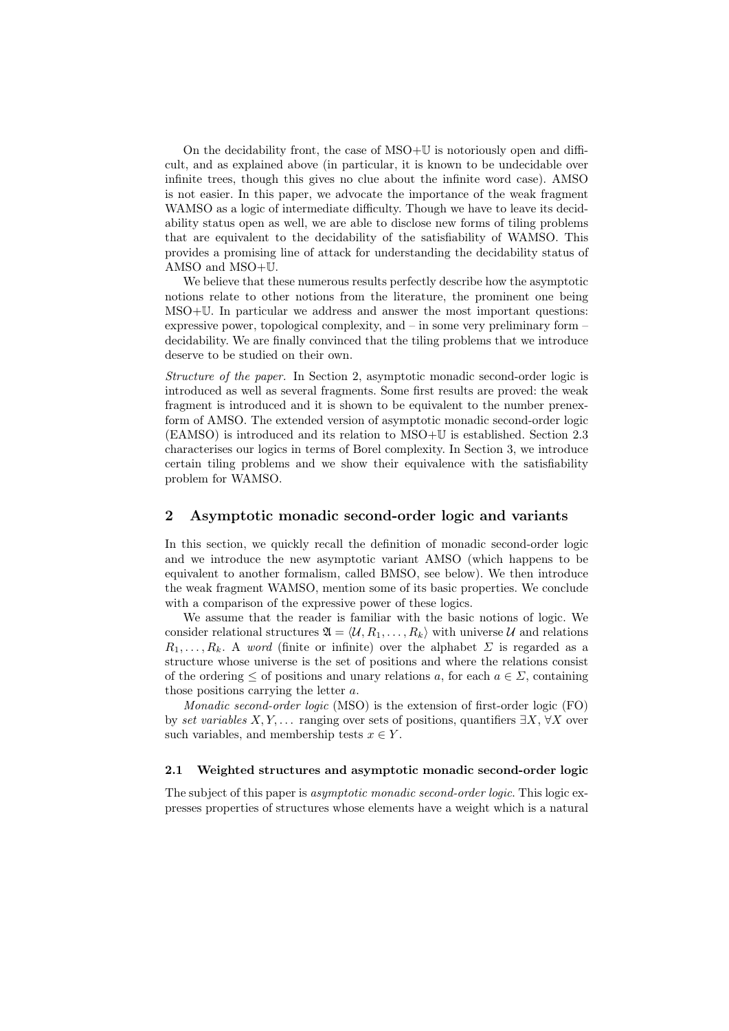On the decidability front, the case of MSO+$\mathbb{U}$ is notoriously open and difficult, and as explained above (in particular, it is known to be undecidable over infinite trees, though this gives no clue about the infinite word case). AMSO is not easier. In this paper, we advocate the importance of the weak fragment WAMSO as a logic of intermediate difficulty. Though we have to leave its decidability status open as well, we are able to disclose new forms of tiling problems that are equivalent to the decidability of the satisfiability of WAMSO. This provides a promising line of attack for understanding the decidability status of AMSO and MSO+$\mathbb{U}$.

We believe that these numerous results perfectly describe how the asymptotic notions relate to other notions from the literature, the prominent one being MSO+$\mathbb{U}$. In particular we address and answer the most important questions: expressive power, topological complexity, and – in some very preliminary form – decidability. We are finally convinced that the tiling problems that we introduce deserve to be studied on their own.

*Structure of the paper.* In Section 2, asymptotic monadic second-order logic is introduced as well as several fragments. Some first results are proved: the weak fragment is introduced and it is shown to be equivalent to the number prenex-form of AMSO. The extended version of asymptotic monadic second-order logic (EAMSO) is introduced and its relation to MSO+$\mathbb{U}$ is established. Section 2.3 characterises our logics in terms of Borel complexity. In Section 3, we introduce certain tiling problems and we show their equivalence with the satisfiability problem for WAMSO.

## 2 Asymptotic monadic second-order logic and variants

In this section, we quickly recall the definition of monadic second-order logic and we introduce the new asymptotic variant AMSO (which happens to be equivalent to another formalism, called BMSO, see below). We then introduce the weak fragment WAMSO, mention some of its basic properties. We conclude with a comparison of the expressive power of these logics.

We assume that the reader is familiar with the basic notions of logic. We consider relational structures $\mathfrak{A} = \langle \mathcal{U}, R_1, \ldots, R_k \rangle$ with universe $\mathcal{U}$ and relations $R_1, \ldots, R_k$. A *word* (finite or infinite) over the alphabet $\Sigma$ is regarded as a structure whose universe is the set of positions and where the relations consist of the ordering $\leq$ of positions and unary relations $a$, for each $a \in \Sigma$, containing those positions carrying the letter $a$.

*Monadic second-order logic* (MSO) is the extension of first-order logic (FO) by *set variables* $X, Y, \ldots$ ranging over sets of positions, quantifiers $\exists X$, $\forall X$ over such variables, and membership tests $x \in Y$.

### 2.1 Weighted structures and asymptotic monadic second-order logic

The subject of this paper is *asymptotic monadic second-order logic*. This logic expresses properties of structures whose elements have a weight which is a natural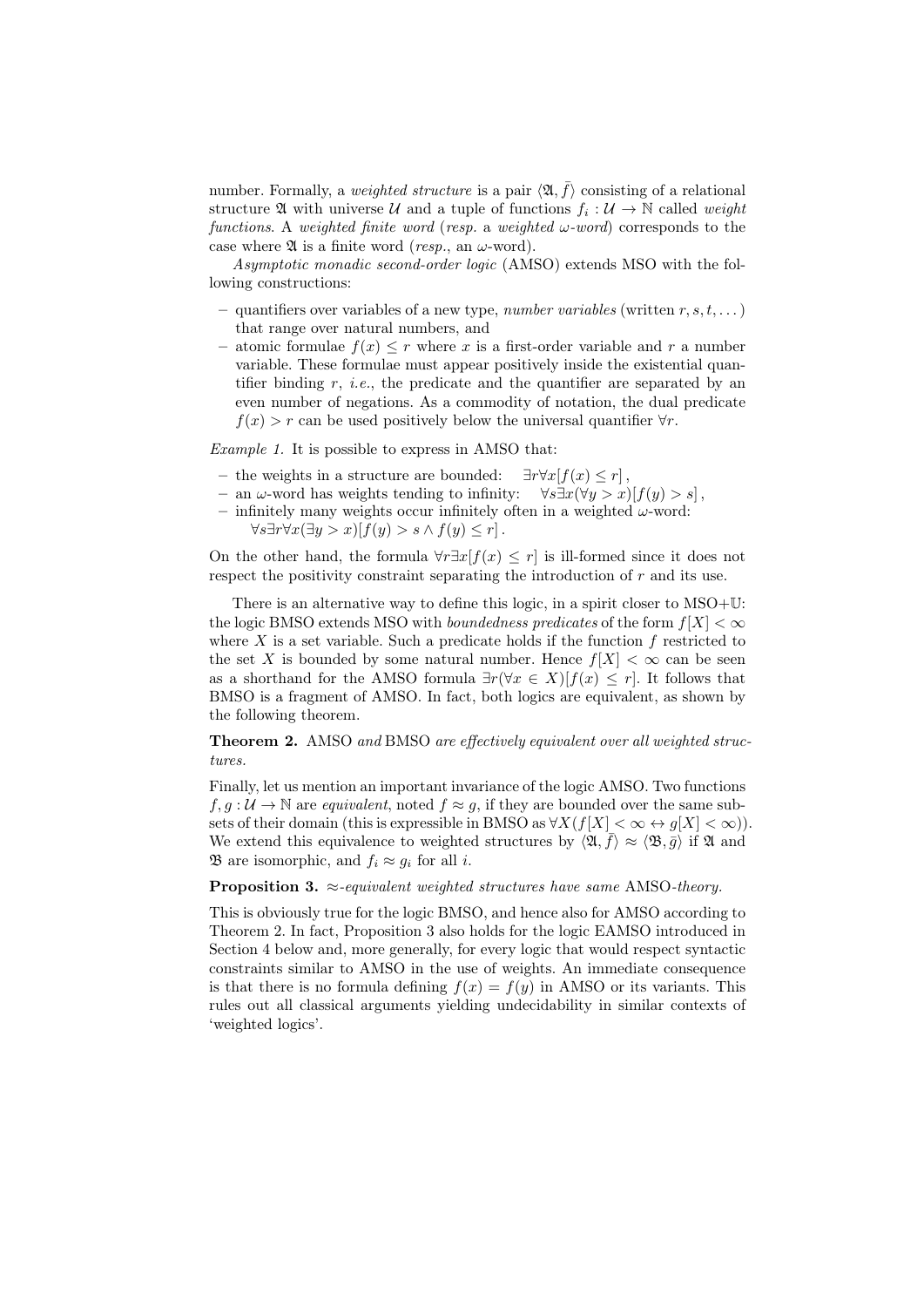number. Formally, a *weighted structure* is a pair $\langle \mathfrak{A}, \bar{f} \rangle$ consisting of a relational structure $\mathfrak{A}$ with universe $\mathcal{U}$ and a tuple of functions $f_i : \mathcal{U} \to \mathbb{N}$ called *weight functions*. A *weighted finite word* (*resp.* a *weighted $\omega$-word*) corresponds to the case where $\mathfrak{A}$ is a finite word (*resp.*, an $\omega$-word).

*Asymptotic monadic second-order logic* (AMSO) extends MSO with the following constructions:

- quantifiers over variables of a new type, *number variables* (written $r, s, t, \dots$) that range over natural numbers, and
- atomic formulae $f(x) \leq r$ where $x$ is a first-order variable and $r$ a number variable. These formulae must appear positively inside the existential quantifier binding $r$, *i.e.*, the predicate and the quantifier are separated by an even number of negations. As a commodity of notation, the dual predicate $f(x) > r$ can be used positively below the universal quantifier $\forall r$.

*Example 1.* It is possible to express in AMSO that:

- the weights in a structure are bounded: $\exists r \forall x [f(x) \leq r]$,
- an $\omega$-word has weights tending to infinity: $\forall s \exists x (\forall y > x)[f(y) > s]$,
- infinitely many weights occur infinitely often in a weighted $\omega$-word: $\forall s \exists r \forall x (\exists y > x)[f(y) > s \wedge f(y) \leq r]$.

On the other hand, the formula $\forall r \exists x [f(x) \leq r]$ is ill-formed since it does not respect the positivity constraint separating the introduction of $r$ and its use.

There is an alternative way to define this logic, in a spirit closer to MSO+$\mathbb{U}$: the logic BMSO extends MSO with *boundedness predicates* of the form $f[X] < \infty$ where $X$ is a set variable. Such a predicate holds if the function $f$ restricted to the set $X$ is bounded by some natural number. Hence $f[X] < \infty$ can be seen as a shorthand for the AMSO formula $\exists r (\forall x \in X)[f(x) \leq r]$. It follows that BMSO is a fragment of AMSO. In fact, both logics are equivalent, as shown by the following theorem.

**Theorem 2.** *AMSO and BMSO are effectively equivalent over all weighted structures.*

Finally, let us mention an important invariance of the logic AMSO. Two functions $f, g : \mathcal{U} \to \mathbb{N}$ are *equivalent*, noted $f \approx g$, if they are bounded over the same subsets of their domain (this is expressible in BMSO as $\forall X (f[X] < \infty \leftrightarrow g[X] < \infty)$). We extend this equivalence to weighted structures by $\langle \mathfrak{A}, \bar{f} \rangle \approx \langle \mathfrak{B}, \bar{g} \rangle$ if $\mathfrak{A}$ and $\mathfrak{B}$ are isomorphic, and $f_i \approx g_i$ for all $i$.

**Proposition 3.** *$\approx$-equivalent weighted structures have same AMSO-theory.*

This is obviously true for the logic BMSO, and hence also for AMSO according to Theorem 2. In fact, Proposition 3 also holds for the logic EAMSO introduced in Section 4 below and, more generally, for every logic that would respect syntactic constraints similar to AMSO in the use of weights. An immediate consequence is that there is no formula defining $f(x) = f(y)$ in AMSO or its variants. This rules out all classical arguments yielding undecidability in similar contexts of 'weighted logics'.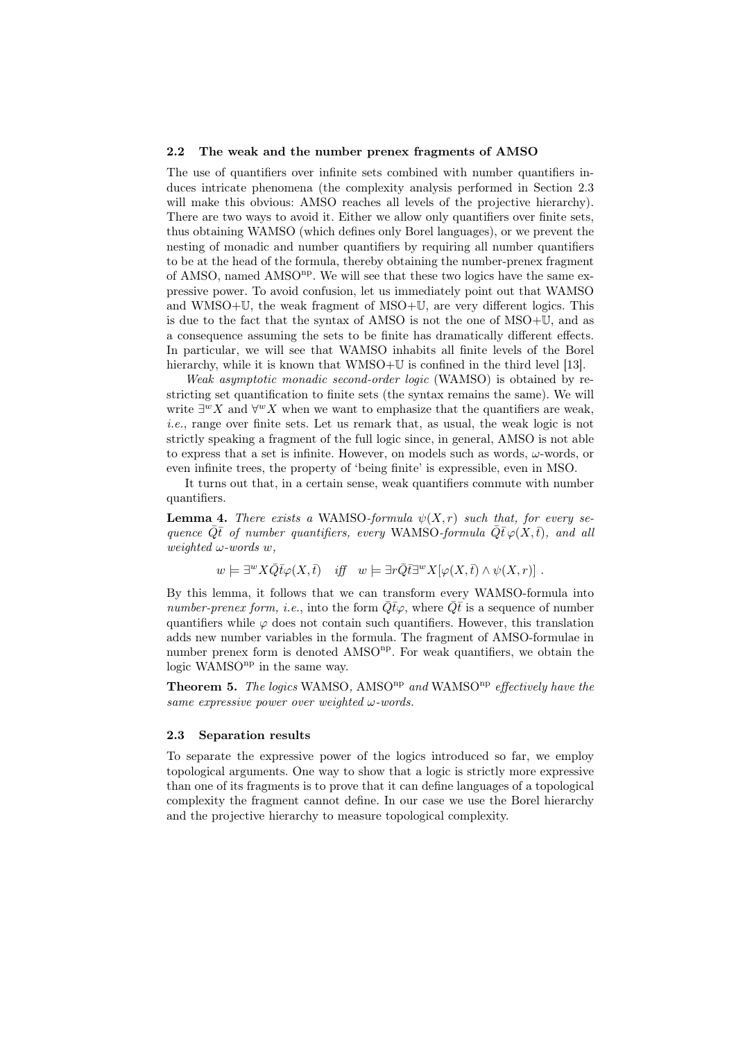### 2.2 The weak and the number prenex fragments of AMSO

The use of quantifiers over infinite sets combined with number quantifiers induces intricate phenomena (the complexity analysis performed in Section 2.3 will make this obvious: AMSO reaches all levels of the projective hierarchy). There are two ways to avoid it. Either we allow only quantifiers over finite sets, thus obtaining WAMSO (which defines only Borel languages), or we prevent the nesting of monadic and number quantifiers by requiring all number quantifiers to be at the head of the formula, thereby obtaining the number-prenex fragment of AMSO, named AMSO$^{\mathrm{np}}$. We will see that these two logics have the same expressive power. To avoid confusion, let us immediately point out that WAMSO and WMSO+$\mathbb{U}$, the weak fragment of MSO+$\mathbb{U}$, are very different logics. This is due to the fact that the syntax of AMSO is not the one of MSO+$\mathbb{U}$, and as a consequence assuming the sets to be finite has dramatically different effects. In particular, we will see that WAMSO inhabits all finite levels of the Borel hierarchy, while it is known that WMSO+$\mathbb{U}$ is confined in the third level [13].

*Weak asymptotic monadic second-order logic* (WAMSO) is obtained by restricting set quantification to finite sets (the syntax remains the same). We will write $\exists^w X$ and $\forall^w X$ when we want to emphasize that the quantifiers are weak, *i.e.*, range over finite sets. Let us remark that, as usual, the weak logic is not strictly speaking a fragment of the full logic since, in general, AMSO is not able to express that a set is infinite. However, on models such as words, $\omega$-words, or even infinite trees, the property of 'being finite' is expressible, even in MSO.

It turns out that, in a certain sense, weak quantifiers commute with number quantifiers.

**Lemma 4.** *There exists a* WAMSO*-formula* $\psi(X, r)$ *such that, for every sequence* $\bar{Q}\bar{t}$ *of number quantifiers, every* WAMSO*-formula* $\bar{Q}\bar{t}\,\varphi(X, \bar{t})$*, and all weighted* $\omega$*-words* $w$*,*

$$w \models \exists^w X \bar{Q}\bar{t}\varphi(X, \bar{t}) \quad \textit{iff} \quad w \models \exists r \bar{Q}\bar{t}\exists^w X[\varphi(X, \bar{t}) \wedge \psi(X, r)] \ .$$

By this lemma, it follows that we can transform every WAMSO-formula into *number-prenex form, i.e.*, into the form $\bar{Q}\bar{t}\varphi$, where $\bar{Q}\bar{t}$ is a sequence of number quantifiers while $\varphi$ does not contain such quantifiers. However, this translation adds new number variables in the formula. The fragment of AMSO-formulae in number prenex form is denoted AMSO$^{\mathrm{np}}$. For weak quantifiers, we obtain the logic WAMSO$^{\mathrm{np}}$ in the same way.

**Theorem 5.** *The logics* WAMSO*,* AMSO$^{\mathrm{np}}$ *and* WAMSO$^{\mathrm{np}}$ *effectively have the same expressive power over weighted* $\omega$*-words.*

### 2.3 Separation results

To separate the expressive power of the logics introduced so far, we employ topological arguments. One way to show that a logic is strictly more expressive than one of its fragments is to prove that it can define languages of a topological complexity the fragment cannot define. In our case we use the Borel hierarchy and the projective hierarchy to measure topological complexity.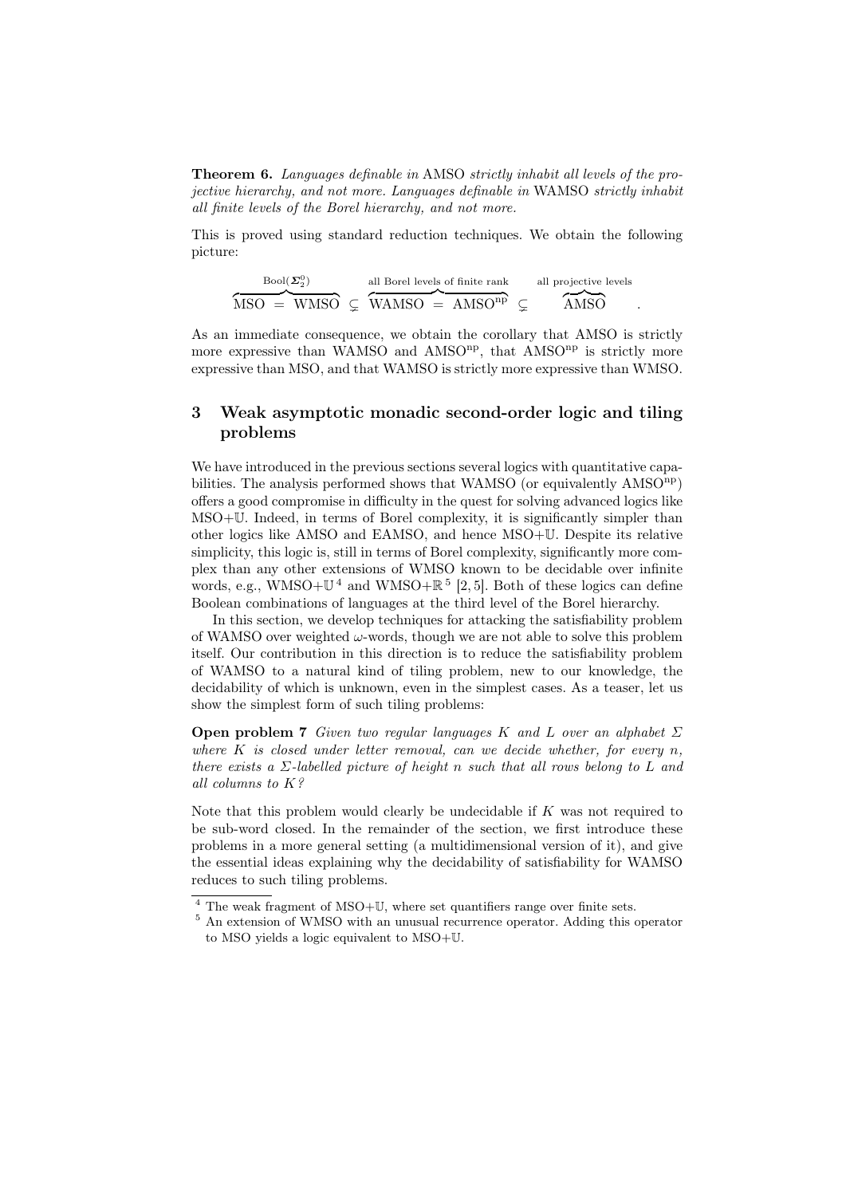**Theorem 6.** *Languages definable in* AMSO *strictly inhabit all levels of the projective hierarchy, and not more. Languages definable in* WAMSO *strictly inhabit all finite levels of the Borel hierarchy, and not more.*

This is proved using standard reduction techniques. We obtain the following picture:

$$\overbrace{\text{MSO} \;=\; \text{WMSO}}^{\text{Bool}(\boldsymbol{\Sigma}^0_2)} \;\subsetneq\; \overbrace{\text{WAMSO} \;=\; \text{AMSO}^{\text{np}}}^{\text{all Borel levels of finite rank}} \;\subsetneq\; \overbrace{\text{AMSO}}^{\text{all projective levels}} \quad .$$

As an immediate consequence, we obtain the corollary that AMSO is strictly more expressive than WAMSO and $\text{AMSO}^{\text{np}}$, that $\text{AMSO}^{\text{np}}$ is strictly more expressive than MSO, and that WAMSO is strictly more expressive than WMSO.

## 3 Weak asymptotic monadic second-order logic and tiling problems

We have introduced in the previous sections several logics with quantitative capabilities. The analysis performed shows that WAMSO (or equivalently $\text{AMSO}^{\text{np}}$) offers a good compromise in difficulty in the quest for solving advanced logics like MSO+$\mathbb{U}$. Indeed, in terms of Borel complexity, it is significantly simpler than other logics like AMSO and EAMSO, and hence MSO+$\mathbb{U}$. Despite its relative simplicity, this logic is, still in terms of Borel complexity, significantly more complex than any other extensions of WMSO known to be decidable over infinite words, e.g., WMSO+$\mathbb{U}$[4] and WMSO+$\mathbb{R}$[5] [2, 5]. Both of these logics can define Boolean combinations of languages at the third level of the Borel hierarchy.

In this section, we develop techniques for attacking the satisfiability problem of WAMSO over weighted $\omega$-words, though we are not able to solve this problem itself. Our contribution in this direction is to reduce the satisfiability problem of WAMSO to a natural kind of tiling problem, new to our knowledge, the decidability of which is unknown, even in the simplest cases. As a teaser, let us show the simplest form of such tiling problems:

**Open problem 7** *Given two regular languages $K$ and $L$ over an alphabet $\Sigma$ where $K$ is closed under letter removal, can we decide whether, for every $n$, there exists a $\Sigma$-labelled picture of height $n$ such that all rows belong to $L$ and all columns to $K$?*

Note that this problem would clearly be undecidable if $K$ was not required to be sub-word closed. In the remainder of the section, we first introduce these problems in a more general setting (a multidimensional version of it), and give the essential ideas explaining why the decidability of satisfiability for WAMSO reduces to such tiling problems.

[4] The weak fragment of MSO+$\mathbb{U}$, where set quantifiers range over finite sets.

[5] An extension of WMSO with an unusual recurrence operator. Adding this operator to MSO yields a logic equivalent to MSO+$\mathbb{U}$.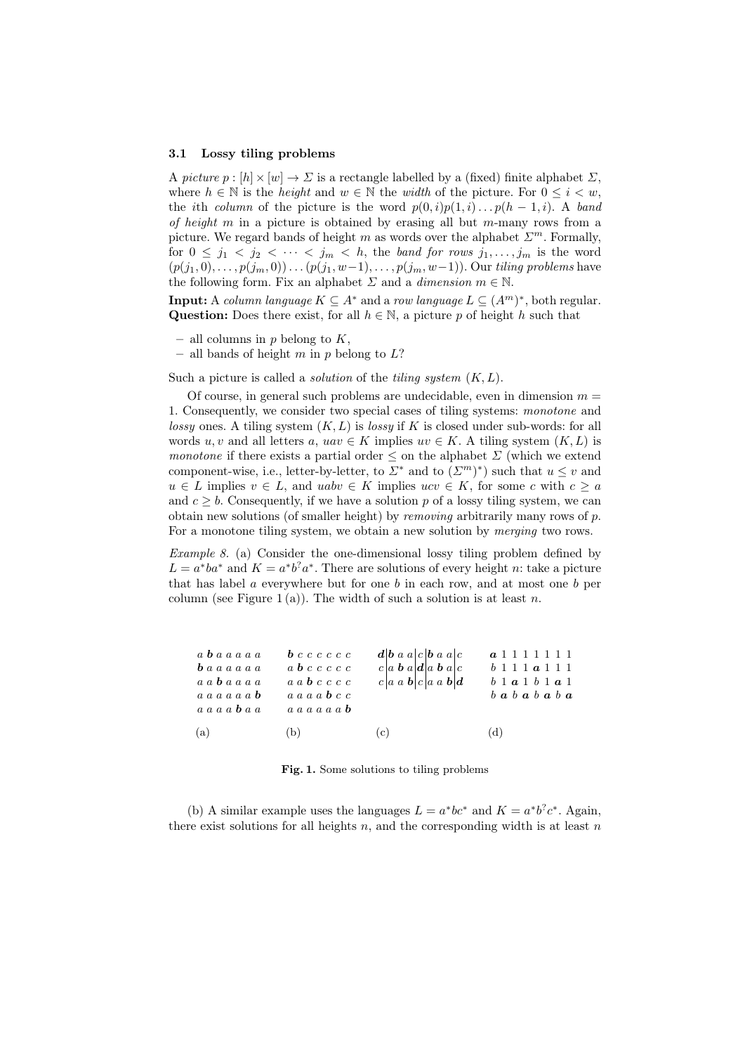### 3.1 Lossy tiling problems

A *picture* $p : [h] \times [w] \to \Sigma$ is a rectangle labelled by a (fixed) finite alphabet $\Sigma$, where $h \in \mathbb{N}$ is the *height* and $w \in \mathbb{N}$ the *width* of the picture. For $0 \leq i < w$, the $i$th *column* of the picture is the word $p(0,i)p(1,i)\dots p(h-1,i)$. A *band of height* $m$ in a picture is obtained by erasing all but $m$-many rows from a picture. We regard bands of height $m$ as words over the alphabet $\Sigma^m$. Formally, for $0 \leq j_1 < j_2 < \cdots < j_m < h$, the *band for rows* $j_1, \dots, j_m$ is the word $(p(j_1,0), \dots, p(j_m,0)) \dots (p(j_1,w-1), \dots, p(j_m,w-1))$. Our *tiling problems* have the following form. Fix an alphabet $\Sigma$ and a *dimension* $m \in \mathbb{N}$.

**Input:** A *column language* $K \subseteq A^*$ and a *row language* $L \subseteq (A^m)^*$, both regular.
**Question:** Does there exist, for all $h \in \mathbb{N}$, a picture $p$ of height $h$ such that

- all columns in $p$ belong to $K$,
- all bands of height $m$ in $p$ belong to $L$?

Such a picture is called a *solution* of the *tiling system* $(K, L)$.

Of course, in general such problems are undecidable, even in dimension $m = 1$. Consequently, we consider two special cases of tiling systems: *monotone* and *lossy* ones. A tiling system $(K, L)$ is *lossy* if $K$ is closed under sub-words: for all words $u, v$ and all letters $a$, $uav \in K$ implies $uv \in K$. A tiling system $(K, L)$ is *monotone* if there exists a partial order $\leq$ on the alphabet $\Sigma$ (which we extend component-wise, i.e., letter-by-letter, to $\Sigma^*$ and to $(\Sigma^m)^*$) such that $u \leq v$ and $u \in L$ implies $v \in L$, and $uabv \in K$ implies $ucv \in K$, for some $c$ with $c \geq a$ and $c \geq b$. Consequently, if we have a solution $p$ of a lossy tiling system, we can obtain new solutions (of smaller height) by *removing* arbitrarily many rows of $p$. For a monotone tiling system, we obtain a new solution by *merging* two rows.

*Example 8.* (a) Consider the one-dimensional lossy tiling problem defined by $L = a^*ba^*$ and $K = a^*b^?a^*$. There are solutions of every height $n$: take a picture that has label $a$ everywhere but for one $b$ in each row, and at most one $b$ per column (see Figure 1 (a)). The width of such a solution is at least $n$.

(a)

a **b** a a a a a
**b** a a a a a a
a a **b** a a a a
a a a a a a **b**
a a a a **b** a a

(b)

**b** c c c c c c
a **b** c c c c c
a a **b** c c c c
a a a a **b** c c
a a a a a a **b**

(c)

**d** | **b** a a | c | **b** a a | c
c | a **b** a | **d** | a **b** a | c
c | a a **b** | c | a a **b** | **d**

(d)

**a** 1 1 1 1 1 1 1
b 1 1 1 **a** 1 1 1
b 1 **a** 1 b 1 **a** 1
b **a** b **a** b **a** b **a**

**Fig. 1.** Some solutions to tiling problems

(b) A similar example uses the languages $L = a^*bc^*$ and $K = a^*b^?c^*$. Again, there exist solutions for all heights $n$, and the corresponding width is at least $n$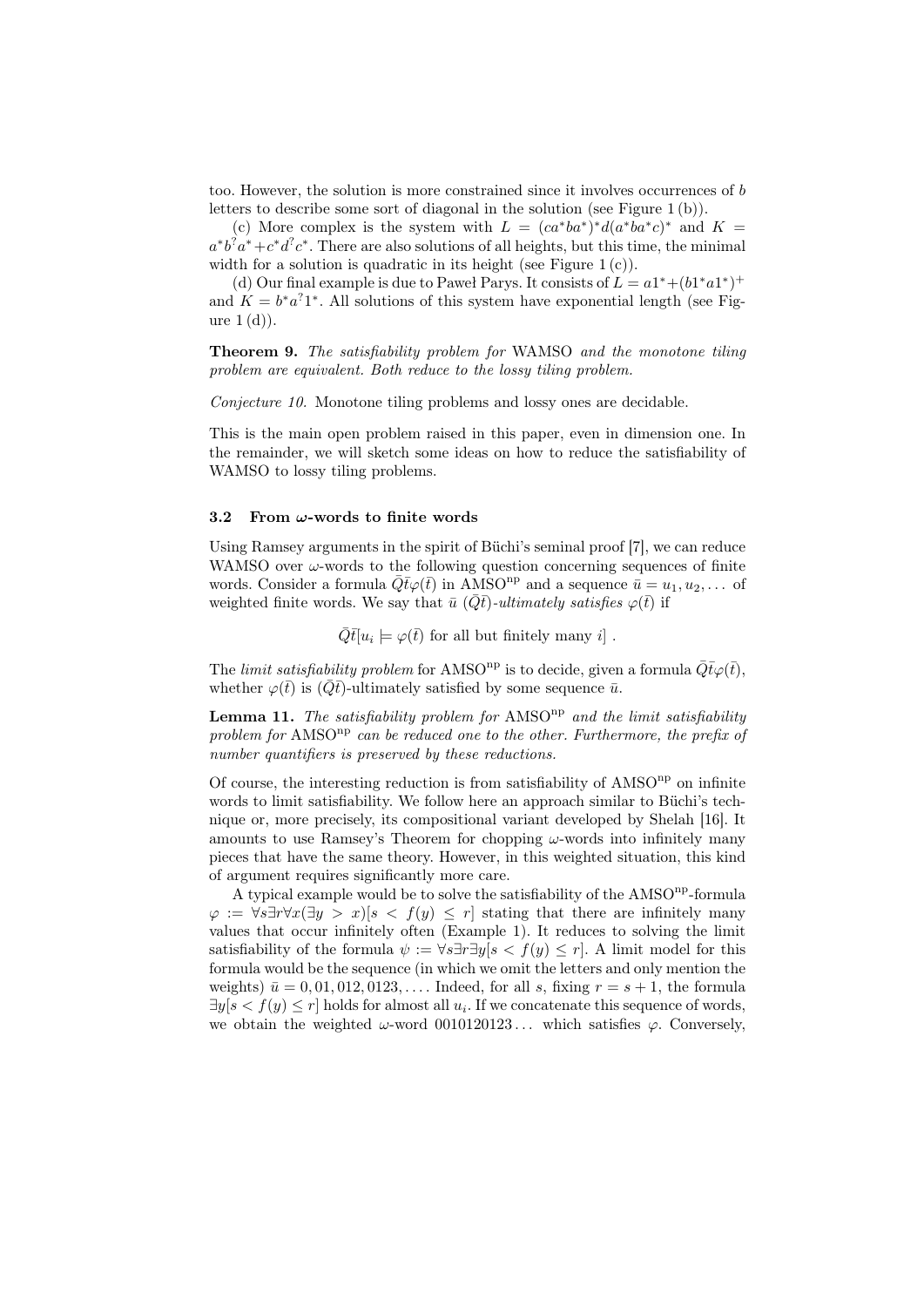too. However, the solution is more constrained since it involves occurrences of $b$ letters to describe some sort of diagonal in the solution (see Figure 1 (b)).

(c) More complex is the system with $L = (ca^*ba^*)^*d(a^*ba^*c)^*$ and $K = a^*b^?a^*+c^*d^?c^*$. There are also solutions of all heights, but this time, the minimal width for a solution is quadratic in its height (see Figure 1 (c)).

(d) Our final example is due to Paweł Parys. It consists of $L = a1^*+(b1^*a1^*)^+$ and $K = b^*a^?1^*$. All solutions of this system have exponential length (see Figure 1 (d)).

**Theorem 9.** *The satisfiability problem for* WAMSO *and the monotone tiling problem are equivalent. Both reduce to the lossy tiling problem.*

*Conjecture 10.* Monotone tiling problems and lossy ones are decidable.

This is the main open problem raised in this paper, even in dimension one. In the remainder, we will sketch some ideas on how to reduce the satisfiability of WAMSO to lossy tiling problems.

### 3.2 From $\omega$-words to finite words

Using Ramsey arguments in the spirit of Büchi's seminal proof [7], we can reduce WAMSO over $\omega$-words to the following question concerning sequences of finite words. Consider a formula $\bar{Q}\bar{t}\varphi(\bar{t})$ in AMSO$^{\text{np}}$ and a sequence $\bar{u} = u_1, u_2, \dots$ of weighted finite words. We say that $\bar{u}$ $(\bar{Q}\bar{t})$*-ultimately satisfies* $\varphi(\bar{t})$ if

$$\bar{Q}\bar{t}[u_i \models \varphi(\bar{t}) \text{ for all but finitely many } i] .$$

The *limit satisfiability problem* for AMSO$^{\text{np}}$ is to decide, given a formula $\bar{Q}\bar{t}\varphi(\bar{t})$, whether $\varphi(\bar{t})$ is $(\bar{Q}\bar{t})$-ultimately satisfied by some sequence $\bar{u}$.

**Lemma 11.** *The satisfiability problem for* AMSO$^{\text{np}}$ *and the limit satisfiability problem for* AMSO$^{\text{np}}$ *can be reduced one to the other. Furthermore, the prefix of number quantifiers is preserved by these reductions.*

Of course, the interesting reduction is from satisfiability of AMSO$^{\text{np}}$ on infinite words to limit satisfiability. We follow here an approach similar to Büchi's technique or, more precisely, its compositional variant developed by Shelah [16]. It amounts to use Ramsey's Theorem for chopping $\omega$-words into infinitely many pieces that have the same theory. However, in this weighted situation, this kind of argument requires significantly more care.

A typical example would be to solve the satisfiability of the AMSO$^{\text{np}}$-formula $\varphi := \forall s \exists r \forall x (\exists y > x)[s < f(y) \leq r]$ stating that there are infinitely many values that occur infinitely often (Example 1). It reduces to solving the limit satisfiability of the formula $\psi := \forall s \exists r \exists y [s < f(y) \leq r]$. A limit model for this formula would be the sequence (in which we omit the letters and only mention the weights) $\bar{u} = 0, 01, 012, 0123, \dots$. Indeed, for all $s$, fixing $r = s + 1$, the formula $\exists y [s < f(y) \leq r]$ holds for almost all $u_i$. If we concatenate this sequence of words, we obtain the weighted $\omega$-word $0010120123\dots$ which satisfies $\varphi$. Conversely,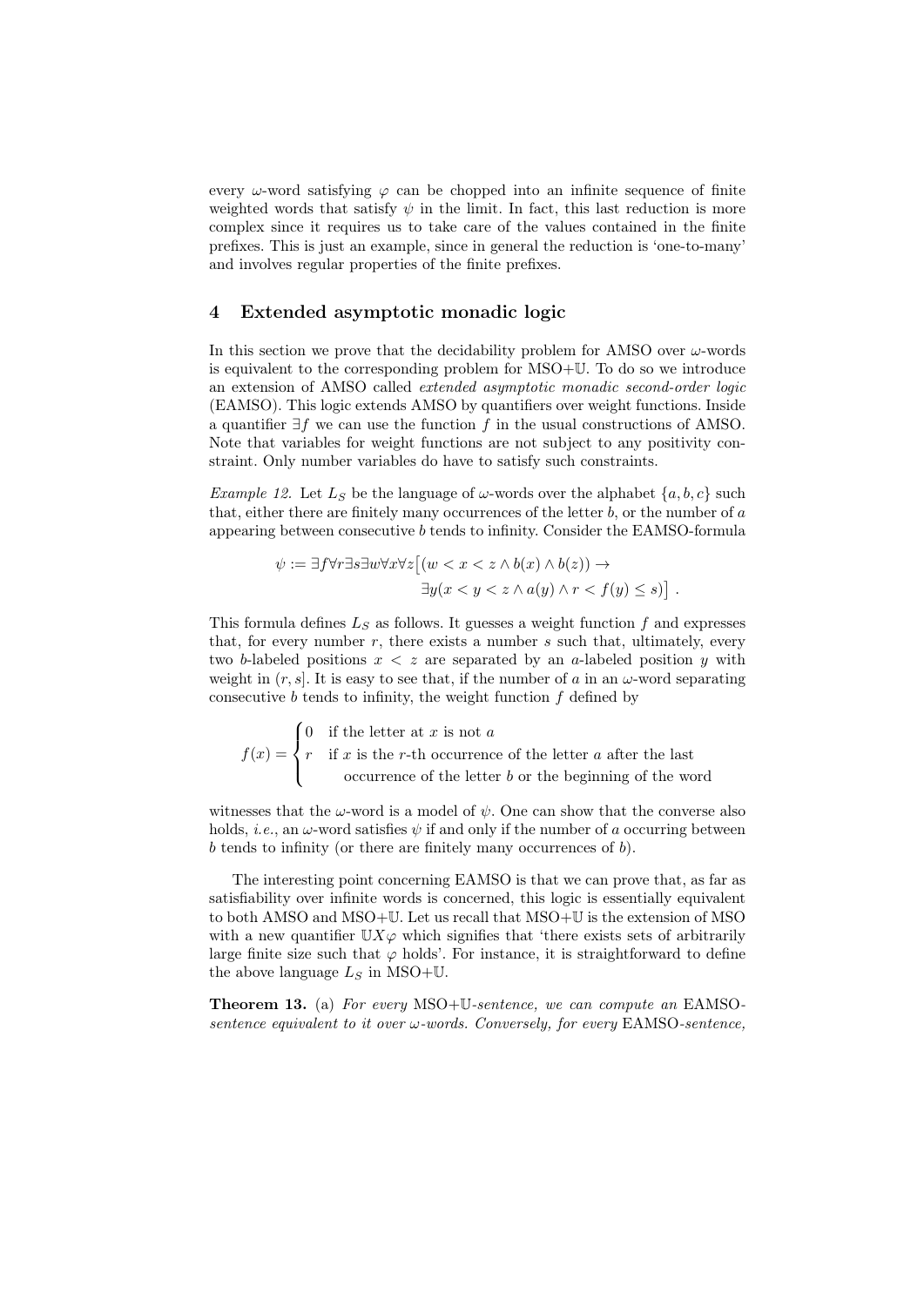every $\omega$-word satisfying $\varphi$ can be chopped into an infinite sequence of finite weighted words that satisfy $\psi$ in the limit. In fact, this last reduction is more complex since it requires us to take care of the values contained in the finite prefixes. This is just an example, since in general the reduction is 'one-to-many' and involves regular properties of the finite prefixes.

## 4 Extended asymptotic monadic logic

In this section we prove that the decidability problem for AMSO over $\omega$-words is equivalent to the corresponding problem for MSO+$\mathbb{U}$. To do so we introduce an extension of AMSO called *extended asymptotic monadic second-order logic* (EAMSO). This logic extends AMSO by quantifiers over weight functions. Inside a quantifier $\exists f$ we can use the function $f$ in the usual constructions of AMSO. Note that variables for weight functions are not subject to any positivity constraint. Only number variables do have to satisfy such constraints.

*Example 12.* Let $L_S$ be the language of $\omega$-words over the alphabet $\{a, b, c\}$ such that, either there are finitely many occurrences of the letter $b$, or the number of $a$ appearing between consecutive $b$ tends to infinity. Consider the EAMSO-formula

$$\psi := \exists f \forall r \exists s \exists w \forall x \forall z \big[ (w < x < z \wedge b(x) \wedge b(z)) \rightarrow \exists y (x < y < z \wedge a(y) \wedge r < f(y) \leq s) \big] .$$

This formula defines $L_S$ as follows. It guesses a weight function $f$ and expresses that, for every number $r$, there exists a number $s$ such that, ultimately, every two $b$-labeled positions $x < z$ are separated by an $a$-labeled position $y$ with weight in $(r, s]$. It is easy to see that, if the number of $a$ in an $\omega$-word separating consecutive $b$ tends to infinity, the weight function $f$ defined by

$$f(x) = \begin{cases} 0 & \text{if the letter at } x \text{ is not } a \\ r & \text{if } x \text{ is the } r\text{-th occurrence of the letter } a \text{ after the last} \\ & \quad \text{occurrence of the letter } b \text{ or the beginning of the word} \end{cases}$$

witnesses that the $\omega$-word is a model of $\psi$. One can show that the converse also holds, *i.e.*, an $\omega$-word satisfies $\psi$ if and only if the number of $a$ occurring between $b$ tends to infinity (or there are finitely many occurrences of $b$).

The interesting point concerning EAMSO is that we can prove that, as far as satisfiability over infinite words is concerned, this logic is essentially equivalent to both AMSO and MSO+$\mathbb{U}$. Let us recall that MSO+$\mathbb{U}$ is the extension of MSO with a new quantifier $\mathbb{U}X\varphi$ which signifies that 'there exists sets of arbitrarily large finite size such that $\varphi$ holds'. For instance, it is straightforward to define the above language $L_S$ in MSO+$\mathbb{U}$.

**Theorem 13.** (a) *For every* MSO+$\mathbb{U}$*-sentence, we can compute an* EAMSO*-sentence equivalent to it over $\omega$-words. Conversely, for every* EAMSO*-sentence,*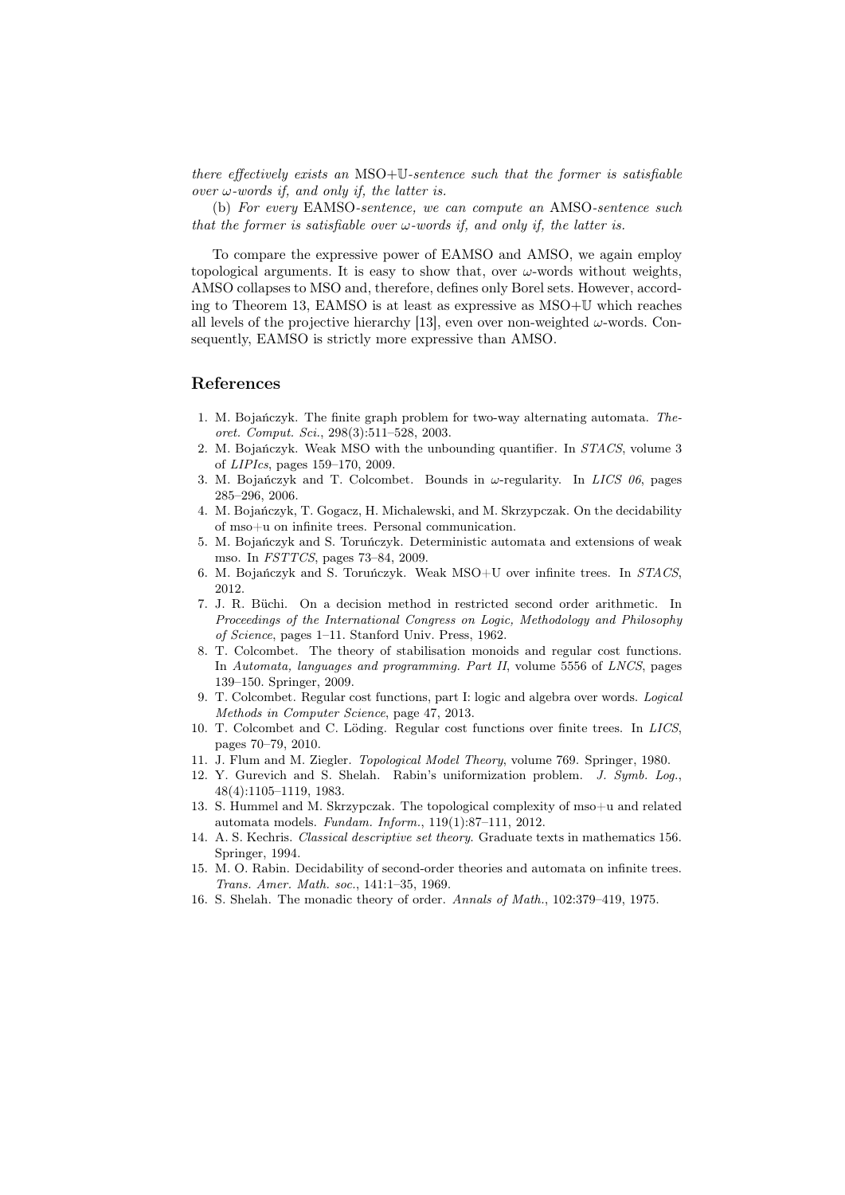*there effectively exists an* MSO+$\mathbb{U}$*-sentence such that the former is satisfiable over* $\omega$*-words if, and only if, the latter is.*

(b) *For every* EAMSO*-sentence, we can compute an* AMSO*-sentence such that the former is satisfiable over* $\omega$*-words if, and only if, the latter is.*

To compare the expressive power of EAMSO and AMSO, we again employ topological arguments. It is easy to show that, over $\omega$-words without weights, AMSO collapses to MSO and, therefore, defines only Borel sets. However, according to Theorem 13, EAMSO is at least as expressive as MSO+$\mathbb{U}$ which reaches all levels of the projective hierarchy [13], even over non-weighted $\omega$-words. Consequently, EAMSO is strictly more expressive than AMSO.

## References

1. M. Bojańczyk. The finite graph problem for two-way alternating automata. *Theoret. Comput. Sci.*, 298(3):511–528, 2003.
2. M. Bojańczyk. Weak MSO with the unbounding quantifier. In *STACS*, volume 3 of *LIPIcs*, pages 159–170, 2009.
3. M. Bojańczyk and T. Colcombet. Bounds in $\omega$-regularity. In *LICS 06*, pages 285–296, 2006.
4. M. Bojańczyk, T. Gogacz, H. Michalewski, and M. Skrzypczak. On the decidability of mso+u on infinite trees. Personal communication.
5. M. Bojańczyk and S. Toruńczyk. Deterministic automata and extensions of weak mso. In *FSTTCS*, pages 73–84, 2009.
6. M. Bojańczyk and S. Toruńczyk. Weak MSO+U over infinite trees. In *STACS*, 2012.
7. J. R. Büchi. On a decision method in restricted second order arithmetic. In *Proceedings of the International Congress on Logic, Methodology and Philosophy of Science*, pages 1–11. Stanford Univ. Press, 1962.
8. T. Colcombet. The theory of stabilisation monoids and regular cost functions. In *Automata, languages and programming. Part II*, volume 5556 of *LNCS*, pages 139–150. Springer, 2009.
9. T. Colcombet. Regular cost functions, part I: logic and algebra over words. *Logical Methods in Computer Science*, page 47, 2013.
10. T. Colcombet and C. Löding. Regular cost functions over finite trees. In *LICS*, pages 70–79, 2010.
11. J. Flum and M. Ziegler. *Topological Model Theory*, volume 769. Springer, 1980.
12. Y. Gurevich and S. Shelah. Rabin's uniformization problem. *J. Symb. Log.*, 48(4):1105–1119, 1983.
13. S. Hummel and M. Skrzypczak. The topological complexity of mso+u and related automata models. *Fundam. Inform.*, 119(1):87–111, 2012.
14. A. S. Kechris. *Classical descriptive set theory*. Graduate texts in mathematics 156. Springer, 1994.
15. M. O. Rabin. Decidability of second-order theories and automata on infinite trees. *Trans. Amer. Math. soc.*, 141:1–35, 1969.
16. S. Shelah. The monadic theory of order. *Annals of Math.*, 102:379–419, 1975.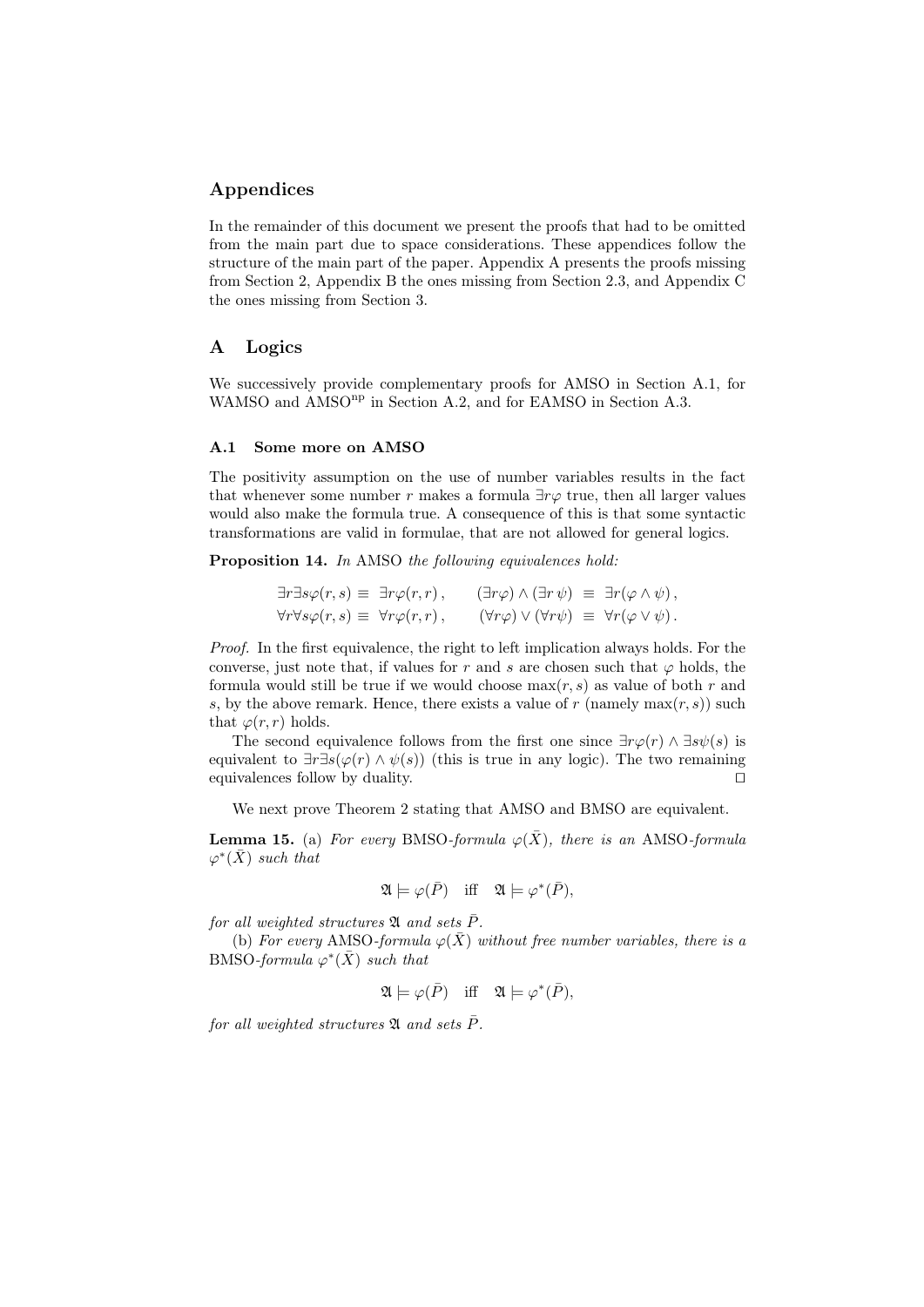# Appendices

In the remainder of this document we present the proofs that had to be omitted from the main part due to space considerations. These appendices follow the structure of the main part of the paper. Appendix A presents the proofs missing from Section 2, Appendix B the ones missing from Section 2.3, and Appendix C the ones missing from Section 3.

## A Logics

We successively provide complementary proofs for AMSO in Section A.1, for WAMSO and $\text{AMSO}^{\text{np}}$ in Section A.2, and for EAMSO in Section A.3.

### A.1 Some more on AMSO

The positivity assumption on the use of number variables results in the fact that whenever some number $r$ makes a formula $\exists r\varphi$ true, then all larger values would also make the formula true. A consequence of this is that some syntactic transformations are valid in formulae, that are not allowed for general logics.

**Proposition 14.** *In* AMSO *the following equivalences hold:*

$$\exists r\exists s\varphi(r,s) \equiv \exists r\varphi(r,r)\,, \qquad (\exists r\varphi)\wedge(\exists r\,\psi) \equiv \exists r(\varphi\wedge\psi)\,,$$
$$\forall r\forall s\varphi(r,s) \equiv \forall r\varphi(r,r)\,, \qquad (\forall r\varphi)\vee(\forall r\psi) \equiv \forall r(\varphi\vee\psi)\,.$$

*Proof.* In the first equivalence, the right to left implication always holds. For the converse, just note that, if values for $r$ and $s$ are chosen such that $\varphi$ holds, the formula would still be true if we would choose $\max(r,s)$ as value of both $r$ and $s$, by the above remark. Hence, there exists a value of $r$ (namely $\max(r,s)$) such that $\varphi(r,r)$ holds.

The second equivalence follows from the first one since $\exists r\varphi(r)\wedge\exists s\psi(s)$ is equivalent to $\exists r\exists s(\varphi(r)\wedge\psi(s))$ (this is true in any logic). The two remaining equivalences follow by duality. ⊓⊔

We next prove Theorem 2 stating that AMSO and BMSO are equivalent.

**Lemma 15.** (a) *For every* BMSO*-formula* $\varphi(\bar{X})$*, there is an* AMSO*-formula* $\varphi^*(\bar{X})$ *such that*

$$\mathfrak{A}\models\varphi(\bar{P}) \quad \text{iff} \quad \mathfrak{A}\models\varphi^*(\bar{P}),$$

*for all weighted structures* $\mathfrak{A}$ *and sets* $\bar{P}$*.*

(b) *For every* AMSO*-formula* $\varphi(\bar{X})$ *without free number variables, there is a* BMSO*-formula* $\varphi^*(\bar{X})$ *such that*

$$\mathfrak{A}\models\varphi(\bar{P}) \quad \text{iff} \quad \mathfrak{A}\models\varphi^*(\bar{P}),$$

*for all weighted structures* $\mathfrak{A}$ *and sets* $\bar{P}$*.*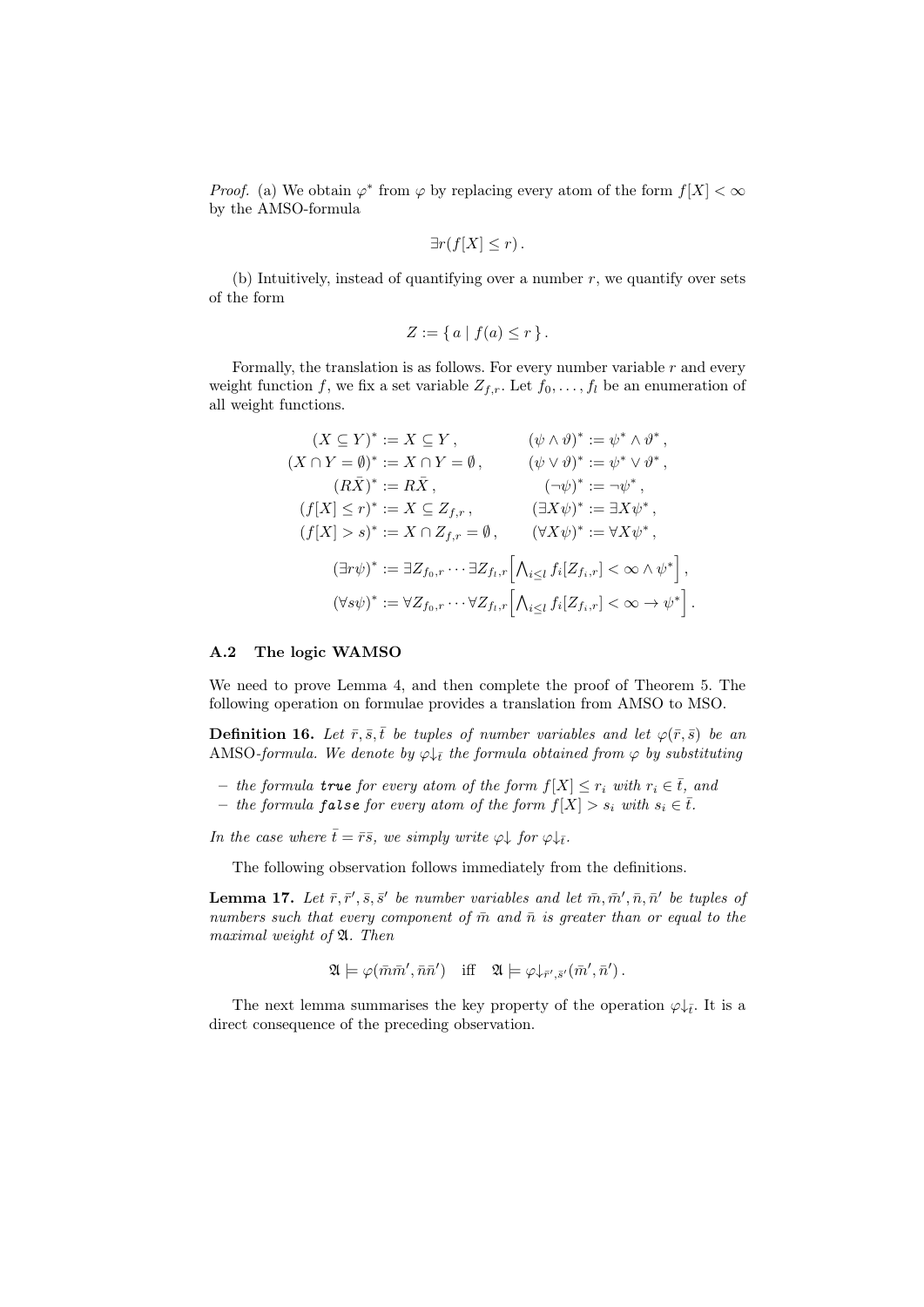*Proof.* (a) We obtain $\varphi^*$ from $\varphi$ by replacing every atom of the form $f[X] < \infty$ by the AMSO-formula

$$\exists r(f[X] \leq r) .$$

(b) Intuitively, instead of quantifying over a number $r$, we quantify over sets of the form

$$Z := \{ a \mid f(a) \leq r \} .$$

Formally, the translation is as follows. For every number variable $r$ and every weight function $f$, we fix a set variable $Z_{f,r}$. Let $f_0, \dots, f_l$ be an enumeration of all weight functions.

$$
\begin{aligned}
(X \subseteq Y)^* &:= X \subseteq Y , & (\psi \wedge \vartheta)^* &:= \psi^* \wedge \vartheta^* , \\
(X \cap Y = \emptyset)^* &:= X \cap Y = \emptyset , & (\psi \vee \vartheta)^* &:= \psi^* \vee \vartheta^* , \\
(R\bar{X})^* &:= R\bar{X} , & (\neg\psi)^* &:= \neg\psi^* , \\
(f[X] \leq r)^* &:= X \subseteq Z_{f,r} , & (\exists X\psi)^* &:= \exists X\psi^* , \\
(f[X] > s)^* &:= X \cap Z_{f,r} = \emptyset , & (\forall X\psi)^* &:= \forall X\psi^* ,
\end{aligned}
$$

$$
\begin{aligned}
(\exists r\psi)^* &:= \exists Z_{f_0,r} \cdots \exists Z_{f_l,r} \Big[ \textstyle\bigwedge_{i \leq l} f_i[Z_{f_i,r}] < \infty \wedge \psi^* \Big] , \\
(\forall s\psi)^* &:= \forall Z_{f_0,r} \cdots \forall Z_{f_l,r} \Big[ \textstyle\bigwedge_{i \leq l} f_i[Z_{f_i,r}] < \infty \rightarrow \psi^* \Big] .
\end{aligned}
$$

### A.2 The logic WAMSO

We need to prove Lemma 4, and then complete the proof of Theorem 5. The following operation on formulae provides a translation from AMSO to MSO.

**Definition 16.** *Let $\bar{r}, \bar{s}, \bar{t}$ be tuples of number variables and let $\varphi(\bar{r}, \bar{s})$ be an* AMSO*-formula. We denote by $\varphi{\downarrow_{\bar{t}}}$ the formula obtained from $\varphi$ by substituting*

- *the formula **true** for every atom of the form $f[X] \leq r_i$ with $r_i \in \bar{t}$, and*
- *the formula **false** for every atom of the form $f[X] > s_i$ with $s_i \in \bar{t}$.*

*In the case where $\bar{t} = \bar{r}\bar{s}$, we simply write $\varphi{\downarrow}$ for $\varphi{\downarrow_{\bar{t}}}$.*

The following observation follows immediately from the definitions.

**Lemma 17.** *Let $\bar{r}, \bar{r}', \bar{s}, \bar{s}'$ be number variables and let $\bar{m}, \bar{m}', \bar{n}, \bar{n}'$ be tuples of numbers such that every component of $\bar{m}$ and $\bar{n}$ is greater than or equal to the maximal weight of $\mathfrak{A}$. Then*

$$\mathfrak{A} \models \varphi(\bar{m}\bar{m}', \bar{n}\bar{n}') \quad \text{iff} \quad \mathfrak{A} \models \varphi{\downarrow_{\bar{r}',\bar{s}'}}(\bar{m}', \bar{n}') .$$

The next lemma summarises the key property of the operation $\varphi{\downarrow_{\bar{t}}}$. It is a direct consequence of the preceding observation.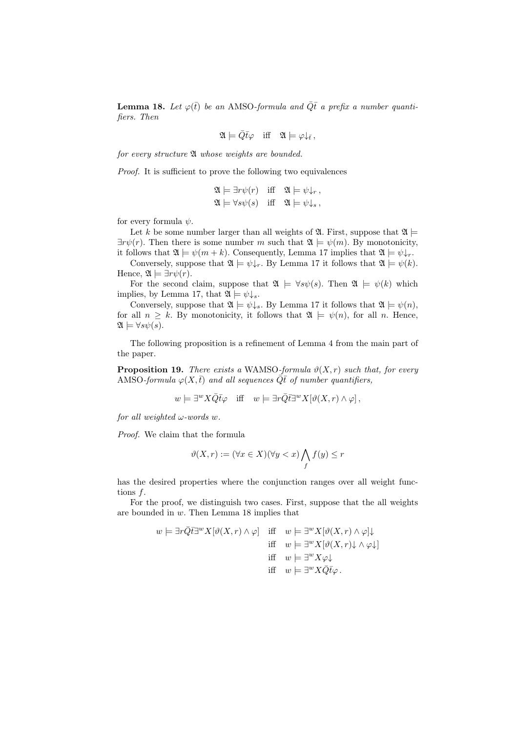**Lemma 18.** *Let $\varphi(\bar{t})$ be an* AMSO*-formula and $\bar{Q}\bar{t}$ a prefix a number quantifiers. Then*

$$\mathfrak{A} \models \bar{Q}\bar{t}\varphi \quad \text{iff} \quad \mathfrak{A} \models \varphi{\downarrow_{\bar{t}}}\,,$$

*for every structure $\mathfrak{A}$ whose weights are bounded.*

*Proof.* It is sufficient to prove the following two equivalences

$$\begin{aligned} \mathfrak{A} \models \exists r \psi(r) \quad &\text{iff} \quad \mathfrak{A} \models \psi{\downarrow_r}\,, \\ \mathfrak{A} \models \forall s \psi(s) \quad &\text{iff} \quad \mathfrak{A} \models \psi{\downarrow_s}\,, \end{aligned}$$

for every formula $\psi$.

Let $k$ be some number larger than all weights of $\mathfrak{A}$. First, suppose that $\mathfrak{A} \models \exists r \psi(r)$. Then there is some number $m$ such that $\mathfrak{A} \models \psi(m)$. By monotonicity, it follows that $\mathfrak{A} \models \psi(m+k)$. Consequently, Lemma 17 implies that $\mathfrak{A} \models \psi{\downarrow_r}$.

Conversely, suppose that $\mathfrak{A} \models \psi{\downarrow_r}$. By Lemma 17 it follows that $\mathfrak{A} \models \psi(k)$. Hence, $\mathfrak{A} \models \exists r \psi(r)$.

For the second claim, suppose that $\mathfrak{A} \models \forall s \psi(s)$. Then $\mathfrak{A} \models \psi(k)$ which implies, by Lemma 17, that $\mathfrak{A} \models \psi{\downarrow_s}$.

Conversely, suppose that $\mathfrak{A} \models \psi{\downarrow_s}$. By Lemma 17 it follows that $\mathfrak{A} \models \psi(n)$, for all $n \geq k$. By monotonicity, it follows that $\mathfrak{A} \models \psi(n)$, for all $n$. Hence, $\mathfrak{A} \models \forall s \psi(s)$.

The following proposition is a refinement of Lemma 4 from the main part of the paper.

**Proposition 19.** *There exists a* WAMSO*-formula $\vartheta(X, r)$ such that, for every* AMSO*-formula $\varphi(X, \bar{t})$ and all sequences $\bar{Q}\bar{t}$ of number quantifiers,*

$$w \models \exists^w X \bar{Q}\bar{t}\varphi \quad \text{iff} \quad w \models \exists r \bar{Q}\bar{t}\exists^w X[\vartheta(X, r) \wedge \varphi]\,,$$

*for all weighted $\omega$-words $w$.*

*Proof.* We claim that the formula

$$\vartheta(X, r) := (\forall x \in X)(\forall y < x) \bigwedge_f f(y) \leq r$$

has the desired properties where the conjunction ranges over all weight functions $f$.

For the proof, we distinguish two cases. First, suppose that the all weights are bounded in $w$. Then Lemma 18 implies that

$$\begin{aligned} w \models \exists r \bar{Q}\bar{t}\exists^w X[\vartheta(X, r) \wedge \varphi] \quad &\text{iff} \quad w \models \exists^w X[\vartheta(X, r) \wedge \varphi]{\downarrow} \\ &\text{iff} \quad w \models \exists^w X[\vartheta(X, r){\downarrow} \wedge \varphi{\downarrow}] \\ &\text{iff} \quad w \models \exists^w X \varphi{\downarrow} \\ &\text{iff} \quad w \models \exists^w X \bar{Q}\bar{t}\varphi\,. \end{aligned}$$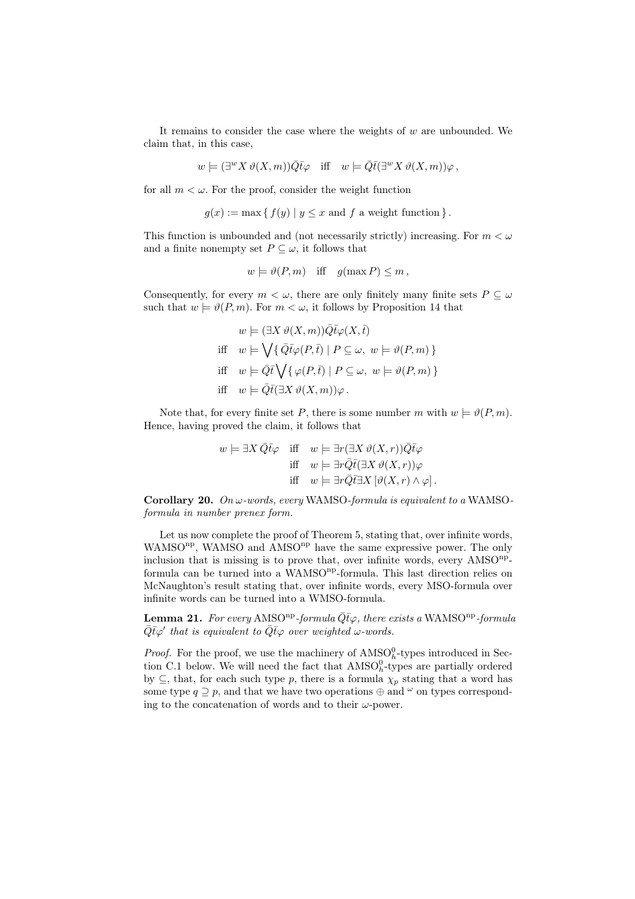It remains to consider the case where the weights of $w$ are unbounded. We claim that, in this case,

$$w \models (\exists^w X\, \vartheta(X, m))\bar{Q}\bar{t}\varphi \quad \text{iff} \quad w \models \bar{Q}\bar{t}(\exists^w X\, \vartheta(X, m))\varphi\,,$$

for all $m < \omega$. For the proof, consider the weight function

$$g(x) := \max\{\, f(y) \mid y \leq x \text{ and } f \text{ a weight function}\,\}\,.$$

This function is unbounded and (not necessarily strictly) increasing. For $m < \omega$ and a finite nonempty set $P \subseteq \omega$, it follows that

$$w \models \vartheta(P, m) \quad \text{iff} \quad g(\max P) \leq m\,,$$

Consequently, for every $m < \omega$, there are only finitely many finite sets $P \subseteq \omega$ such that $w \models \vartheta(P, m)$. For $m < \omega$, it follows by Proposition 14 that

$$\begin{aligned}
&w \models (\exists X\, \vartheta(X, m))\bar{Q}\bar{t}\varphi(X, \bar{t}) \\
\text{iff}\quad &w \models \bigvee\{\, \bar{Q}\bar{t}\varphi(P, \bar{t}) \mid P \subseteq \omega,\ w \models \vartheta(P, m)\,\} \\
\text{iff}\quad &w \models \bar{Q}\bar{t}\bigvee\{\, \varphi(P, \bar{t}) \mid P \subseteq \omega,\ w \models \vartheta(P, m)\,\} \\
\text{iff}\quad &w \models \bar{Q}\bar{t}(\exists X\, \vartheta(X, m))\varphi\,.
\end{aligned}$$

Note that, for every finite set $P$, there is some number $m$ with $w \models \vartheta(P, m)$. Hence, having proved the claim, it follows that

$$\begin{aligned}
w \models \exists X\, \bar{Q}\bar{t}\varphi \quad &\text{iff} \quad w \models \exists r(\exists X\, \vartheta(X, r))\bar{Q}\bar{t}\varphi \\
&\text{iff} \quad w \models \exists r\bar{Q}\bar{t}(\exists X\, \vartheta(X, r))\varphi \\
&\text{iff} \quad w \models \exists r\bar{Q}\bar{t}\exists X\, [\vartheta(X, r) \wedge \varphi]\,.
\end{aligned}$$

**Corollary 20.** *On $\omega$-words, every* WAMSO*-formula is equivalent to a* WAMSO*-formula in number prenex form.*

Let us now complete the proof of Theorem 5, stating that, over infinite words, $\text{WAMSO}^{\text{np}}$, WAMSO and $\text{AMSO}^{\text{np}}$ have the same expressive power. The only inclusion that is missing is to prove that, over infinite words, every $\text{AMSO}^{\text{np}}$-formula can be turned into a $\text{WAMSO}^{\text{np}}$-formula. This last direction relies on McNaughton's result stating that, over infinite words, every MSO-formula over infinite words can be turned into a WMSO-formula.

**Lemma 21.** *For every* $\text{AMSO}^{\text{np}}$*-formula* $\bar{Q}\bar{t}\varphi$*, there exists a* $\text{WAMSO}^{\text{np}}$*-formula* $\bar{Q}\bar{t}\varphi'$ *that is equivalent to* $\bar{Q}\bar{t}\varphi$ *over weighted $\omega$-words.*

*Proof.* For the proof, we use the machinery of $\text{AMSO}^0_h$-types introduced in Section C.1 below. We will need the fact that $\text{AMSO}^0_h$-types are partially ordered by $\subseteq$, that, for each such type $p$, there is a formula $\chi_p$ stating that a word has some type $q \supseteq p$, and that we have two operations $\oplus$ and $^\omega$ on types corresponding to the concatenation of words and to their $\omega$-power.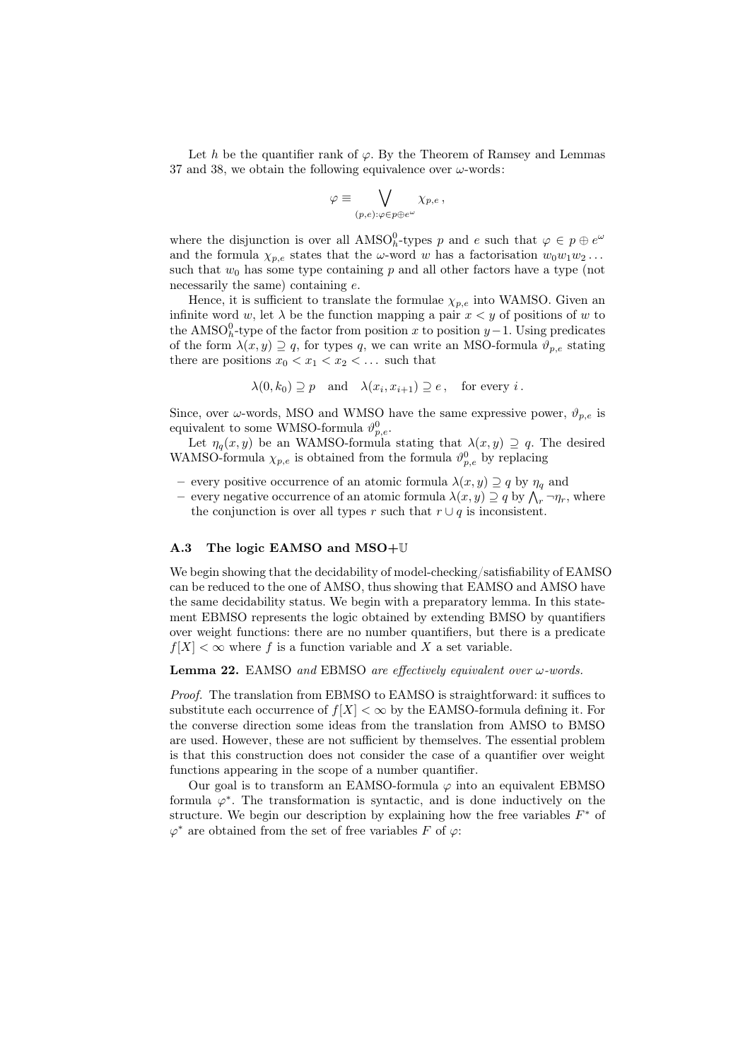Let $h$ be the quantifier rank of $\varphi$. By the Theorem of Ramsey and Lemmas 37 and 38, we obtain the following equivalence over $\omega$-words:

$$\varphi \equiv \bigvee_{(p,e):\varphi \in p \oplus e^\omega} \chi_{p,e} \,,$$

where the disjunction is over all $\text{AMSO}^0_h$-types $p$ and $e$ such that $\varphi \in p \oplus e^\omega$ and the formula $\chi_{p,e}$ states that the $\omega$-word $w$ has a factorisation $w_0 w_1 w_2 \dots$ such that $w_0$ has some type containing $p$ and all other factors have a type (not necessarily the same) containing $e$.

Hence, it is sufficient to translate the formulae $\chi_{p,e}$ into WAMSO. Given an infinite word $w$, let $\lambda$ be the function mapping a pair $x < y$ of positions of $w$ to the $\text{AMSO}^0_h$-type of the factor from position $x$ to position $y-1$. Using predicates of the form $\lambda(x,y) \supseteq q$, for types $q$, we can write an MSO-formula $\vartheta_{p,e}$ stating there are positions $x_0 < x_1 < x_2 < \dots$ such that

$$\lambda(0, k_0) \supseteq p \quad \text{and} \quad \lambda(x_i, x_{i+1}) \supseteq e \,, \quad \text{for every } i \,.$$

Since, over $\omega$-words, MSO and WMSO have the same expressive power, $\vartheta_{p,e}$ is equivalent to some WMSO-formula $\vartheta^0_{p,e}$.

Let $\eta_q(x,y)$ be an WAMSO-formula stating that $\lambda(x,y) \supseteq q$. The desired WAMSO-formula $\chi_{p,e}$ is obtained from the formula $\vartheta^0_{p,e}$ by replacing

- every positive occurrence of an atomic formula $\lambda(x,y) \supseteq q$ by $\eta_q$ and
- every negative occurrence of an atomic formula $\lambda(x,y) \supseteq q$ by $\bigwedge_r \neg\eta_r$, where the conjunction is over all types $r$ such that $r \cup q$ is inconsistent.

### A.3 The logic EAMSO and MSO+$\mathbb{U}$

We begin showing that the decidability of model-checking/satisfiability of EAMSO can be reduced to the one of AMSO, thus showing that EAMSO and AMSO have the same decidability status. We begin with a preparatory lemma. In this statement EBMSO represents the logic obtained by extending BMSO by quantifiers over weight functions: there are no number quantifiers, but there is a predicate $f[X] < \infty$ where $f$ is a function variable and $X$ a set variable.

**Lemma 22.** *EAMSO and EBMSO are effectively equivalent over $\omega$-words.*

*Proof.* The translation from EBMSO to EAMSO is straightforward: it suffices to substitute each occurrence of $f[X] < \infty$ by the EAMSO-formula defining it. For the converse direction some ideas from the translation from AMSO to BMSO are used. However, these are not sufficient by themselves. The essential problem is that this construction does not consider the case of a quantifier over weight functions appearing in the scope of a number quantifier.

Our goal is to transform an EAMSO-formula $\varphi$ into an equivalent EBMSO formula $\varphi^*$. The transformation is syntactic, and is done inductively on the structure. We begin our description by explaining how the free variables $F^*$ of $\varphi^*$ are obtained from the set of free variables $F$ of $\varphi$: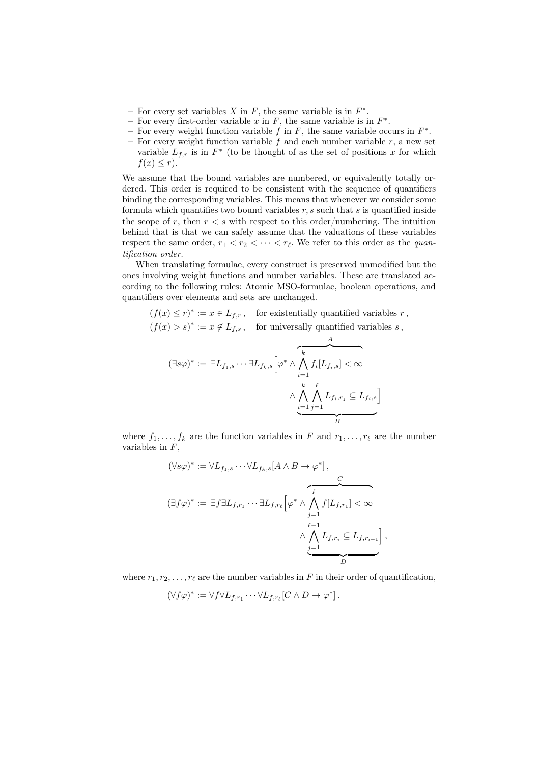- For every set variables $X$ in $F$, the same variable is in $F^*$.
- For every first-order variable $x$ in $F$, the same variable is in $F^*$.
- For every weight function variable $f$ in $F$, the same variable occurs in $F^*$.
- For every weight function variable $f$ and each number variable $r$, a new set variable $L_{f,r}$ is in $F^*$ (to be thought of as the set of positions $x$ for which $f(x) \leq r$).

We assume that the bound variables are numbered, or equivalently totally ordered. This order is required to be consistent with the sequence of quantifiers binding the corresponding variables. This means that whenever we consider some formula which quantifies two bound variables $r, s$ such that $s$ is quantified inside the scope of $r$, then $r < s$ with respect to this order/numbering. The intuition behind that is that we can safely assume that the valuations of these variables respect the same order, $r_1 < r_2 < \cdots < r_\ell$. We refer to this order as the *quantification order.*

When translating formulae, every construct is preserved unmodified but the ones involving weight functions and number variables. These are translated according to the following rules: Atomic MSO-formulae, boolean operations, and quantifiers over elements and sets are unchanged.

$$(f(x) \leq r)^* := x \in L_{f,r}\,, \quad \text{for existentially quantified variables } r\,,$$

$$(f(x) > s)^* := x \notin L_{f,s}\,, \quad \text{for universally quantified variables } s\,,$$

$$(\exists s \varphi)^* := \exists L_{f_1,s} \cdots \exists L_{f_k,s} \Big[ \varphi^* \wedge \overbrace{\bigwedge_{i=1}^{k} f_i[L_{f_i,s}] < \infty}^{A} \wedge \underbrace{\bigwedge_{i=1}^{k} \bigwedge_{j=1}^{\ell} L_{f_i,r_j} \subseteq L_{f_i,s}}_{B} \Big]$$

where $f_1, \ldots, f_k$ are the function variables in $F$ and $r_1, \ldots, r_\ell$ are the number variables in $F$,

$$(\forall s \varphi)^* := \forall L_{f_1,s} \cdots \forall L_{f_k,s} [A \wedge B \to \varphi^*]\,,$$

$$(\exists f \varphi)^* := \exists f \exists L_{f,r_1} \cdots \exists L_{f,r_\ell} \Big[ \varphi^* \wedge \overbrace{\bigwedge_{j=1}^{\ell} f[L_{f,r_1}] < \infty}^{C} \wedge \underbrace{\bigwedge_{j=1}^{\ell-1} L_{f,r_i} \subseteq L_{f,r_{i+1}}}_{D} \Big]\,,$$

where $r_1, r_2, \ldots, r_\ell$ are the number variables in $F$ in their order of quantification,

$$(\forall f \varphi)^* := \forall f \forall L_{f,r_1} \cdots \forall L_{f,r_\ell} [C \wedge D \to \varphi^*]\,.$$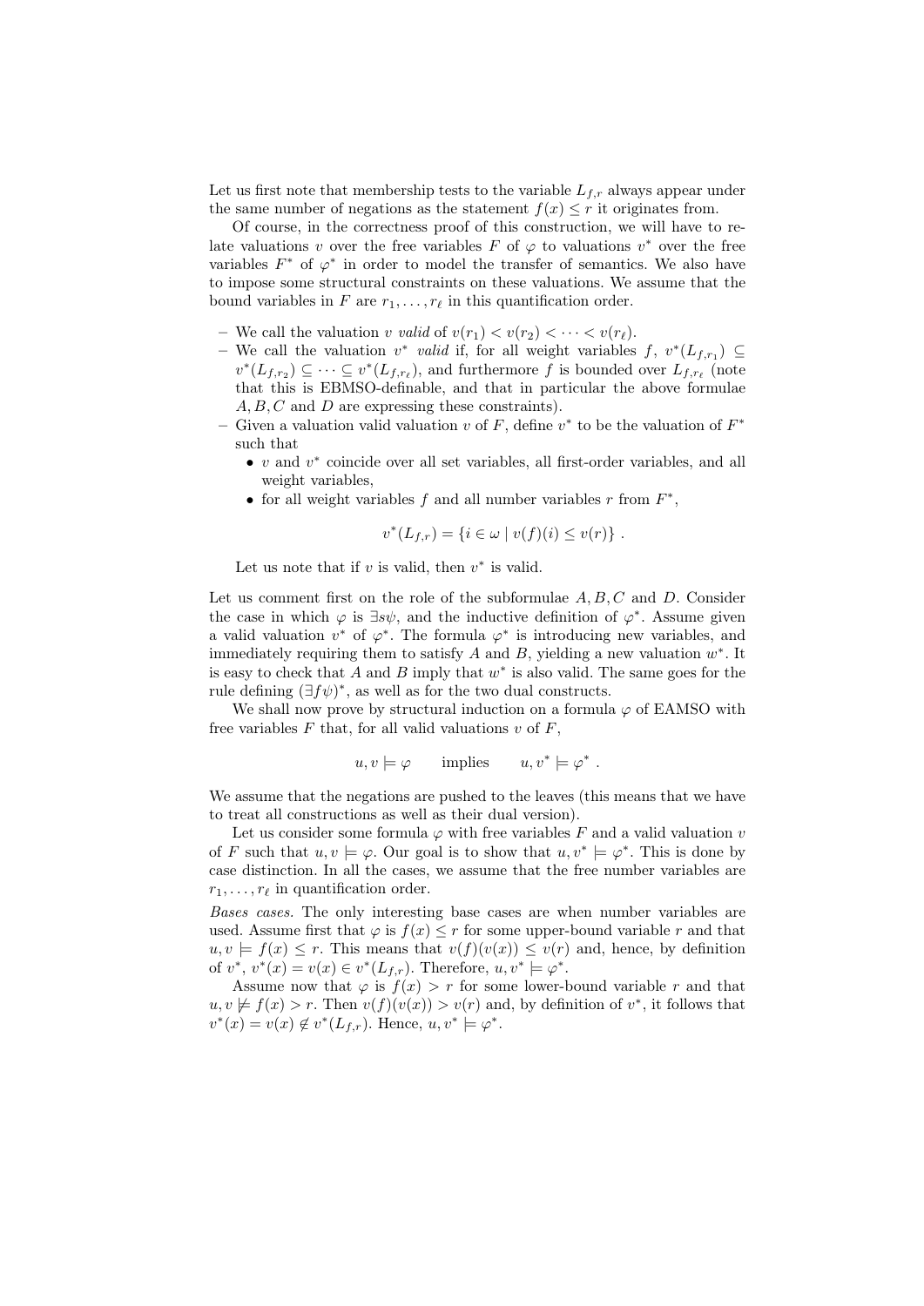Let us first note that membership tests to the variable $L_{f,r}$ always appear under the same number of negations as the statement $f(x) \leq r$ it originates from.

Of course, in the correctness proof of this construction, we will have to relate valuations $v$ over the free variables $F$ of $\varphi$ to valuations $v^*$ over the free variables $F^*$ of $\varphi^*$ in order to model the transfer of semantics. We also have to impose some structural constraints on these valuations. We assume that the bound variables in $F$ are $r_1, \ldots, r_\ell$ in this quantification order.

- We call the valuation $v$ *valid* of $v(r_1) < v(r_2) < \cdots < v(r_\ell)$.
- We call the valuation $v^*$ *valid* if, for all weight variables $f$, $v^*(L_{f,r_1}) \subseteq v^*(L_{f,r_2}) \subseteq \cdots \subseteq v^*(L_{f,r_\ell})$, and furthermore $f$ is bounded over $L_{f,r_\ell}$ (note that this is EBMSO-definable, and that in particular the above formulae $A, B, C$ and $D$ are expressing these constraints).
- Given a valuation valid valuation $v$ of $F$, define $v^*$ to be the valuation of $F^*$ such that
  - $v$ and $v^*$ coincide over all set variables, all first-order variables, and all weight variables,
  - for all weight variables $f$ and all number variables $r$ from $F^*$,

$$v^*(L_{f,r}) = \{i \in \omega \mid v(f)(i) \leq v(r)\} \ .$$

  Let us note that if $v$ is valid, then $v^*$ is valid.

Let us comment first on the role of the subformulae $A, B, C$ and $D$. Consider the case in which $\varphi$ is $\exists s\psi$, and the inductive definition of $\varphi^*$. Assume given a valid valuation $v^*$ of $\varphi^*$. The formula $\varphi^*$ is introducing new variables, and immediately requiring them to satisfy $A$ and $B$, yielding a new valuation $w^*$. It is easy to check that $A$ and $B$ imply that $w^*$ is also valid. The same goes for the rule defining $(\exists f\psi)^*$, as well as for the two dual constructs.

We shall now prove by structural induction on a formula $\varphi$ of EAMSO with free variables $F$ that, for all valid valuations $v$ of $F$,

$$u, v \models \varphi \qquad \text{implies} \qquad u, v^* \models \varphi^* \ .$$

We assume that the negations are pushed to the leaves (this means that we have to treat all constructions as well as their dual version).

Let us consider some formula $\varphi$ with free variables $F$ and a valid valuation $v$ of $F$ such that $u, v \models \varphi$. Our goal is to show that $u, v^* \models \varphi^*$. This is done by case distinction. In all the cases, we assume that the free number variables are $r_1, \ldots, r_\ell$ in quantification order.

*Bases cases.* The only interesting base cases are when number variables are used. Assume first that $\varphi$ is $f(x) \leq r$ for some upper-bound variable $r$ and that $u, v \models f(x) \leq r$. This means that $v(f)(v(x)) \leq v(r)$ and, hence, by definition of $v^*$, $v^*(x) = v(x) \in v^*(L_{f,r})$. Therefore, $u, v^* \models \varphi^*$.

Assume now that $\varphi$ is $f(x) > r$ for some lower-bound variable $r$ and that $u, v \not\models f(x) > r$. Then $v(f)(v(x)) > v(r)$ and, by definition of $v^*$, it follows that $v^*(x) = v(x) \notin v^*(L_{f,r})$. Hence, $u, v^* \models \varphi^*$.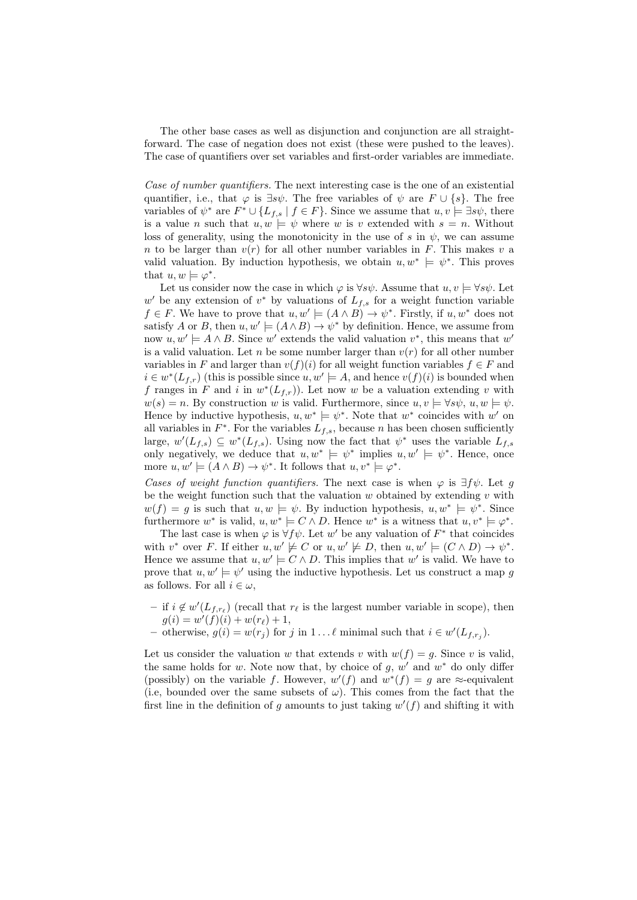The other base cases as well as disjunction and conjunction are all straightforward. The case of negation does not exist (these were pushed to the leaves). The case of quantifiers over set variables and first-order variables are immediate.

*Case of number quantifiers.* The next interesting case is the one of an existential quantifier, i.e., that $\varphi$ is $\exists s\psi$. The free variables of $\psi$ are $F \cup \{s\}$. The free variables of $\psi^*$ are $F^* \cup \{L_{f,s} \mid f \in F\}$. Since we assume that $u, v \models \exists s\psi$, there is a value $n$ such that $u, w \models \psi$ where $w$ is $v$ extended with $s = n$. Without loss of generality, using the monotonicity in the use of $s$ in $\psi$, we can assume $n$ to be larger than $v(r)$ for all other number variables in $F$. This makes $v$ a valid valuation. By induction hypothesis, we obtain $u, w^* \models \psi^*$. This proves that $u, w \models \varphi^*$.

Let us consider now the case in which $\varphi$ is $\forall s\psi$. Assume that $u, v \models \forall s\psi$. Let $w'$ be any extension of $v^*$ by valuations of $L_{f,s}$ for a weight function variable $f \in F$. We have to prove that $u, w' \models (A \wedge B) \to \psi^*$. Firstly, if $u, w^*$ does not satisfy $A$ or $B$, then $u, w' \models (A \wedge B) \to \psi^*$ by definition. Hence, we assume from now $u, w' \models A \wedge B$. Since $w'$ extends the valid valuation $v^*$, this means that $w'$ is a valid valuation. Let $n$ be some number larger than $v(r)$ for all other number variables in $F$ and larger than $v(f)(i)$ for all weight function variables $f \in F$ and $i \in w^*(L_{f,r})$ (this is possible since $u, w' \models A$, and hence $v(f)(i)$ is bounded when $f$ ranges in $F$ and $i$ in $w^*(L_{f,r})$). Let now $w$ be a valuation extending $v$ with $w(s) = n$. By construction $w$ is valid. Furthermore, since $u, v \models \forall s\psi$, $u, w \models \psi$. Hence by inductive hypothesis, $u, w^* \models \psi^*$. Note that $w^*$ coincides with $w'$ on all variables in $F^*$. For the variables $L_{f,s}$, because $n$ has been chosen sufficiently large, $w'(L_{f,s}) \subseteq w^*(L_{f,s})$. Using now the fact that $\psi^*$ uses the variable $L_{f,s}$ only negatively, we deduce that $u, w^* \models \psi^*$ implies $u, w' \models \psi^*$. Hence, once more $u, w' \models (A \wedge B) \to \psi^*$. It follows that $u, v^* \models \varphi^*$.

*Cases of weight function quantifiers.* The next case is when $\varphi$ is $\exists f\psi$. Let $g$ be the weight function such that the valuation $w$ obtained by extending $v$ with $w(f) = g$ is such that $u, w \models \psi$. By induction hypothesis, $u, w^* \models \psi^*$. Since furthermore $w^*$ is valid, $u, w^* \models C \wedge D$. Hence $w^*$ is a witness that $u, v^* \models \varphi^*$.

The last case is when $\varphi$ is $\forall f\psi$. Let $w'$ be any valuation of $F^*$ that coincides with $v^*$ over $F$. If either $u, w' \not\models C$ or $u, w' \not\models D$, then $u, w' \models (C \wedge D) \to \psi^*$. Hence we assume that $u, w' \models C \wedge D$. This implies that $w'$ is valid. We have to prove that $u, w' \models \psi'$ using the inductive hypothesis. Let us construct a map $g$ as follows. For all $i \in \omega$,

- if $i \notin w'(L_{f,r_\ell})$ (recall that $r_\ell$ is the largest number variable in scope), then $g(i) = w'(f)(i) + w(r_\ell) + 1$,
- otherwise, $g(i) = w(r_j)$ for $j$ in $1 \ldots \ell$ minimal such that $i \in w'(L_{f,r_j})$.

Let us consider the valuation $w$ that extends $v$ with $w(f) = g$. Since $v$ is valid, the same holds for $w$. Note now that, by choice of $g$, $w'$ and $w^*$ do only differ (possibly) on the variable $f$. However, $w'(f)$ and $w^*(f) = g$ are $\approx$-equivalent (i.e, bounded over the same subsets of $\omega$). This comes from the fact that the first line in the definition of $g$ amounts to just taking $w'(f)$ and shifting it with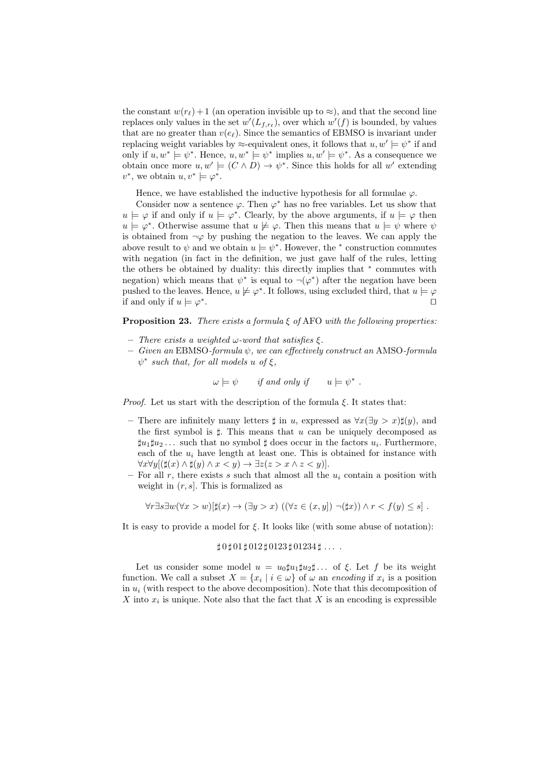the constant $w(r_\ell)+1$ (an operation invisible up to $\approx$), and that the second line replaces only values in the set $w'(L_{f,r_\ell})$, over which $w'(f)$ is bounded, by values that are no greater than $v(e_\ell)$. Since the semantics of EBMSO is invariant under replacing weight variables by $\approx$-equivalent ones, it follows that $u, w' \models \psi^*$ if and only if $u, w^* \models \psi^*$. Hence, $u, w^* \models \psi^*$ implies $u, w' \models \psi^*$. As a consequence we obtain once more $u, w' \models (C \wedge D) \rightarrow \psi^*$. Since this holds for all $w'$ extending $v^*$, we obtain $u, v^* \models \varphi^*$.

Hence, we have established the inductive hypothesis for all formulae $\varphi$.

Consider now a sentence $\varphi$. Then $\varphi^*$ has no free variables. Let us show that $u \models \varphi$ if and only if $u \models \varphi^*$. Clearly, by the above arguments, if $u \models \varphi$ then $u \models \varphi^*$. Otherwise assume that $u \not\models \varphi$. Then this means that $u \models \psi$ where $\psi$ is obtained from $\neg\varphi$ by pushing the negation to the leaves. We can apply the above result to $\psi$ and we obtain $u \models \psi^*$. However, the $^*$ construction commutes with negation (in fact in the definition, we just gave half of the rules, letting the others be obtained by duality: this directly implies that $^*$ commutes with negation) which means that $\psi^*$ is equal to $\neg(\varphi^*)$ after the negation have been pushed to the leaves. Hence, $u \not\models \varphi^*$. It follows, using excluded third, that $u \models \varphi$ if and only if $u \models \varphi^*$. $\square$

**Proposition 23.** *There exists a formula $\xi$ of* AFO *with the following properties:*

- *There exists a weighted $\omega$-word that satisfies $\xi$.*
- *Given an* EBMSO*-formula $\psi$, we can effectively construct an* AMSO*-formula $\psi^*$ such that, for all models $u$ of $\xi$,*

$$\omega \models \psi \qquad \text{if and only if} \qquad u \models \psi^* \ .$$

*Proof.* Let us start with the description of the formula $\xi$. It states that:

- There are infinitely many letters $\sharp$ in $u$, expressed as $\forall x(\exists y > x)\sharp(y)$, and the first symbol is $\sharp$. This means that $u$ can be uniquely decomposed as $\sharp u_1 \sharp u_2 \dots$ such that no symbol $\sharp$ does occur in the factors $u_i$. Furthermore, each of the $u_i$ have length at least one. This is obtained for instance with $\forall x \forall y[(\sharp(x) \wedge \sharp(y) \wedge x < y) \rightarrow \exists z(z > x \wedge z < y)]$.
- For all $r$, there exists $s$ such that almost all the $u_i$ contain a position with weight in $(r, s]$. This is formalized as

$$\forall r \exists s \exists w (\forall x > w)[\sharp(x) \rightarrow (\exists y > x) \ ((\forall z \in (x, y]) \ \neg(\sharp x)) \wedge r < f(y) \leq s] \ .$$

It is easy to provide a model for $\xi$. It looks like (with some abuse of notation):

$$\sharp\, 0 \,\sharp\, 01 \,\sharp\, 012 \,\sharp\, 0123 \,\sharp\, 01234 \,\sharp\, \dots \ .$$

Let us consider some model $u = u_0 \sharp u_1 \sharp u_2 \sharp \dots$ of $\xi$. Let $f$ be its weight function. We call a subset $X = \{x_i \mid i \in \omega\}$ of $\omega$ an *encoding* if $x_i$ is a position in $u_i$ (with respect to the above decomposition). Note that this decomposition of $X$ into $x_i$ is unique. Note also that the fact that $X$ is an encoding is expressible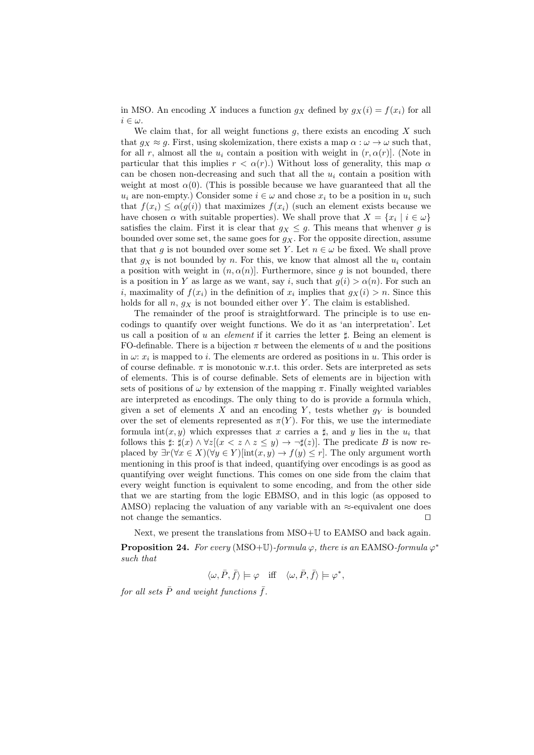in MSO. An encoding $X$ induces a function $g_X$ defined by $g_X(i) = f(x_i)$ for all $i \in \omega$.

We claim that, for all weight functions $g$, there exists an encoding $X$ such that $g_X \approx g$. First, using skolemization, there exists a map $\alpha : \omega \to \omega$ such that, for all $r$, almost all the $u_i$ contain a position with weight in $(r, \alpha(r)]$. (Note in particular that this implies $r < \alpha(r)$.) Without loss of generality, this map $\alpha$ can be chosen non-decreasing and such that all the $u_i$ contain a position with weight at most $\alpha(0)$. (This is possible because we have guaranteed that all the $u_i$ are non-empty.) Consider some $i \in \omega$ and chose $x_i$ to be a position in $u_i$ such that $f(x_i) \leq \alpha(g(i))$ that maximizes $f(x_i)$ (such an element exists because we have chosen $\alpha$ with suitable properties). We shall prove that $X = \{x_i \mid i \in \omega\}$ satisfies the claim. First it is clear that $g_X \leq g$. This means that whenver $g$ is bounded over some set, the same goes for $g_X$. For the opposite direction, assume that that $g$ is not bounded over some set $Y$. Let $n \in \omega$ be fixed. We shall prove that $g_X$ is not bounded by $n$. For this, we know that almost all the $u_i$ contain a position with weight in $(n, \alpha(n)]$. Furthermore, since $g$ is not bounded, there is a position in $Y$ as large as we want, say $i$, such that $g(i) > \alpha(n)$. For such an $i$, maximality of $f(x_i)$ in the definition of $x_i$ implies that $g_X(i) > n$. Since this holds for all $n$, $g_X$ is not bounded either over $Y$. The claim is established.

The remainder of the proof is straightforward. The principle is to use encodings to quantify over weight functions. We do it as 'an interpretation'. Let us call a position of $u$ an *element* if it carries the letter $\sharp$. Being an element is FO-definable. There is a bijection $\pi$ between the elements of $u$ and the positions in $\omega$: $x_i$ is mapped to $i$. The elements are ordered as positions in $u$. This order is of course definable. $\pi$ is monotonic w.r.t. this order. Sets are interpreted as sets of elements. This is of course definable. Sets of elements are in bijection with sets of positions of $\omega$ by extension of the mapping $\pi$. Finally weighted variables are interpreted as encodings. The only thing to do is provide a formula which, given a set of elements $X$ and an encoding $Y$, tests whether $g_Y$ is bounded over the set of elements represented as $\pi(Y)$. For this, we use the intermediate formula $\text{int}(x, y)$ which expresses that $x$ carries a $\sharp$, and $y$ lies in the $u_i$ that follows this $\sharp$: $\sharp(x) \wedge \forall z[(x < z \wedge z \leq y) \to \neg\sharp(z)]$. The predicate $B$ is now replaced by $\exists r(\forall x \in X)(\forall y \in Y)[\text{int}(x, y) \to f(y) \leq r]$. The only argument worth mentioning in this proof is that indeed, quantifying over encodings is as good as quantifying over weight functions. This comes on one side from the claim that every weight function is equivalent to some encoding, and from the other side that we are starting from the logic EBMSO, and in this logic (as opposed to AMSO) replacing the valuation of any variable with an $\approx$-equivalent one does not change the semantics. $\square$

Next, we present the translations from MSO+$\mathbb{U}$ to EAMSO and back again.

**Proposition 24.** *For every* (MSO+$\mathbb{U}$)*-formula* $\varphi$*, there is an* EAMSO*-formula* $\varphi^*$ *such that*

$$\langle \omega, \bar{P}, \bar{f} \rangle \models \varphi \quad \text{iff} \quad \langle \omega, \bar{P}, \bar{f} \rangle \models \varphi^*,$$

*for all sets* $\bar{P}$ *and weight functions* $\bar{f}$*.*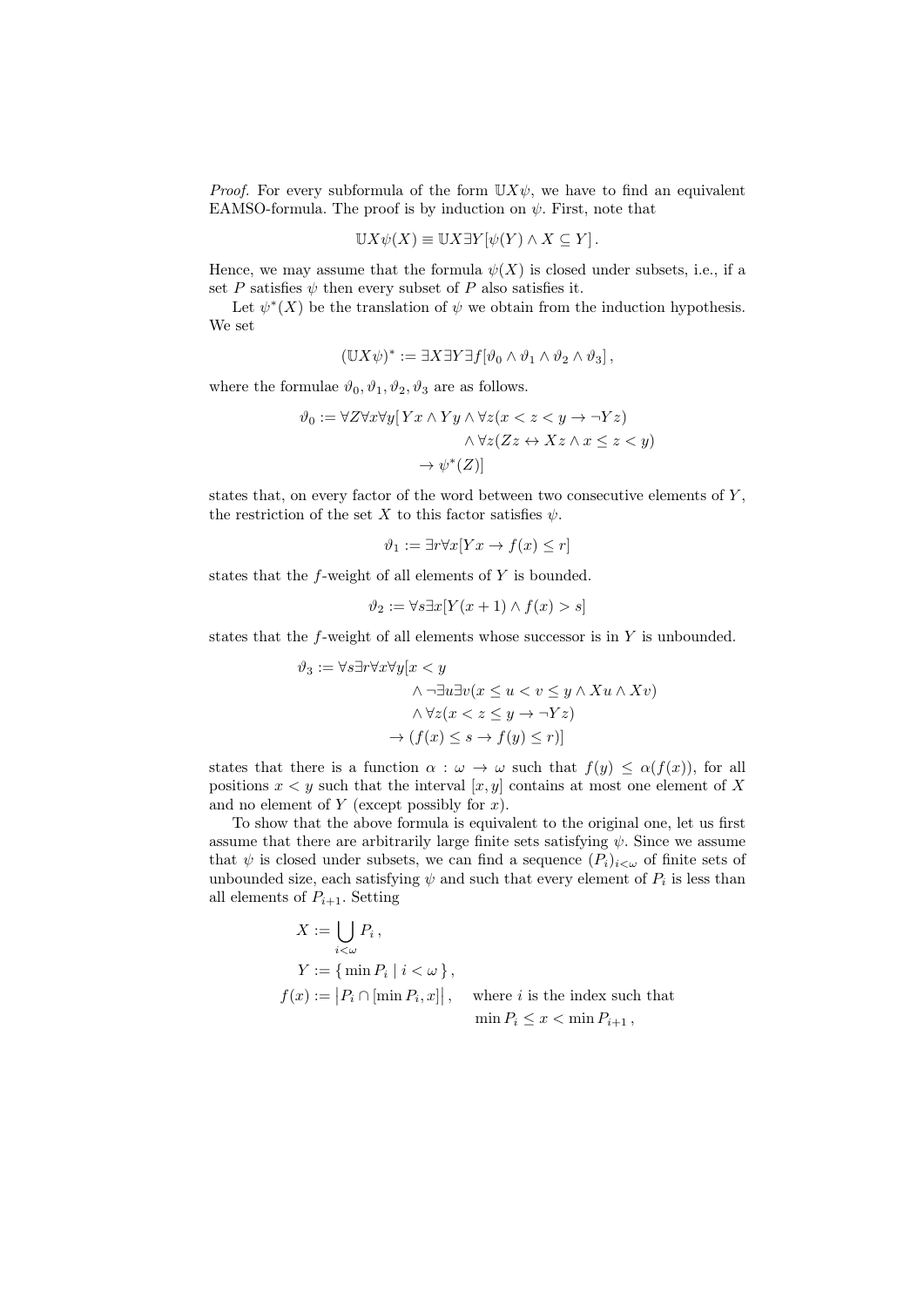*Proof.* For every subformula of the form $\mathbb{U}X\psi$, we have to find an equivalent EAMSO-formula. The proof is by induction on $\psi$. First, note that

$$\mathbb{U}X\psi(X) \equiv \mathbb{U}X\exists Y[\psi(Y) \wedge X \subseteq Y]\,.$$

Hence, we may assume that the formula $\psi(X)$ is closed under subsets, i.e., if a set $P$ satisfies $\psi$ then every subset of $P$ also satisfies it.

Let $\psi^*(X)$ be the translation of $\psi$ we obtain from the induction hypothesis. We set

$$(\mathbb{U}X\psi)^* := \exists X\exists Y\exists f[\vartheta_0 \wedge \vartheta_1 \wedge \vartheta_2 \wedge \vartheta_3]\,,$$

where the formulae $\vartheta_0, \vartheta_1, \vartheta_2, \vartheta_3$ are as follows.

$$\begin{aligned}\vartheta_0 := \forall Z\forall x\forall y[\,& Yx \wedge Yy \wedge \forall z(x < z < y \rightarrow \neg Yz)\\ &\wedge \forall z(Zz \leftrightarrow Xz \wedge x \leq z < y)\\ &\rightarrow \psi^*(Z)]\end{aligned}$$

states that, on every factor of the word between two consecutive elements of $Y$, the restriction of the set $X$ to this factor satisfies $\psi$.

$$\vartheta_1 := \exists r\forall x[Yx \rightarrow f(x) \leq r]$$

states that the $f$-weight of all elements of $Y$ is bounded.

$$\vartheta_2 := \forall s\exists x[Y(x+1) \wedge f(x) > s]$$

states that the $f$-weight of all elements whose successor is in $Y$ is unbounded.

$$\begin{aligned}\vartheta_3 := \forall s\exists r\forall x\forall y[\,& x < y\\ &\wedge \neg\exists u\exists v(x \leq u < v \leq y \wedge Xu \wedge Xv)\\ &\wedge \forall z(x < z \leq y \rightarrow \neg Yz)\\ &\rightarrow (f(x) \leq s \rightarrow f(y) \leq r)]\end{aligned}$$

states that there is a function $\alpha : \omega \rightarrow \omega$ such that $f(y) \leq \alpha(f(x))$, for all positions $x < y$ such that the interval $[x, y]$ contains at most one element of $X$ and no element of $Y$ (except possibly for $x$).

To show that the above formula is equivalent to the original one, let us first assume that there are arbitrarily large finite sets satisfying $\psi$. Since we assume that $\psi$ is closed under subsets, we can find a sequence $(P_i)_{i<\omega}$ of finite sets of unbounded size, each satisfying $\psi$ and such that every element of $P_i$ is less than all elements of $P_{i+1}$. Setting

$$\begin{aligned}X &:= \bigcup_{i<\omega} P_i\,,\\ Y &:= \{\,\min P_i \mid i < \omega\,\}\,,\\ f(x) &:= \big|P_i \cap [\min P_i, x]\big|\,, \quad \text{where } i \text{ is the index such that}\\ &\qquad\qquad\qquad\qquad\quad\; \min P_i \leq x < \min P_{i+1}\,,\end{aligned}$$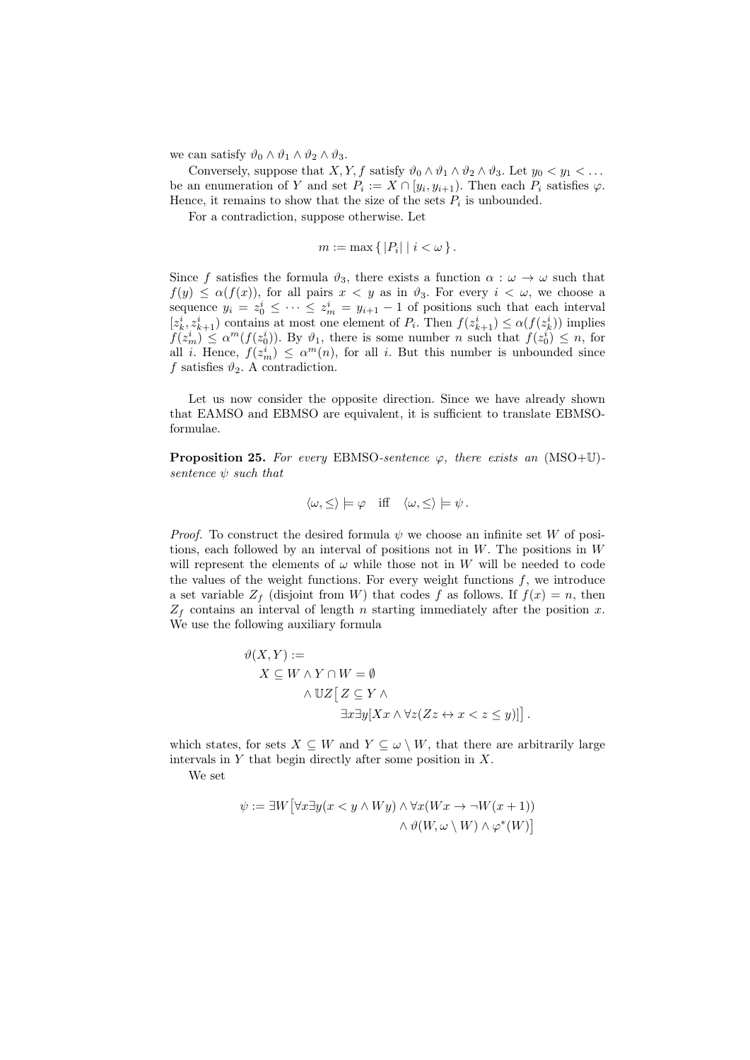we can satisfy $\vartheta_0 \wedge \vartheta_1 \wedge \vartheta_2 \wedge \vartheta_3$.

Conversely, suppose that $X, Y, f$ satisfy $\vartheta_0 \wedge \vartheta_1 \wedge \vartheta_2 \wedge \vartheta_3$. Let $y_0 < y_1 < \dots$ be an enumeration of $Y$ and set $P_i := X \cap [y_i, y_{i+1})$. Then each $P_i$ satisfies $\varphi$. Hence, it remains to show that the size of the sets $P_i$ is unbounded.

For a contradiction, suppose otherwise. Let

$$m := \max \{ |P_i| \mid i < \omega \} .$$

Since $f$ satisfies the formula $\vartheta_3$, there exists a function $\alpha : \omega \to \omega$ such that $f(y) \leq \alpha(f(x))$, for all pairs $x < y$ as in $\vartheta_3$. For every $i < \omega$, we choose a sequence $y_i = z_0^i \leq \dots \leq z_m^i = y_{i+1} - 1$ of positions such that each interval $[z_k^i, z_{k+1}^i)$ contains at most one element of $P_i$. Then $f(z_{k+1}^i) \leq \alpha(f(z_k^i))$ implies $f(z_m^i) \leq \alpha^m(f(z_0^i))$. By $\vartheta_1$, there is some number $n$ such that $f(z_0^i) \leq n$, for all $i$. Hence, $f(z_m^i) \leq \alpha^m(n)$, for all $i$. But this number is unbounded since $f$ satisfies $\vartheta_2$. A contradiction.

Let us now consider the opposite direction. Since we have already shown that EAMSO and EBMSO are equivalent, it is sufficient to translate EBMSO-formulae.

**Proposition 25.** *For every* EBMSO*-sentence $\varphi$, there exists an* (MSO+$\mathbb{U}$)*-sentence $\psi$ such that*

$$\langle \omega, \leq \rangle \models \varphi \quad \text{iff} \quad \langle \omega, \leq \rangle \models \psi .$$

*Proof.* To construct the desired formula $\psi$ we choose an infinite set $W$ of positions, each followed by an interval of positions not in $W$. The positions in $W$ will represent the elements of $\omega$ while those not in $W$ will be needed to code the values of the weight functions. For every weight functions $f$, we introduce a set variable $Z_f$ (disjoint from $W$) that codes $f$ as follows. If $f(x) = n$, then $Z_f$ contains an interval of length $n$ starting immediately after the position $x$. We use the following auxiliary formula

$$\begin{aligned}
\vartheta(X, Y) :=& \\
& X \subseteq W \wedge Y \cap W = \emptyset \\
& \quad \wedge \mathbb{U}Z\big[\, Z \subseteq Y \wedge \\
& \qquad \qquad \exists x \exists y [Xx \wedge \forall z (Zz \leftrightarrow x < z \leq y)]\big] .
\end{aligned}$$

which states, for sets $X \subseteq W$ and $Y \subseteq \omega \setminus W$, that there are arbitrarily large intervals in $Y$ that begin directly after some position in $X$.

We set

$$\begin{aligned}
\psi := \exists W \big[& \forall x \exists y (x < y \wedge Wy) \wedge \forall x (Wx \to \neg W(x+1)) \\
& \wedge \vartheta(W, \omega \setminus W) \wedge \varphi^*(W) \big]
\end{aligned}$$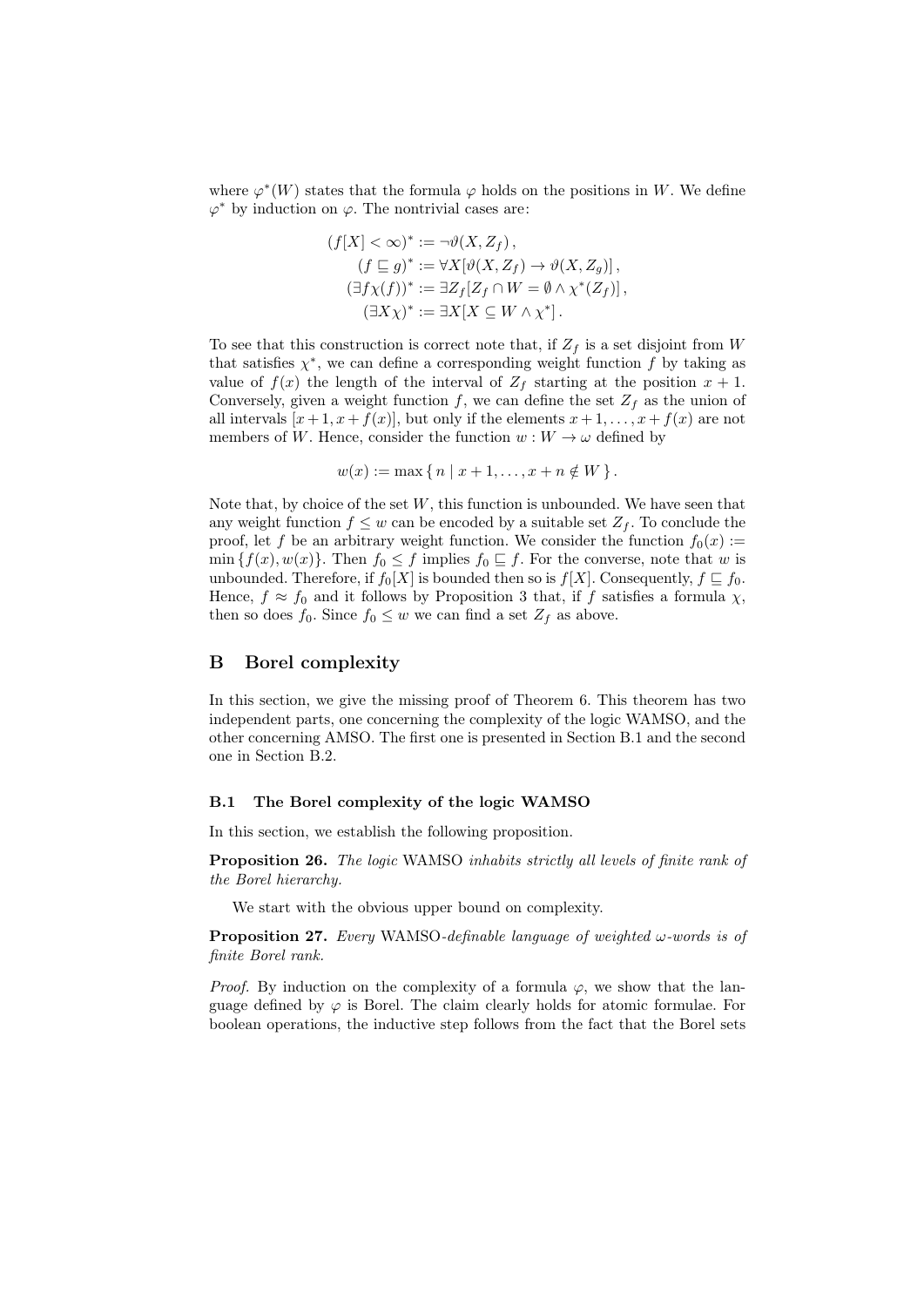where $\varphi^*(W)$ states that the formula $\varphi$ holds on the positions in $W$. We define $\varphi^*$ by induction on $\varphi$. The nontrivial cases are:

$$
\begin{aligned}
(f[X] < \infty)^* &:= \neg\vartheta(X, Z_f)\,, \\
(f \sqsubseteq g)^* &:= \forall X[\vartheta(X, Z_f) \rightarrow \vartheta(X, Z_g)]\,, \\
(\exists f \chi(f))^* &:= \exists Z_f[Z_f \cap W = \emptyset \wedge \chi^*(Z_f)]\,, \\
(\exists X \chi)^* &:= \exists X[X \subseteq W \wedge \chi^*]\,.
\end{aligned}
$$

To see that this construction is correct note that, if $Z_f$ is a set disjoint from $W$ that satisfies $\chi^*$, we can define a corresponding weight function $f$ by taking as value of $f(x)$ the length of the interval of $Z_f$ starting at the position $x+1$. Conversely, given a weight function $f$, we can define the set $Z_f$ as the union of all intervals $[x+1, x+f(x)]$, but only if the elements $x+1, \dots, x+f(x)$ are not members of $W$. Hence, consider the function $w : W \to \omega$ defined by

$$
w(x) := \max\{\, n \mid x+1, \dots, x+n \notin W \,\}\,.
$$

Note that, by choice of the set $W$, this function is unbounded. We have seen that any weight function $f \leq w$ can be encoded by a suitable set $Z_f$. To conclude the proof, let $f$ be an arbitrary weight function. We consider the function $f_0(x) := \min\{f(x), w(x)\}$. Then $f_0 \leq f$ implies $f_0 \sqsubseteq f$. For the converse, note that $w$ is unbounded. Therefore, if $f_0[X]$ is bounded then so is $f[X]$. Consequently, $f \sqsubseteq f_0$. Hence, $f \approx f_0$ and it follows by Proposition 3 that, if $f$ satisfies a formula $\chi$, then so does $f_0$. Since $f_0 \leq w$ we can find a set $Z_f$ as above.

## B Borel complexity

In this section, we give the missing proof of Theorem 6. This theorem has two independent parts, one concerning the complexity of the logic WAMSO, and the other concerning AMSO. The first one is presented in Section B.1 and the second one in Section B.2.

### B.1 The Borel complexity of the logic WAMSO

In this section, we establish the following proposition.

**Proposition 26.** *The logic* WAMSO *inhabits strictly all levels of finite rank of the Borel hierarchy.*

We start with the obvious upper bound on complexity.

**Proposition 27.** *Every* WAMSO*-definable language of weighted $\omega$-words is of finite Borel rank.*

*Proof.* By induction on the complexity of a formula $\varphi$, we show that the language defined by $\varphi$ is Borel. The claim clearly holds for atomic formulae. For boolean operations, the inductive step follows from the fact that the Borel sets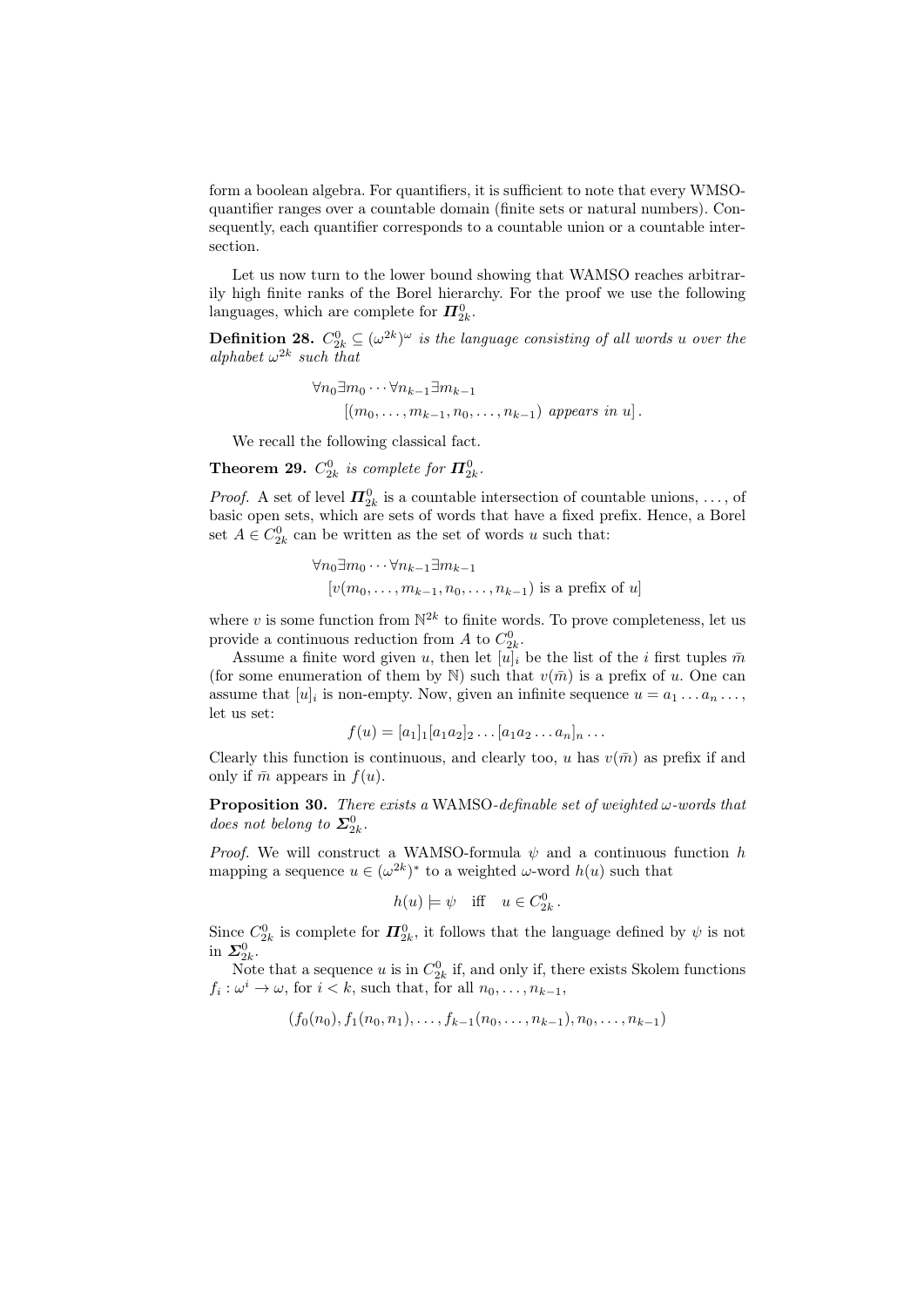form a boolean algebra. For quantifiers, it is sufficient to note that every WMSO-quantifier ranges over a countable domain (finite sets or natural numbers). Consequently, each quantifier corresponds to a countable union or a countable intersection.

Let us now turn to the lower bound showing that WAMSO reaches arbitrarily high finite ranks of the Borel hierarchy. For the proof we use the following languages, which are complete for $\boldsymbol{\Pi}^0_{2k}$.

**Definition 28.** *$C^0_{2k} \subseteq (\omega^{2k})^\omega$ is the language consisting of all words $u$ over the alphabet $\omega^{2k}$ such that*

$$\forall n_0 \exists m_0 \cdots \forall n_{k-1} \exists m_{k-1} \\ [(m_0, \ldots, m_{k-1}, n_0, \ldots, n_{k-1}) \text{ appears in } u] \,.$$

We recall the following classical fact.

**Theorem 29.** *$C^0_{2k}$ is complete for $\boldsymbol{\Pi}^0_{2k}$.*

*Proof.* A set of level $\boldsymbol{\Pi}^0_{2k}$ is a countable intersection of countable unions, ..., of basic open sets, which are sets of words that have a fixed prefix. Hence, a Borel set $A \in C^0_{2k}$ can be written as the set of words $u$ such that:

$$\forall n_0 \exists m_0 \cdots \forall n_{k-1} \exists m_{k-1} \\ [v(m_0, \ldots, m_{k-1}, n_0, \ldots, n_{k-1}) \text{ is a prefix of } u]$$

where $v$ is some function from $\mathbb{N}^{2k}$ to finite words. To prove completeness, let us provide a continuous reduction from $A$ to $C^0_{2k}$.

Assume a finite word given $u$, then let $[u]_i$ be the list of the $i$ first tuples $\bar{m}$ (for some enumeration of them by $\mathbb{N}$) such that $v(\bar{m})$ is a prefix of $u$. One can assume that $[u]_i$ is non-empty. Now, given an infinite sequence $u = a_1 \ldots a_n \ldots$, let us set:

$$f(u) = [a_1]_1 [a_1 a_2]_2 \ldots [a_1 a_2 \ldots a_n]_n \ldots$$

Clearly this function is continuous, and clearly too, $u$ has $v(\bar{m})$ as prefix if and only if $\bar{m}$ appears in $f(u)$.

**Proposition 30.** *There exists a* WAMSO*-definable set of weighted $\omega$-words that does not belong to $\boldsymbol{\Sigma}^0_{2k}$.*

*Proof.* We will construct a WAMSO-formula $\psi$ and a continuous function $h$ mapping a sequence $u \in (\omega^{2k})^*$ to a weighted $\omega$-word $h(u)$ such that

$$h(u) \models \psi \quad \text{iff} \quad u \in C^0_{2k} \,.$$

Since $C^0_{2k}$ is complete for $\boldsymbol{\Pi}^0_{2k}$, it follows that the language defined by $\psi$ is not in $\boldsymbol{\Sigma}^0_{2k}$.

Note that a sequence $u$ is in $C^0_{2k}$ if, and only if, there exists Skolem functions $f_i : \omega^i \to \omega$, for $i < k$, such that, for all $n_0, \ldots, n_{k-1}$,

$$(f_0(n_0), f_1(n_0, n_1), \ldots, f_{k-1}(n_0, \ldots, n_{k-1}), n_0, \ldots, n_{k-1})$$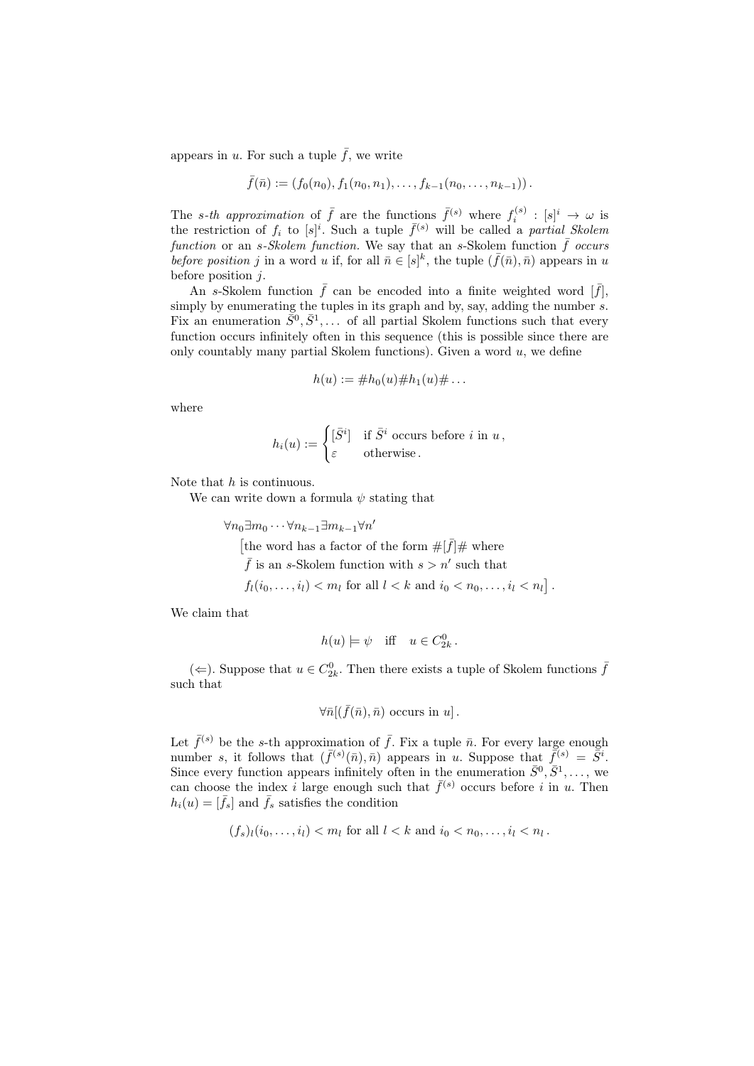appears in $u$. For such a tuple $\bar{f}$, we write

$$\bar{f}(\bar{n}) := (f_0(n_0), f_1(n_0, n_1), \dots, f_{k-1}(n_0, \dots, n_{k-1}))\,.$$

The *s-th approximation* of $\bar{f}$ are the functions $\bar{f}^{(s)}$ where $f_i^{(s)} : [s]^i \to \omega$ is the restriction of $f_i$ to $[s]^i$. Such a tuple $\bar{f}^{(s)}$ will be called a *partial Skolem function* or an *s-Skolem function*. We say that an $s$-Skolem function $\bar{f}$ *occurs before position* $j$ in a word $u$ if, for all $\bar{n} \in [s]^k$, the tuple $(\bar{f}(\bar{n}), \bar{n})$ appears in $u$ before position $j$.

An $s$-Skolem function $\bar{f}$ can be encoded into a finite weighted word $[\bar{f}]$, simply by enumerating the tuples in its graph and by, say, adding the number $s$. Fix an enumeration $\bar{S}^0, \bar{S}^1, \dots$ of all partial Skolem functions such that every function occurs infinitely often in this sequence (this is possible since there are only countably many partial Skolem functions). Given a word $u$, we define

$$h(u) := \#h_0(u)\#h_1(u)\#\dots$$

where

$$h_i(u) := \begin{cases} [\bar{S}^i] & \text{if } \bar{S}^i \text{ occurs before } i \text{ in } u\,, \\ \varepsilon & \text{otherwise}\,. \end{cases}$$

Note that $h$ is continuous.

We can write down a formula $\psi$ stating that

$$\begin{aligned} &\forall n_0 \exists m_0 \cdots \forall n_{k-1} \exists m_{k-1} \forall n' \\ &\quad \big[\text{the word has a factor of the form } \#[\bar{f}]\# \text{ where} \\ &\quad \bar{f} \text{ is an } s\text{-Skolem function with } s > n' \text{ such that} \\ &\quad f_l(i_0, \dots, i_l) < m_l \text{ for all } l < k \text{ and } i_0 < n_0, \dots, i_l < n_l\big]\,. \end{aligned}$$

We claim that

$$h(u) \models \psi \quad \text{iff} \quad u \in C^0_{2k}\,.$$

($\Leftarrow$). Suppose that $u \in C^0_{2k}$. Then there exists a tuple of Skolem functions $\bar{f}$ such that

$$\forall \bar{n}[(\bar{f}(\bar{n}), \bar{n}) \text{ occurs in } u]\,.$$

Let $\bar{f}^{(s)}$ be the $s$-th approximation of $\bar{f}$. Fix a tuple $\bar{n}$. For every large enough number $s$, it follows that $(\bar{f}^{(s)}(\bar{n}), \bar{n})$ appears in $u$. Suppose that $\bar{f}^{(s)} = \bar{S}^i$. Since every function appears infinitely often in the enumeration $\bar{S}^0, \bar{S}^1, \dots$, we can choose the index $i$ large enough such that $\bar{f}^{(s)}$ occurs before $i$ in $u$. Then $h_i(u) = [\bar{f}_s]$ and $\bar{f}_s$ satisfies the condition

$$(f_s)_l(i_0, \dots, i_l) < m_l \text{ for all } l < k \text{ and } i_0 < n_0, \dots, i_l < n_l\,.$$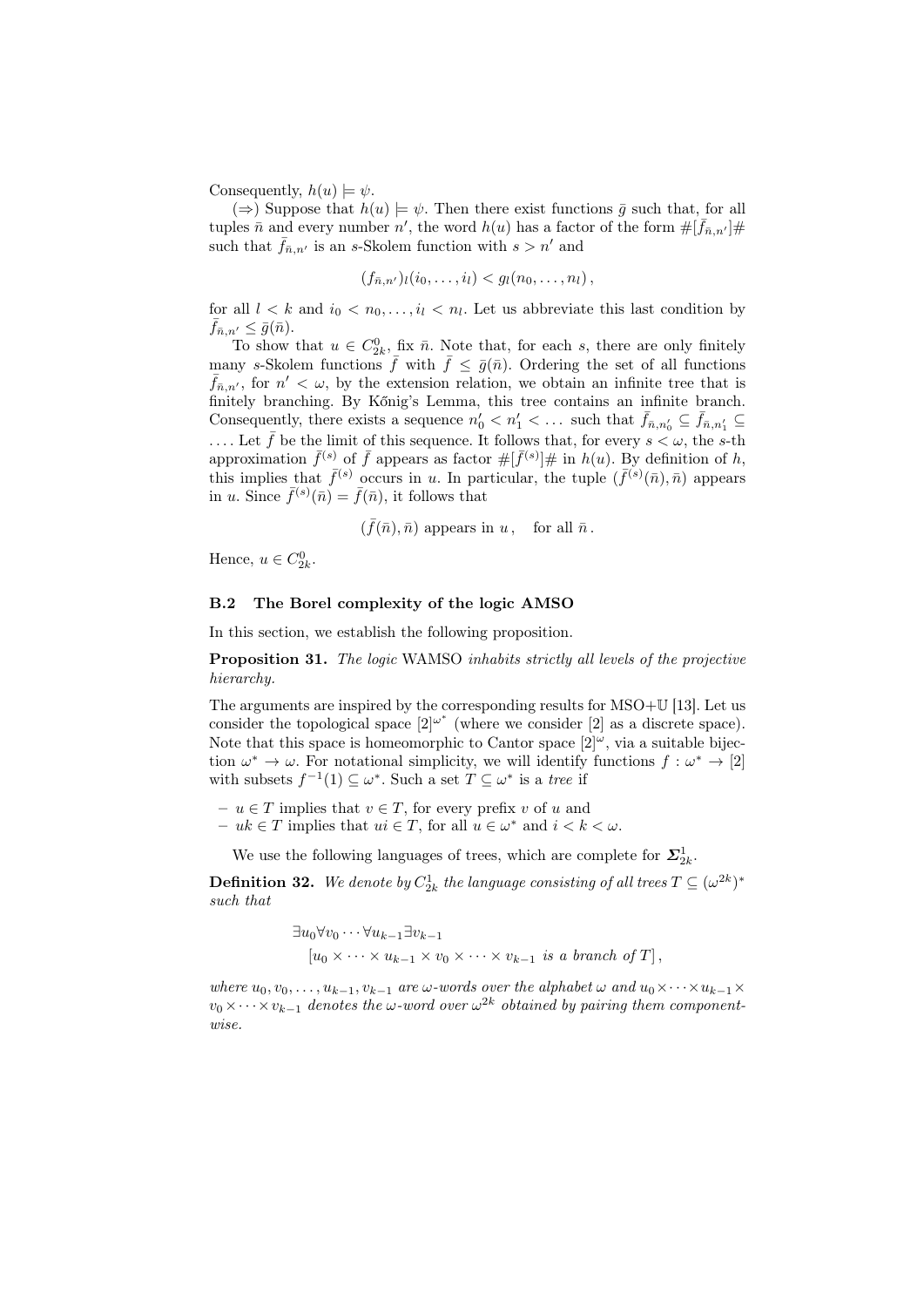Consequently, $h(u) \models \psi$.

($\Rightarrow$) Suppose that $h(u) \models \psi$. Then there exist functions $\bar{g}$ such that, for all tuples $\bar{n}$ and every number $n'$, the word $h(u)$ has a factor of the form $\#[\bar{f}_{\bar{n},n'}]\#$ such that $\bar{f}_{\bar{n},n'}$ is an $s$-Skolem function with $s > n'$ and

$$(f_{\bar{n},n'})_l(i_0,\dots,i_l) < g_l(n_0,\dots,n_l)\,,$$

for all $l < k$ and $i_0 < n_0, \dots, i_l < n_l$. Let us abbreviate this last condition by $\bar{f}_{\bar{n},n'} \leq \bar{g}(\bar{n})$.

To show that $u \in C^0_{2k}$, fix $\bar{n}$. Note that, for each $s$, there are only finitely many $s$-Skolem functions $\bar{f}$ with $\bar{f} \leq \bar{g}(\bar{n})$. Ordering the set of all functions $\bar{f}_{\bar{n},n'}$, for $n' < \omega$, by the extension relation, we obtain an infinite tree that is finitely branching. By Kőnig's Lemma, this tree contains an infinite branch. Consequently, there exists a sequence $n'_0 < n'_1 < \dots$ such that $\bar{f}_{\bar{n},n'_0} \subseteq \bar{f}_{\bar{n},n'_1} \subseteq \dots$. Let $\bar{f}$ be the limit of this sequence. It follows that, for every $s < \omega$, the $s$-th approximation $\bar{f}^{(s)}$ of $\bar{f}$ appears as factor $\#[\bar{f}^{(s)}]\#$ in $h(u)$. By definition of $h$, this implies that $\bar{f}^{(s)}$ occurs in $u$. In particular, the tuple $(\bar{f}^{(s)}(\bar{n}), \bar{n})$ appears in $u$. Since $\bar{f}^{(s)}(\bar{n}) = \bar{f}(\bar{n})$, it follows that

$$(\bar{f}(\bar{n}), \bar{n}) \text{ appears in } u\,, \quad \text{for all } \bar{n}\,.$$

Hence, $u \in C^0_{2k}$.

### B.2 The Borel complexity of the logic AMSO

In this section, we establish the following proposition.

**Proposition 31.** *The logic* WAMSO *inhabits strictly all levels of the projective hierarchy.*

The arguments are inspired by the corresponding results for MSO+$\mathbb{U}$ [13]. Let us consider the topological space $[2]^{\omega^*}$ (where we consider $[2]$ as a discrete space). Note that this space is homeomorphic to Cantor space $[2]^\omega$, via a suitable bijection $\omega^* \to \omega$. For notational simplicity, we will identify functions $f : \omega^* \to [2]$ with subsets $f^{-1}(1) \subseteq \omega^*$. Such a set $T \subseteq \omega^*$ is a *tree* if

- $u \in T$ implies that $v \in T$, for every prefix $v$ of $u$ and
- $uk \in T$ implies that $ui \in T$, for all $u \in \omega^*$ and $i < k < \omega$.

We use the following languages of trees, which are complete for $\boldsymbol{\Sigma}^1_{2k}$.

**Definition 32.** *We denote by $C^1_{2k}$ the language consisting of all trees $T \subseteq (\omega^{2k})^*$ such that*

$$\begin{aligned}&\exists u_0 \forall v_0 \cdots \forall u_{k-1} \exists v_{k-1}\\ &\quad [u_0 \times \cdots \times u_{k-1} \times v_0 \times \cdots \times v_{k-1} \textit{ is a branch of } T]\,,\end{aligned}$$

*where $u_0, v_0, \dots, u_{k-1}, v_{k-1}$ are $\omega$-words over the alphabet $\omega$ and $u_0 \times \cdots \times u_{k-1} \times v_0 \times \cdots \times v_{k-1}$ denotes the $\omega$-word over $\omega^{2k}$ obtained by pairing them componentwise.*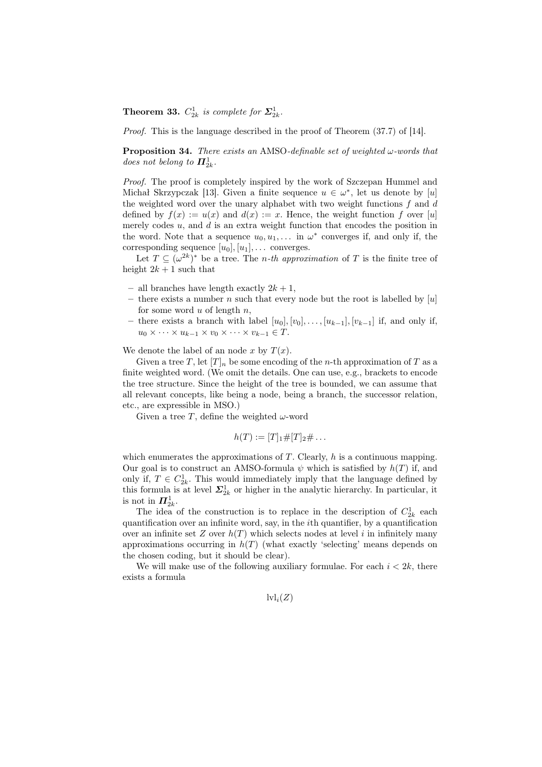**Theorem 33.** *$C^1_{2k}$ is complete for $\boldsymbol{\Sigma}^1_{2k}$.*

*Proof.* This is the language described in the proof of Theorem (37.7) of [14].

**Proposition 34.** *There exists an* AMSO*-definable set of weighted $\omega$-words that does not belong to $\boldsymbol{\Pi}^1_{2k}$.*

*Proof.* The proof is completely inspired by the work of Szczepan Hummel and Michał Skrzypczak [13]. Given a finite sequence $u \in \omega^*$, let us denote by $[u]$ the weighted word over the unary alphabet with two weight functions $f$ and $d$ defined by $f(x) := u(x)$ and $d(x) := x$. Hence, the weight function $f$ over $[u]$ merely codes $u$, and $d$ is an extra weight function that encodes the position in the word. Note that a sequence $u_0, u_1, \dots$ in $\omega^*$ converges if, and only if, the corresponding sequence $[u_0], [u_1], \dots$ converges.

Let $T \subseteq (\omega^{2k})^*$ be a tree. The *n-th approximation* of $T$ is the finite tree of height $2k+1$ such that

- all branches have length exactly $2k+1$,
- there exists a number $n$ such that every node but the root is labelled by $[u]$ for some word $u$ of length $n$,
- there exists a branch with label $[u_0], [v_0], \dots, [u_{k-1}], [v_{k-1}]$ if, and only if, $u_0 \times \dots \times u_{k-1} \times v_0 \times \dots \times v_{k-1} \in T$.

We denote the label of an node $x$ by $T(x)$.

Given a tree $T$, let $[T]_n$ be some encoding of the $n$-th approximation of $T$ as a finite weighted word. (We omit the details. One can use, e.g., brackets to encode the tree structure. Since the height of the tree is bounded, we can assume that all relevant concepts, like being a node, being a branch, the successor relation, etc., are expressible in MSO.)

Given a tree $T$, define the weighted $\omega$-word

$$h(T) := [T]_1 \# [T]_2 \# \dots$$

which enumerates the approximations of $T$. Clearly, $h$ is a continuous mapping. Our goal is to construct an AMSO-formula $\psi$ which is satisfied by $h(T)$ if, and only if, $T \in C^1_{2k}$. This would immediately imply that the language defined by this formula is at level $\boldsymbol{\Sigma}^1_{2k}$ or higher in the analytic hierarchy. In particular, it is not in $\boldsymbol{\Pi}^1_{2k}$.

The idea of the construction is to replace in the description of $C^1_{2k}$ each quantification over an infinite word, say, in the $i$th quantifier, by a quantification over an infinite set $Z$ over $h(T)$ which selects nodes at level $i$ in infinitely many approximations occurring in $h(T)$ (what exactly 'selecting' means depends on the chosen coding, but it should be clear).

We will make use of the following auxiliary formulae. For each $i < 2k$, there exists a formula

$$\mathrm{lvl}_i(Z)$$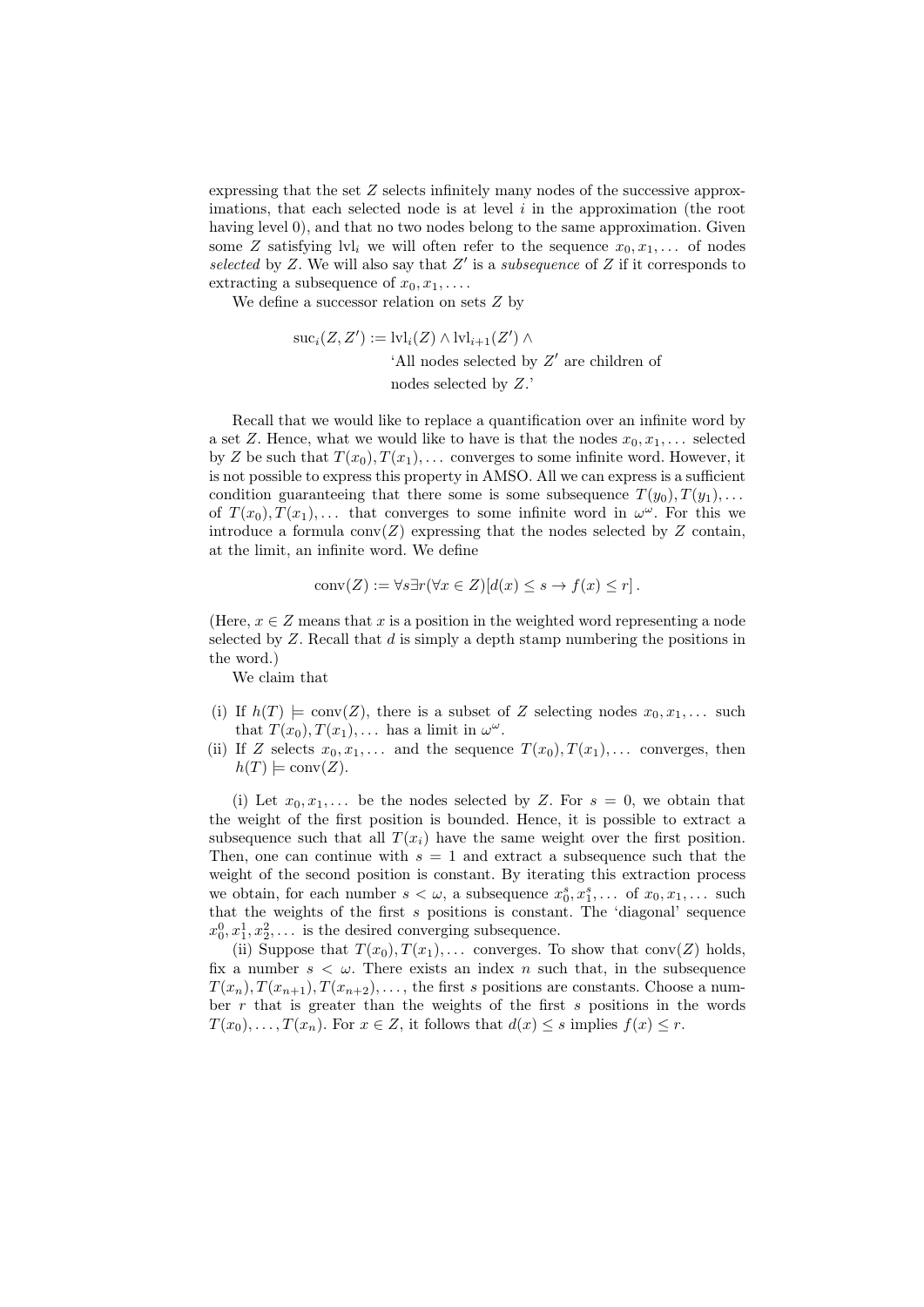expressing that the set $Z$ selects infinitely many nodes of the successive approximations, that each selected node is at level $i$ in the approximation (the root having level 0), and that no two nodes belong to the same approximation. Given some $Z$ satisfying $\mathrm{lvl}_i$ we will often refer to the sequence $x_0, x_1, \dots$ of nodes *selected* by $Z$. We will also say that $Z'$ is a *subsequence* of $Z$ if it corresponds to extracting a subsequence of $x_0, x_1, \dots$.

We define a successor relation on sets $Z$ by

$$\mathrm{suc}_i(Z, Z') := \mathrm{lvl}_i(Z) \wedge \mathrm{lvl}_{i+1}(Z') \wedge \text{`All nodes selected by } Z' \text{ are children of nodes selected by } Z\text{.'}$$

Recall that we would like to replace a quantification over an infinite word by a set $Z$. Hence, what we would like to have is that the nodes $x_0, x_1, \dots$ selected by $Z$ be such that $T(x_0), T(x_1), \dots$ converges to some infinite word. However, it is not possible to express this property in AMSO. All we can express is a sufficient condition guaranteeing that there some is some subsequence $T(y_0), T(y_1), \dots$ of $T(x_0), T(x_1), \dots$ that converges to some infinite word in $\omega^\omega$. For this we introduce a formula $\mathrm{conv}(Z)$ expressing that the nodes selected by $Z$ contain, at the limit, an infinite word. We define

$$\mathrm{conv}(Z) := \forall s \exists r (\forall x \in Z)[d(x) \leq s \to f(x) \leq r]\,.$$

(Here, $x \in Z$ means that $x$ is a position in the weighted word representing a node selected by $Z$. Recall that $d$ is simply a depth stamp numbering the positions in the word.)

We claim that

(i) If $h(T) \models \mathrm{conv}(Z)$, there is a subset of $Z$ selecting nodes $x_0, x_1, \dots$ such that $T(x_0), T(x_1), \dots$ has a limit in $\omega^\omega$.

(ii) If $Z$ selects $x_0, x_1, \dots$ and the sequence $T(x_0), T(x_1), \dots$ converges, then $h(T) \models \mathrm{conv}(Z)$.

(i) Let $x_0, x_1, \dots$ be the nodes selected by $Z$. For $s = 0$, we obtain that the weight of the first position is bounded. Hence, it is possible to extract a subsequence such that all $T(x_i)$ have the same weight over the first position. Then, one can continue with $s = 1$ and extract a subsequence such that the weight of the second position is constant. By iterating this extraction process we obtain, for each number $s < \omega$, a subsequence $x_0^s, x_1^s, \dots$ of $x_0, x_1, \dots$ such that the weights of the first $s$ positions is constant. The 'diagonal' sequence $x_0^0, x_1^1, x_2^2, \dots$ is the desired converging subsequence.

(ii) Suppose that $T(x_0), T(x_1), \dots$ converges. To show that $\mathrm{conv}(Z)$ holds, fix a number $s < \omega$. There exists an index $n$ such that, in the subsequence $T(x_n), T(x_{n+1}), T(x_{n+2}), \dots$, the first $s$ positions are constants. Choose a number $r$ that is greater than the weights of the first $s$ positions in the words $T(x_0), \dots, T(x_n)$. For $x \in Z$, it follows that $d(x) \leq s$ implies $f(x) \leq r$.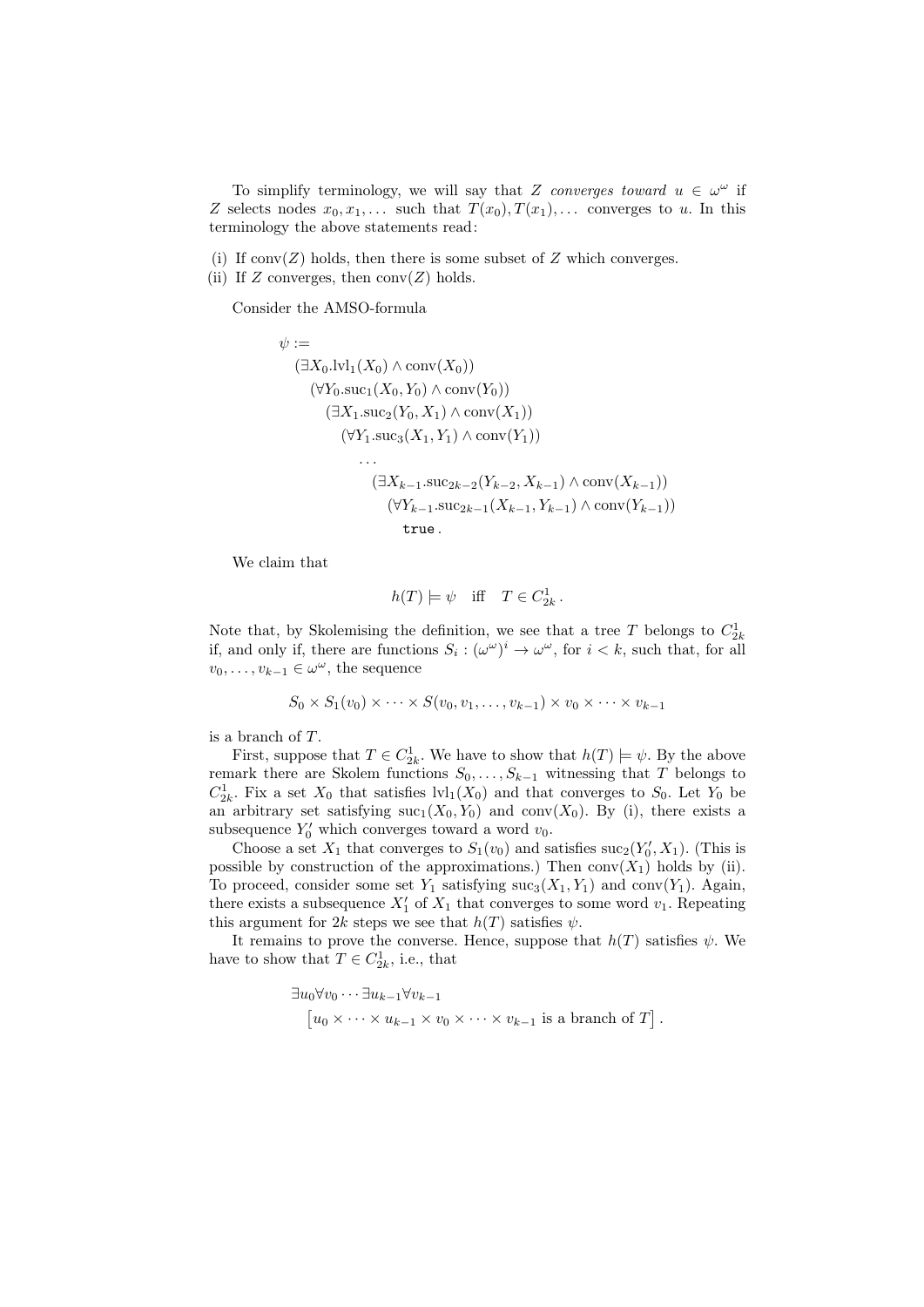To simplify terminology, we will say that $Z$ *converges toward* $u \in \omega^\omega$ if $Z$ selects nodes $x_0, x_1, \dots$ such that $T(x_0), T(x_1), \dots$ converges to $u$. In this terminology the above statements read:

(i) If $\mathrm{conv}(Z)$ holds, then there is some subset of $Z$ which converges.
(ii) If $Z$ converges, then $\mathrm{conv}(Z)$ holds.

Consider the AMSO-formula

$$
\begin{aligned}
\psi :=\;& \\
& (\exists X_0.\mathrm{lvl}_1(X_0) \wedge \mathrm{conv}(X_0)) \\
&\quad (\forall Y_0.\mathrm{suc}_1(X_0, Y_0) \wedge \mathrm{conv}(Y_0)) \\
&\quad\quad (\exists X_1.\mathrm{suc}_2(Y_0, X_1) \wedge \mathrm{conv}(X_1)) \\
&\quad\quad\quad (\forall Y_1.\mathrm{suc}_3(X_1, Y_1) \wedge \mathrm{conv}(Y_1)) \\
&\quad\quad\quad\quad \dots \\
&\quad\quad\quad\quad\quad (\exists X_{k-1}.\mathrm{suc}_{2k-2}(Y_{k-2}, X_{k-1}) \wedge \mathrm{conv}(X_{k-1})) \\
&\quad\quad\quad\quad\quad\quad (\forall Y_{k-1}.\mathrm{suc}_{2k-1}(X_{k-1}, Y_{k-1}) \wedge \mathrm{conv}(Y_{k-1})) \\
&\quad\quad\quad\quad\quad\quad\quad \mathtt{true}\,.
\end{aligned}
$$

We claim that

$$h(T) \models \psi \quad \text{iff} \quad T \in C^1_{2k}\,.$$

Note that, by Skolemising the definition, we see that a tree $T$ belongs to $C^1_{2k}$ if, and only if, there are functions $S_i : (\omega^\omega)^i \to \omega^\omega$, for $i < k$, such that, for all $v_0, \dots, v_{k-1} \in \omega^\omega$, the sequence

$$S_0 \times S_1(v_0) \times \dots \times S(v_0, v_1, \dots, v_{k-1}) \times v_0 \times \dots \times v_{k-1}$$

is a branch of $T$.

First, suppose that $T \in C^1_{2k}$. We have to show that $h(T) \models \psi$. By the above remark there are Skolem functions $S_0, \dots, S_{k-1}$ witnessing that $T$ belongs to $C^1_{2k}$. Fix a set $X_0$ that satisfies $\mathrm{lvl}_1(X_0)$ and that converges to $S_0$. Let $Y_0$ be an arbitrary set satisfying $\mathrm{suc}_1(X_0, Y_0)$ and $\mathrm{conv}(X_0)$. By (i), there exists a subsequence $Y_0'$ which converges toward a word $v_0$.

Choose a set $X_1$ that converges to $S_1(v_0)$ and satisfies $\mathrm{suc}_2(Y_0', X_1)$. (This is possible by construction of the approximations.) Then $\mathrm{conv}(X_1)$ holds by (ii). To proceed, consider some set $Y_1$ satisfying $\mathrm{suc}_3(X_1, Y_1)$ and $\mathrm{conv}(Y_1)$. Again, there exists a subsequence $X_1'$ of $X_1$ that converges to some word $v_1$. Repeating this argument for $2k$ steps we see that $h(T)$ satisfies $\psi$.

It remains to prove the converse. Hence, suppose that $h(T)$ satisfies $\psi$. We have to show that $T \in C^1_{2k}$, i.e., that

$$
\begin{aligned}
&\exists u_0 \forall v_0 \cdots \exists u_{k-1} \forall v_{k-1} \\
&\quad \big[ u_0 \times \dots \times u_{k-1} \times v_0 \times \dots \times v_{k-1} \text{ is a branch of } T \big]\,.
\end{aligned}
$$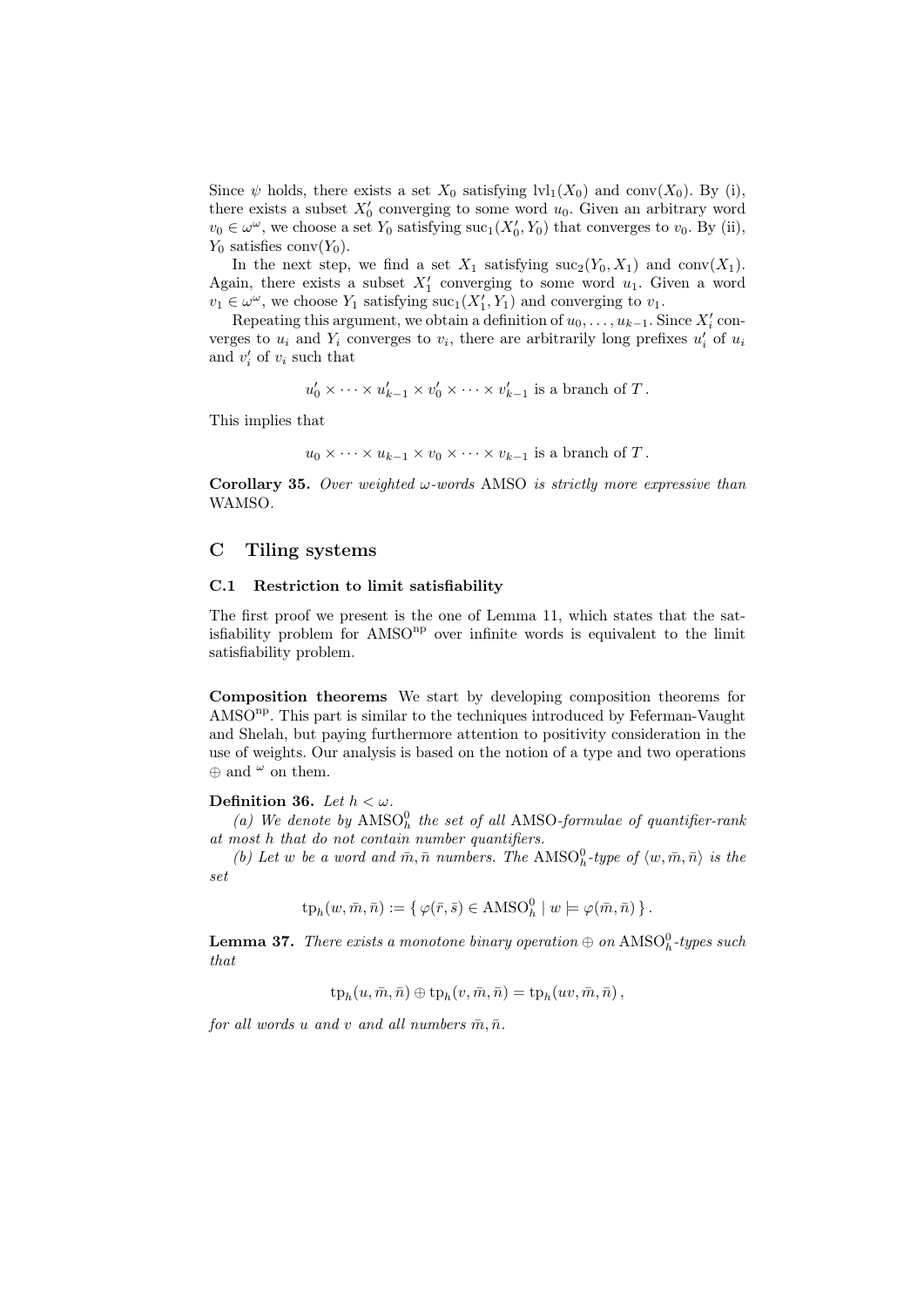Since $\psi$ holds, there exists a set $X_0$ satisfying $\mathrm{lvl}_1(X_0)$ and $\mathrm{conv}(X_0)$. By (i), there exists a subset $X'_0$ converging to some word $u_0$. Given an arbitrary word $v_0 \in \omega^\omega$, we choose a set $Y_0$ satisfying $\mathrm{suc}_1(X'_0, Y_0)$ that converges to $v_0$. By (ii), $Y_0$ satisfies $\mathrm{conv}(Y_0)$.

In the next step, we find a set $X_1$ satisfying $\mathrm{suc}_2(Y_0, X_1)$ and $\mathrm{conv}(X_1)$. Again, there exists a subset $X'_1$ converging to some word $u_1$. Given a word $v_1 \in \omega^\omega$, we choose $Y_1$ satisfying $\mathrm{suc}_1(X'_1, Y_1)$ and converging to $v_1$.

Repeating this argument, we obtain a definition of $u_0, \dots, u_{k-1}$. Since $X'_i$ converges to $u_i$ and $Y_i$ converges to $v_i$, there are arbitrarily long prefixes $u'_i$ of $u_i$ and $v'_i$ of $v_i$ such that

$$u'_0 \times \cdots \times u'_{k-1} \times v'_0 \times \cdots \times v'_{k-1} \text{ is a branch of } T\,.$$

This implies that

$$u_0 \times \cdots \times u_{k-1} \times v_0 \times \cdots \times v_{k-1} \text{ is a branch of } T\,.$$

**Corollary 35.** *Over weighted $\omega$-words* AMSO *is strictly more expressive than* WAMSO.

# C Tiling systems

## C.1 Restriction to limit satisfiability

The first proof we present is the one of Lemma 11, which states that the satisfiability problem for $\mathrm{AMSO}^{\mathrm{np}}$ over infinite words is equivalent to the limit satisfiability problem.

**Composition theorems** We start by developing composition theorems for $\mathrm{AMSO}^{\mathrm{np}}$. This part is similar to the techniques introduced by Feferman-Vaught and Shelah, but paying furthermore attention to positivity consideration in the use of weights. Our analysis is based on the notion of a type and two operations $\oplus$ and ${}^{\omega}$ on them.

**Definition 36.** *Let $h < \omega$.*

*(a) We denote by $\mathrm{AMSO}^0_h$ the set of all* AMSO*-formulae of quantifier-rank at most $h$ that do not contain number quantifiers.*

*(b) Let $w$ be a word and $\bar m, \bar n$ numbers. The $\mathrm{AMSO}^0_h$-type of $\langle w, \bar m, \bar n\rangle$ is the set*

$$\mathrm{tp}_h(w, \bar m, \bar n) := \{\, \varphi(\bar r, \bar s) \in \mathrm{AMSO}^0_h \mid w \models \varphi(\bar m, \bar n) \,\}\,.$$

**Lemma 37.** *There exists a monotone binary operation $\oplus$ on $\mathrm{AMSO}^0_h$-types such that*

$$\mathrm{tp}_h(u, \bar m, \bar n) \oplus \mathrm{tp}_h(v, \bar m, \bar n) = \mathrm{tp}_h(uv, \bar m, \bar n)\,,$$

*for all words $u$ and $v$ and all numbers $\bar m, \bar n$.*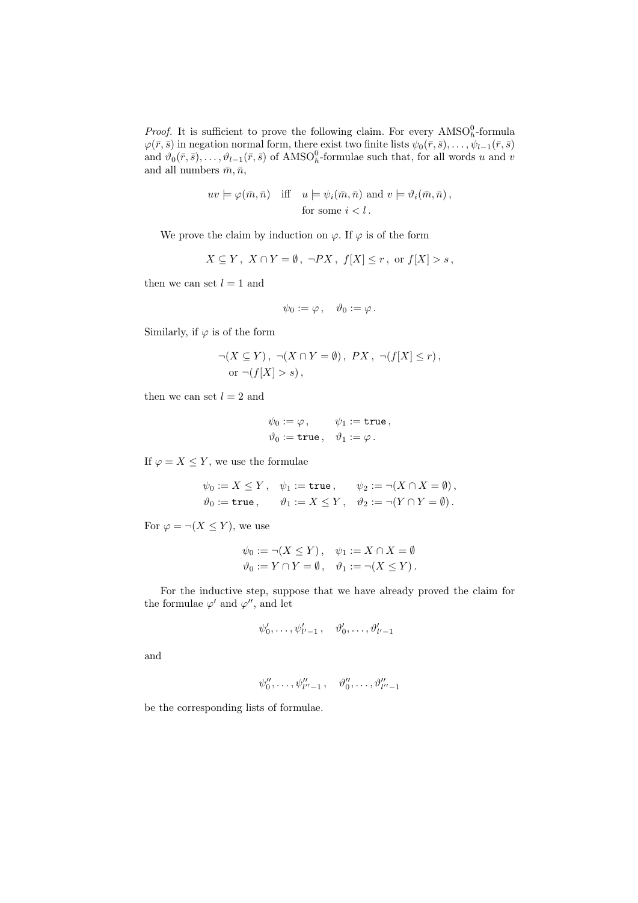*Proof.* It is sufficient to prove the following claim. For every $\mathrm{AMSO}^0_h$-formula $\varphi(\bar{r}, \bar{s})$ in negation normal form, there exist two finite lists $\psi_0(\bar{r}, \bar{s}), \dots, \psi_{l-1}(\bar{r}, \bar{s})$ and $\vartheta_0(\bar{r}, \bar{s}), \dots, \vartheta_{l-1}(\bar{r}, \bar{s})$ of $\mathrm{AMSO}^0_h$-formulae such that, for all words $u$ and $v$ and all numbers $\bar{m}, \bar{n}$,

$$uv \models \varphi(\bar{m}, \bar{n}) \quad \text{iff} \quad u \models \psi_i(\bar{m}, \bar{n}) \text{ and } v \models \vartheta_i(\bar{m}, \bar{n}), \quad \text{for some } i < l.$$

We prove the claim by induction on $\varphi$. If $\varphi$ is of the form

$$X \subseteq Y, \; X \cap Y = \emptyset, \; \neg PX, \; f[X] \leq r, \text{ or } f[X] > s,$$

then we can set $l = 1$ and

$$\psi_0 := \varphi, \quad \vartheta_0 := \varphi.$$

Similarly, if $\varphi$ is of the form

$$\neg(X \subseteq Y), \; \neg(X \cap Y = \emptyset), \; PX, \; \neg(f[X] \leq r), \text{ or } \neg(f[X] > s),$$

then we can set $l = 2$ and

$$\psi_0 := \varphi, \quad \psi_1 := \mathtt{true}, \qquad \vartheta_0 := \mathtt{true}, \quad \vartheta_1 := \varphi.$$

If $\varphi = X \leq Y$, we use the formulae

$$\psi_0 := X \leq Y, \quad \psi_1 := \mathtt{true}, \quad \psi_2 := \neg(X \cap X = \emptyset),$$
$$\vartheta_0 := \mathtt{true}, \quad \vartheta_1 := X \leq Y, \quad \vartheta_2 := \neg(Y \cap Y = \emptyset).$$

For $\varphi = \neg(X \leq Y)$, we use

$$\psi_0 := \neg(X \leq Y), \quad \psi_1 := X \cap X = \emptyset$$
$$\vartheta_0 := Y \cap Y = \emptyset, \quad \vartheta_1 := \neg(X \leq Y).$$

For the inductive step, suppose that we have already proved the claim for the formulae $\varphi'$ and $\varphi''$, and let

$$\psi'_0, \dots, \psi'_{l'-1}, \quad \vartheta'_0, \dots, \vartheta'_{l'-1}$$

and

$$\psi''_0, \dots, \psi''_{l''-1}, \quad \vartheta''_0, \dots, \vartheta''_{l''-1}$$

be the corresponding lists of formulae.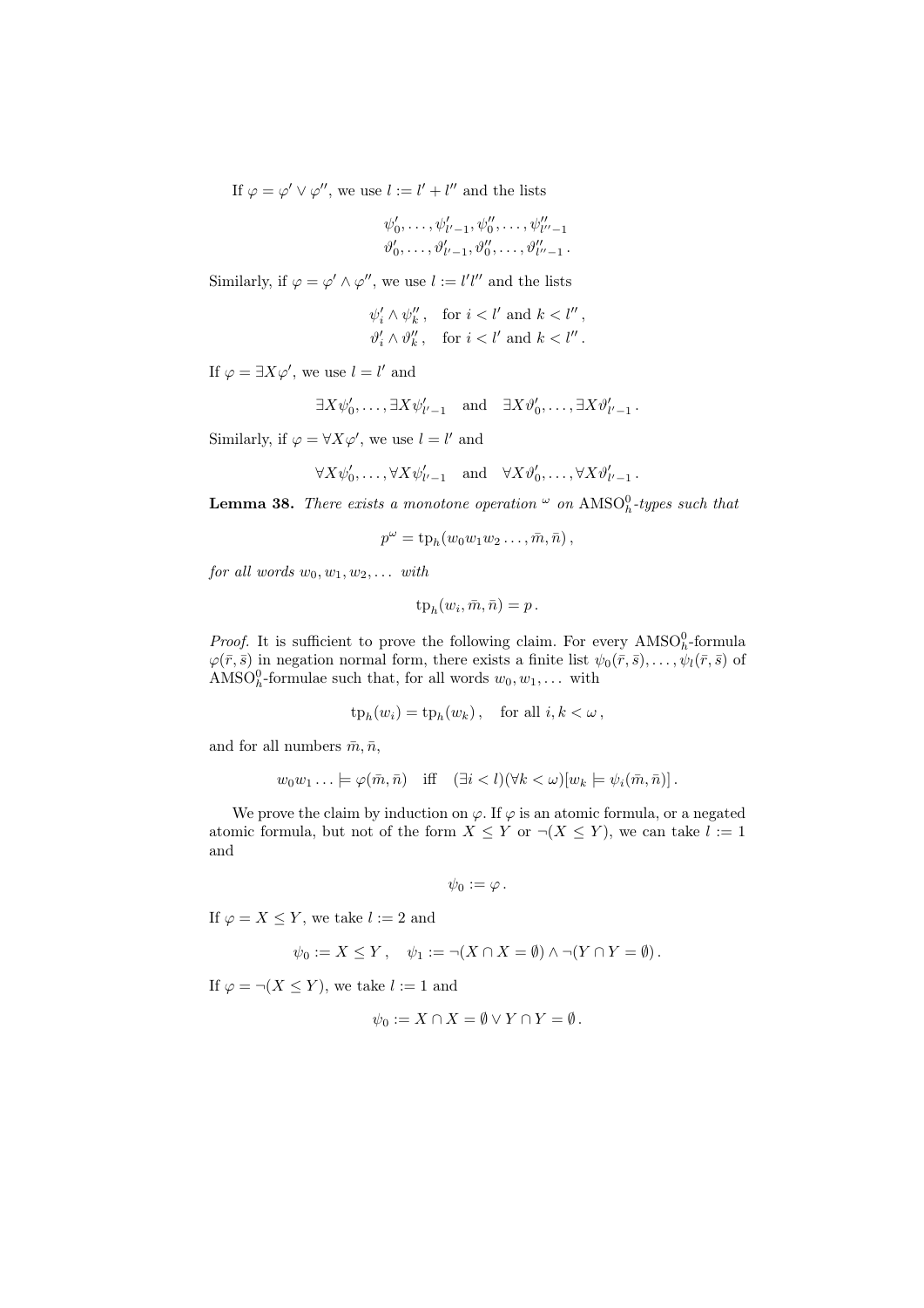If $\varphi = \varphi' \vee \varphi''$, we use $l := l' + l''$ and the lists

$$\psi'_0, \dots, \psi'_{l'-1}, \psi''_0, \dots, \psi''_{l''-1}$$
$$\vartheta'_0, \dots, \vartheta'_{l'-1}, \vartheta''_0, \dots, \vartheta''_{l''-1}\,.$$

Similarly, if $\varphi = \varphi' \wedge \varphi''$, we use $l := l'l''$ and the lists

$$\psi'_i \wedge \psi''_k\,, \quad \text{for } i < l' \text{ and } k < l''\,,$$
$$\vartheta'_i \wedge \vartheta''_k\,, \quad \text{for } i < l' \text{ and } k < l''\,.$$

If $\varphi = \exists X \varphi'$, we use $l = l'$ and

$$\exists X \psi'_0, \dots, \exists X \psi'_{l'-1} \quad \text{and} \quad \exists X \vartheta'_0, \dots, \exists X \vartheta'_{l'-1}\,.$$

Similarly, if $\varphi = \forall X \varphi'$, we use $l = l'$ and

$$\forall X \psi'_0, \dots, \forall X \psi'_{l'-1} \quad \text{and} \quad \forall X \vartheta'_0, \dots, \forall X \vartheta'_{l'-1}\,.$$

**Lemma 38.** *There exists a monotone operation $^\omega$ on $\mathrm{AMSO}^0_h$-types such that*

$$p^\omega = \mathrm{tp}_h(w_0 w_1 w_2 \dots, \bar m, \bar n)\,,$$

*for all words $w_0, w_1, w_2, \dots$ with*

$$\mathrm{tp}_h(w_i, \bar m, \bar n) = p\,.$$

*Proof.* It is sufficient to prove the following claim. For every $\mathrm{AMSO}^0_h$-formula $\varphi(\bar r, \bar s)$ in negation normal form, there exists a finite list $\psi_0(\bar r, \bar s), \dots, \psi_l(\bar r, \bar s)$ of $\mathrm{AMSO}^0_h$-formulae such that, for all words $w_0, w_1, \dots$ with

$$\mathrm{tp}_h(w_i) = \mathrm{tp}_h(w_k)\,, \quad \text{for all } i, k < \omega\,,$$

and for all numbers $\bar m, \bar n$,

$$w_0 w_1 \dots \models \varphi(\bar m, \bar n) \quad \text{iff} \quad (\exists i < l)(\forall k < \omega)[w_k \models \psi_i(\bar m, \bar n)]\,.$$

We prove the claim by induction on $\varphi$. If $\varphi$ is an atomic formula, or a negated atomic formula, but not of the form $X \le Y$ or $\neg(X \le Y)$, we can take $l := 1$ and

$$\psi_0 := \varphi\,.$$

If $\varphi = X \le Y$, we take $l := 2$ and

$$\psi_0 := X \le Y\,, \quad \psi_1 := \neg(X \cap X = \emptyset) \wedge \neg(Y \cap Y = \emptyset)\,.$$

If $\varphi = \neg(X \le Y)$, we take $l := 1$ and

$$\psi_0 := X \cap X = \emptyset \vee Y \cap Y = \emptyset\,.$$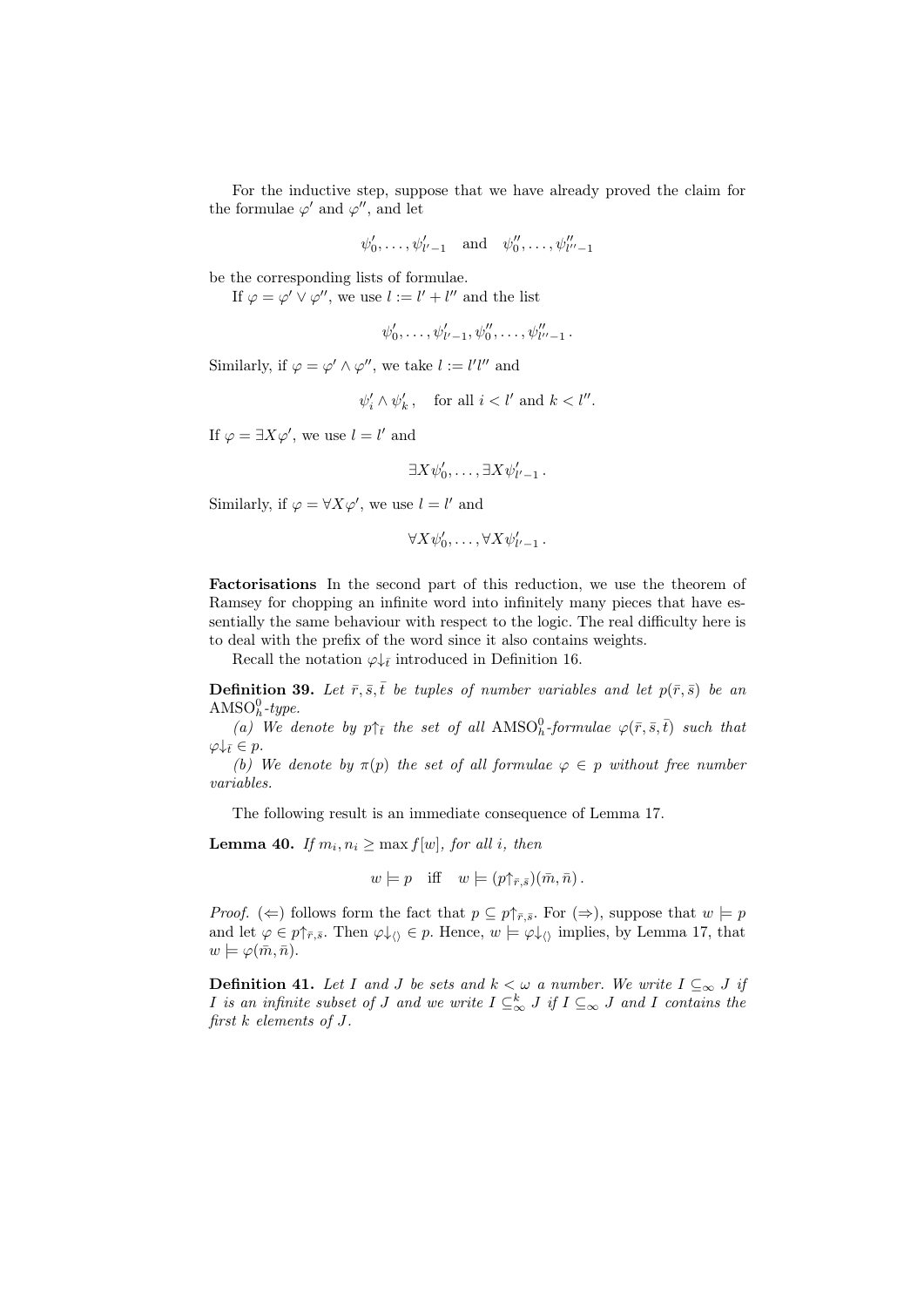For the inductive step, suppose that we have already proved the claim for the formulae $\varphi'$ and $\varphi''$, and let

$$\psi'_0, \dots, \psi'_{l'-1} \quad \text{and} \quad \psi''_0, \dots, \psi''_{l''-1}$$

be the corresponding lists of formulae.

If $\varphi = \varphi' \vee \varphi''$, we use $l := l' + l''$ and the list

$$\psi'_0, \dots, \psi'_{l'-1}, \psi''_0, \dots, \psi''_{l''-1} .$$

Similarly, if $\varphi = \varphi' \wedge \varphi''$, we take $l := l'l''$ and

$$\psi'_i \wedge \psi'_k , \quad \text{for all } i < l' \text{ and } k < l''.$$

If $\varphi = \exists X \varphi'$, we use $l = l'$ and

$$\exists X \psi'_0, \dots, \exists X \psi'_{l'-1} .$$

Similarly, if $\varphi = \forall X \varphi'$, we use $l = l'$ and

$$\forall X \psi'_0, \dots, \forall X \psi'_{l'-1} .$$

**Factorisations** In the second part of this reduction, we use the theorem of Ramsey for chopping an infinite word into infinitely many pieces that have essentially the same behaviour with respect to the logic. The real difficulty here is to deal with the prefix of the word since it also contains weights.

Recall the notation $\varphi{\downarrow}_{\bar{t}}$ introduced in Definition 16.

**Definition 39.** *Let $\bar{r}, \bar{s}, \bar{t}$ be tuples of number variables and let $p(\bar{r}, \bar{s})$ be an $\mathrm{AMSO}^0_h$-type.*

*(a) We denote by $p{\uparrow}_{\bar{t}}$ the set of all $\mathrm{AMSO}^0_h$-formulae $\varphi(\bar{r}, \bar{s}, \bar{t})$ such that $\varphi{\downarrow}_{\bar{t}} \in p$.*

*(b) We denote by $\pi(p)$ the set of all formulae $\varphi \in p$ without free number variables.*

The following result is an immediate consequence of Lemma 17.

**Lemma 40.** *If $m_i, n_i \geq \max f[w]$, for all $i$, then*

$$w \models p \quad \text{iff} \quad w \models (p{\uparrow}_{\bar{r},\bar{s}})(\bar{m}, \bar{n}) .$$

*Proof.* ($\Leftarrow$) follows form the fact that $p \subseteq p{\uparrow}_{\bar{r},\bar{s}}$. For ($\Rightarrow$), suppose that $w \models p$ and let $\varphi \in p{\uparrow}_{\bar{r},\bar{s}}$. Then $\varphi{\downarrow}_{\langle\rangle} \in p$. Hence, $w \models \varphi{\downarrow}_{\langle\rangle}$ implies, by Lemma 17, that $w \models \varphi(\bar{m}, \bar{n})$.

**Definition 41.** *Let $I$ and $J$ be sets and $k < \omega$ a number. We write $I \subseteq_\infty J$ if $I$ is an infinite subset of $J$ and we write $I \subseteq^k_\infty J$ if $I \subseteq_\infty J$ and $I$ contains the first $k$ elements of $J$.*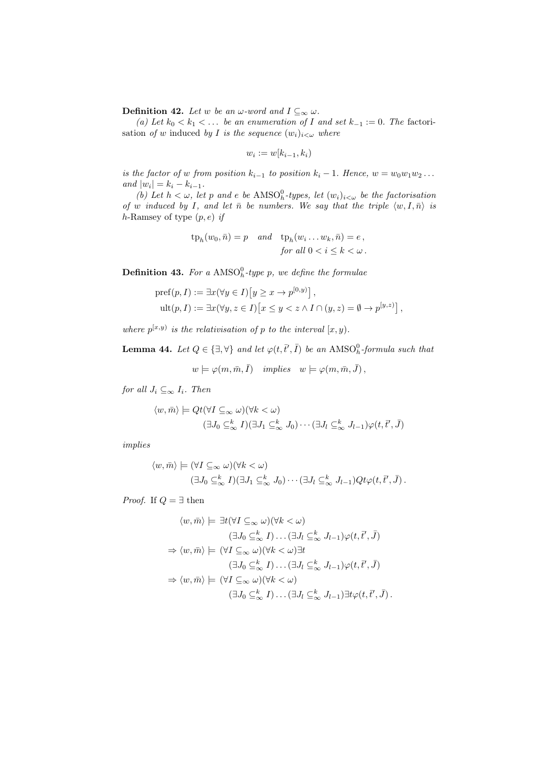**Definition 42.** *Let $w$ be an $\omega$-word and $I \subseteq_\infty \omega$.*

*(a) Let $k_0 < k_1 < \dots$ be an enumeration of $I$ and set $k_{-1} := 0$. The* factorisation *of $w$* induced *by $I$ is the sequence $(w_i)_{i<\omega}$ where*

$$w_i := w[k_{i-1}, k_i)$$

*is the factor of $w$ from position $k_{i-1}$ to position $k_i - 1$. Hence, $w = w_0 w_1 w_2 \dots$ and $|w_i| = k_i - k_{i-1}$.*

*(b) Let $h < \omega$, let $p$ and $e$ be $\mathrm{AMSO}^0_h$-types, let $(w_i)_{i<\omega}$ be the factorisation of $w$ induced by $I$, and let $\bar{n}$ be numbers. We say that the triple $\langle w, I, \bar{n}\rangle$ is* $h$-Ramsey of type $(p, e)$ *if*

$$\mathrm{tp}_h(w_0, \bar{n}) = p \quad \text{and} \quad \mathrm{tp}_h(w_i \dots w_k, \bar{n}) = e\,, \quad \text{for all } 0 < i \le k < \omega\,.$$

**Definition 43.** *For a $\mathrm{AMSO}^0_h$-type $p$, we define the formulae*

$$\mathrm{pref}(p, I) := \exists x (\forall y \in I)\big[y \ge x \to p^{[0,y)}\big]\,,$$
$$\mathrm{ult}(p, I) := \exists x (\forall y, z \in I)\big[x \le y < z \wedge I \cap (y, z) = \emptyset \to p^{[y,z)}\big]\,,$$

*where $p^{[x,y)}$ is the relativisation of $p$ to the interval $[x, y)$.*

**Lemma 44.** *Let $Q \in \{\exists, \forall\}$ and let $\varphi(t, \bar{t}', \bar{I})$ be an $\mathrm{AMSO}^0_h$-formula such that*

$$w \models \varphi(m, \bar{m}, \bar{I}) \quad \text{implies} \quad w \models \varphi(m, \bar{m}, \bar{J})\,,$$

*for all $J_i \subseteq_\infty I_i$. Then*

$$\langle w, \bar{m}\rangle \models Qt(\forall I \subseteq_\infty \omega)(\forall k < \omega)$$
$$(\exists J_0 \subseteq^k_\infty I)(\exists J_1 \subseteq^k_\infty J_0) \cdots (\exists J_l \subseteq^k_\infty J_{l-1})\varphi(t, \bar{t}', \bar{J})$$

*implies*

$$\langle w, \bar{m}\rangle \models (\forall I \subseteq_\infty \omega)(\forall k < \omega)$$
$$(\exists J_0 \subseteq^k_\infty I)(\exists J_1 \subseteq^k_\infty J_0) \cdots (\exists J_l \subseteq^k_\infty J_{l-1})Qt\varphi(t, \bar{t}', \bar{J})\,.$$

*Proof.* If $Q = \exists$ then

$$
\begin{aligned}
\langle w, \bar{m}\rangle \models\ & \exists t (\forall I \subseteq_\infty \omega)(\forall k < \omega) \\
& (\exists J_0 \subseteq^k_\infty I) \dots (\exists J_l \subseteq^k_\infty J_{l-1})\varphi(t, \bar{t}', \bar{J}) \\
\Rightarrow \langle w, \bar{m}\rangle \models\ & (\forall I \subseteq_\infty \omega)(\forall k < \omega)\exists t \\
& (\exists J_0 \subseteq^k_\infty I) \dots (\exists J_l \subseteq^k_\infty J_{l-1})\varphi(t, \bar{t}', \bar{J}) \\
\Rightarrow \langle w, \bar{m}\rangle \models\ & (\forall I \subseteq_\infty \omega)(\forall k < \omega) \\
& (\exists J_0 \subseteq^k_\infty I) \dots (\exists J_l \subseteq^k_\infty J_{l-1})\exists t \varphi(t, \bar{t}', \bar{J})\,.
\end{aligned}
$$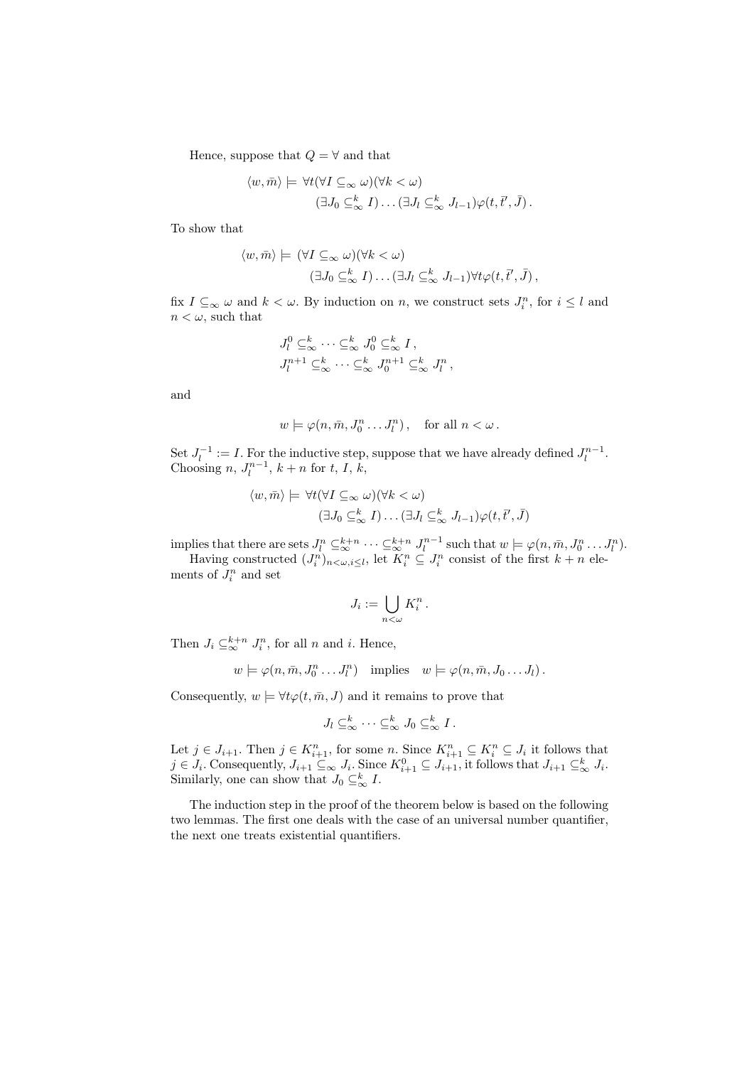Hence, suppose that $Q = \forall$ and that

$$\langle w, \bar{m}\rangle \models \forall t(\forall I \subseteq_\infty \omega)(\forall k < \omega)$$
$$(\exists J_0 \subseteq^k_\infty I) \dots (\exists J_l \subseteq^k_\infty J_{l-1})\varphi(t, \bar{t}', \bar{J})\,.$$

To show that

$$\langle w, \bar{m}\rangle \models (\forall I \subseteq_\infty \omega)(\forall k < \omega)$$
$$(\exists J_0 \subseteq^k_\infty I) \dots (\exists J_l \subseteq^k_\infty J_{l-1})\forall t\varphi(t, \bar{t}', \bar{J})\,,$$

fix $I \subseteq_\infty \omega$ and $k < \omega$. By induction on $n$, we construct sets $J^n_i$, for $i \leq l$ and $n < \omega$, such that

$$J^0_l \subseteq^k_\infty \dots \subseteq^k_\infty J^0_0 \subseteq^k_\infty I\,,$$
$$J^{n+1}_l \subseteq^k_\infty \dots \subseteq^k_\infty J^{n+1}_0 \subseteq^k_\infty J^n_l\,,$$

and

$$w \models \varphi(n, \bar{m}, J^n_0 \dots J^n_l)\,, \quad \text{for all } n < \omega\,.$$

Set $J^{-1}_l := I$. For the inductive step, suppose that we have already defined $J^{n-1}_l$. Choosing $n$, $J^{n-1}_l$, $k+n$ for $t$, $I$, $k$,

$$\langle w, \bar{m}\rangle \models \forall t(\forall I \subseteq_\infty \omega)(\forall k < \omega)$$
$$(\exists J_0 \subseteq^k_\infty I) \dots (\exists J_l \subseteq^k_\infty J_{l-1})\varphi(t, \bar{t}', \bar{J})$$

implies that there are sets $J^n_l \subseteq^{k+n}_\infty \dots \subseteq^{k+n}_\infty J^{n-1}_l$ such that $w \models \varphi(n, \bar{m}, J^n_0 \dots J^n_l)$.

Having constructed $(J^n_i)_{n<\omega, i\leq l}$, let $K^n_i \subseteq J^n_i$ consist of the first $k+n$ elements of $J^n_i$ and set

$$J_i := \bigcup_{n<\omega} K^n_i\,.$$

Then $J_i \subseteq^{k+n}_\infty J^n_i$, for all $n$ and $i$. Hence,

$$w \models \varphi(n, \bar{m}, J^n_0 \dots J^n_l) \quad \text{implies} \quad w \models \varphi(n, \bar{m}, J_0 \dots J_l)\,.$$

Consequently, $w \models \forall t\varphi(t, \bar{m}, J)$ and it remains to prove that

$$J_l \subseteq^k_\infty \dots \subseteq^k_\infty J_0 \subseteq^k_\infty I\,.$$

Let $j \in J_{i+1}$. Then $j \in K^n_{i+1}$, for some $n$. Since $K^n_{i+1} \subseteq K^n_i \subseteq J_i$ it follows that $j \in J_i$. Consequently, $J_{i+1} \subseteq_\infty J_i$. Since $K^0_{i+1} \subseteq J_{i+1}$, it follows that $J_{i+1} \subseteq^k_\infty J_i$. Similarly, one can show that $J_0 \subseteq^k_\infty I$.

The induction step in the proof of the theorem below is based on the following two lemmas. The first one deals with the case of an universal number quantifier, the next one treats existential quantifiers.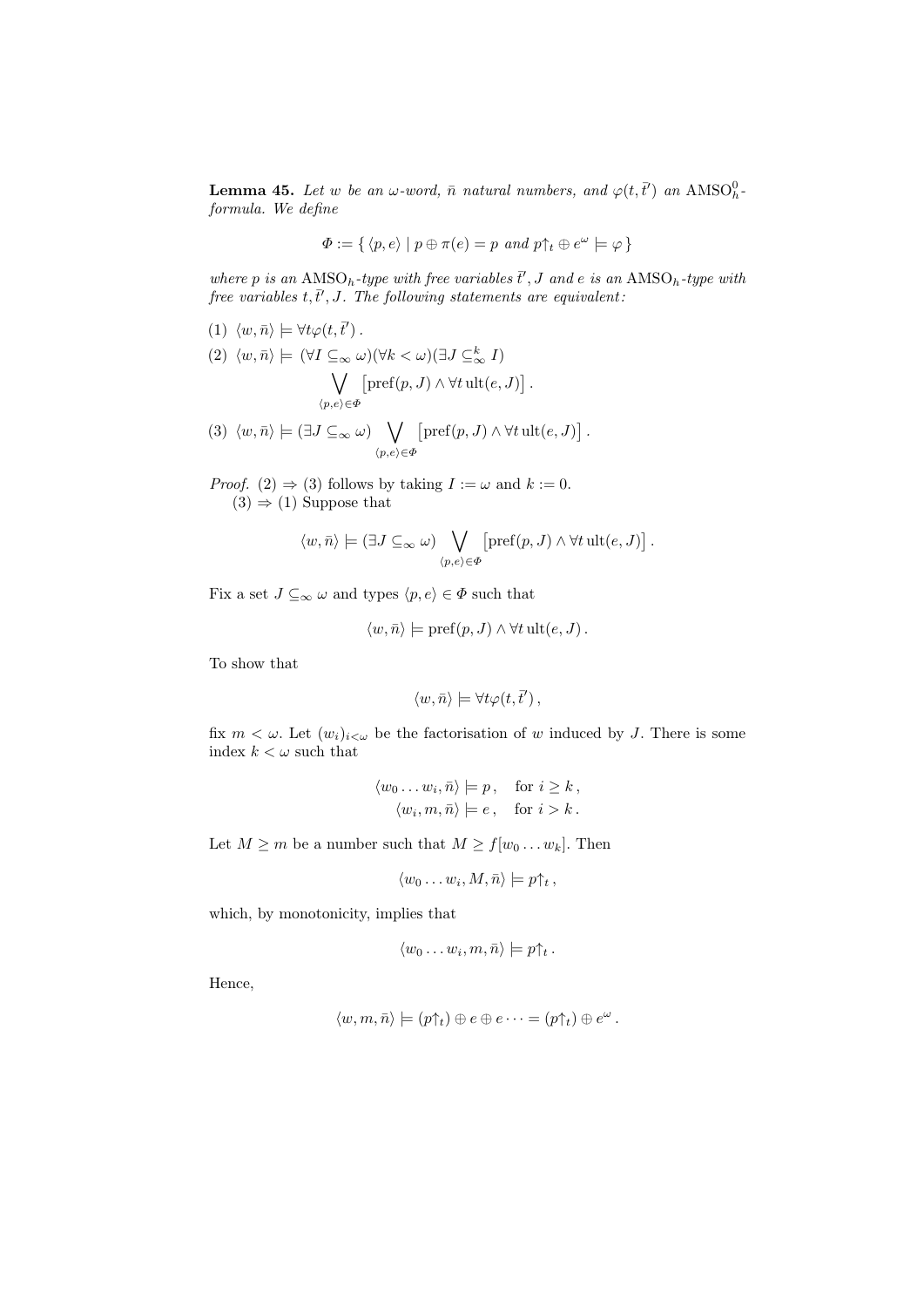**Lemma 45.** *Let $w$ be an $\omega$-word, $\bar{n}$ natural numbers, and $\varphi(t, \bar{t}')$ an $\mathrm{AMSO}_h^0$-formula. We define*

$$\Phi := \{ \langle p, e \rangle \mid p \oplus \pi(e) = p \text{ and } p{\uparrow_t} \oplus e^\omega \models \varphi \}$$

*where $p$ is an $\mathrm{AMSO}_h$-type with free variables $\bar{t}', J$ and $e$ is an $\mathrm{AMSO}_h$-type with free variables $t, \bar{t}', J$. The following statements are equivalent:*

(1) $\langle w, \bar{n} \rangle \models \forall t \varphi(t, \bar{t}')$.

(2) $\langle w, \bar{n} \rangle \models (\forall I \subseteq_\infty \omega)(\forall k < \omega)(\exists J \subseteq_\infty^k I)$
$$\bigvee_{\langle p,e \rangle \in \Phi} \big[\mathrm{pref}(p, J) \wedge \forall t \, \mathrm{ult}(e, J)\big].$$

(3) $\langle w, \bar{n} \rangle \models (\exists J \subseteq_\infty \omega) \displaystyle\bigvee_{\langle p,e \rangle \in \Phi} \big[\mathrm{pref}(p, J) \wedge \forall t \, \mathrm{ult}(e, J)\big]$.

*Proof.* (2) $\Rightarrow$ (3) follows by taking $I := \omega$ and $k := 0$.

(3) $\Rightarrow$ (1) Suppose that

$$\langle w, \bar{n} \rangle \models (\exists J \subseteq_\infty \omega) \bigvee_{\langle p,e \rangle \in \Phi} \big[\mathrm{pref}(p, J) \wedge \forall t \, \mathrm{ult}(e, J)\big].$$

Fix a set $J \subseteq_\infty \omega$ and types $\langle p, e \rangle \in \Phi$ such that

$$\langle w, \bar{n} \rangle \models \mathrm{pref}(p, J) \wedge \forall t \, \mathrm{ult}(e, J).$$

To show that

$$\langle w, \bar{n} \rangle \models \forall t \varphi(t, \bar{t}'),$$

fix $m < \omega$. Let $(w_i)_{i<\omega}$ be the factorisation of $w$ induced by $J$. There is some index $k < \omega$ such that

$$\begin{aligned} \langle w_0 \dots w_i, \bar{n} \rangle &\models p, \quad \text{for } i \geq k, \\ \langle w_i, m, \bar{n} \rangle &\models e, \quad \text{for } i > k. \end{aligned}$$

Let $M \geq m$ be a number such that $M \geq f[w_0 \dots w_k]$. Then

$$\langle w_0 \dots w_i, M, \bar{n} \rangle \models p{\uparrow_t},$$

which, by monotonicity, implies that

$$\langle w_0 \dots w_i, m, \bar{n} \rangle \models p{\uparrow_t}.$$

Hence,

$$\langle w, m, \bar{n} \rangle \models (p{\uparrow_t}) \oplus e \oplus e \cdots = (p{\uparrow_t}) \oplus e^\omega.$$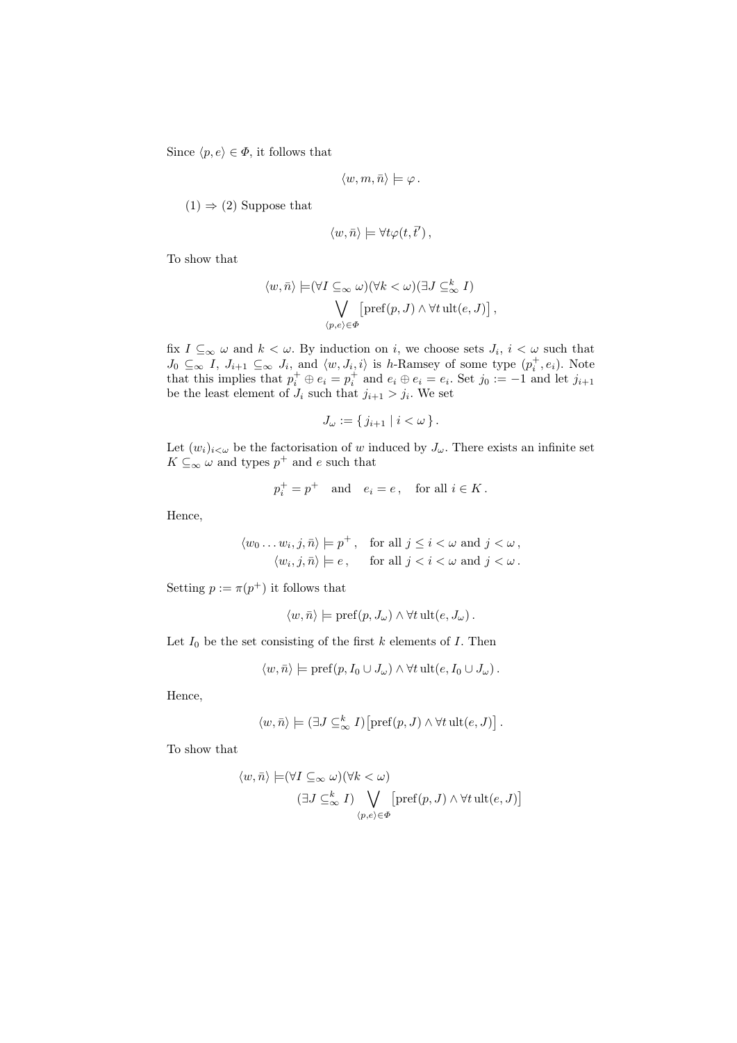Since $\langle p, e\rangle \in \Phi$, it follows that

$$\langle w, m, \bar{n}\rangle \models \varphi\,.$$

(1) $\Rightarrow$ (2) Suppose that

$$\langle w, \bar{n}\rangle \models \forall t\varphi(t, \bar{t}')\,,$$

To show that

$$\begin{aligned}\langle w, \bar{n}\rangle \models &(\forall I \subseteq_\infty \omega)(\forall k < \omega)(\exists J \subseteq^k_\infty I)\\ &\bigvee_{\langle p,e\rangle\in\Phi} \big[\mathrm{pref}(p, J) \wedge \forall t\,\mathrm{ult}(e, J)\big]\,,\end{aligned}$$

fix $I \subseteq_\infty \omega$ and $k < \omega$. By induction on $i$, we choose sets $J_i$, $i < \omega$ such that $J_0 \subseteq_\infty I$, $J_{i+1} \subseteq_\infty J_i$, and $\langle w, J_i, i\rangle$ is $h$-Ramsey of some type $(p^+_i, e_i)$. Note that this implies that $p^+_i \oplus e_i = p^+_i$ and $e_i \oplus e_i = e_i$. Set $j_0 := -1$ and let $j_{i+1}$ be the least element of $J_i$ such that $j_{i+1} > j_i$. We set

$$J_\omega := \{\, j_{i+1} \mid i < \omega \,\}\,.$$

Let $(w_i)_{i<\omega}$ be the factorisation of $w$ induced by $J_\omega$. There exists an infinite set $K \subseteq_\infty \omega$ and types $p^+$ and $e$ such that

$$p^+_i = p^+ \quad \text{and} \quad e_i = e\,, \quad \text{for all } i \in K\,.$$

Hence,

$$\begin{aligned}\langle w_0 \dots w_i, j, \bar{n}\rangle &\models p^+\,, \quad \text{for all } j \le i < \omega \text{ and } j < \omega\,,\\ \langle w_i, j, \bar{n}\rangle &\models e\,, \quad\ \ \text{for all } j < i < \omega \text{ and } j < \omega\,.\end{aligned}$$

Setting $p := \pi(p^+)$ it follows that

$$\langle w, \bar{n}\rangle \models \mathrm{pref}(p, J_\omega) \wedge \forall t\,\mathrm{ult}(e, J_\omega)\,.$$

Let $I_0$ be the set consisting of the first $k$ elements of $I$. Then

$$\langle w, \bar{n}\rangle \models \mathrm{pref}(p, I_0 \cup J_\omega) \wedge \forall t\,\mathrm{ult}(e, I_0 \cup J_\omega)\,.$$

Hence,

$$\langle w, \bar{n}\rangle \models (\exists J \subseteq^k_\infty I)\big[\mathrm{pref}(p, J) \wedge \forall t\,\mathrm{ult}(e, J)\big]\,.$$

To show that

$$\begin{aligned}\langle w, \bar{n}\rangle \models &(\forall I \subseteq_\infty \omega)(\forall k < \omega)\\ &(\exists J \subseteq^k_\infty I) \bigvee_{\langle p,e\rangle\in\Phi} \big[\mathrm{pref}(p, J) \wedge \forall t\,\mathrm{ult}(e, J)\big]\end{aligned}$$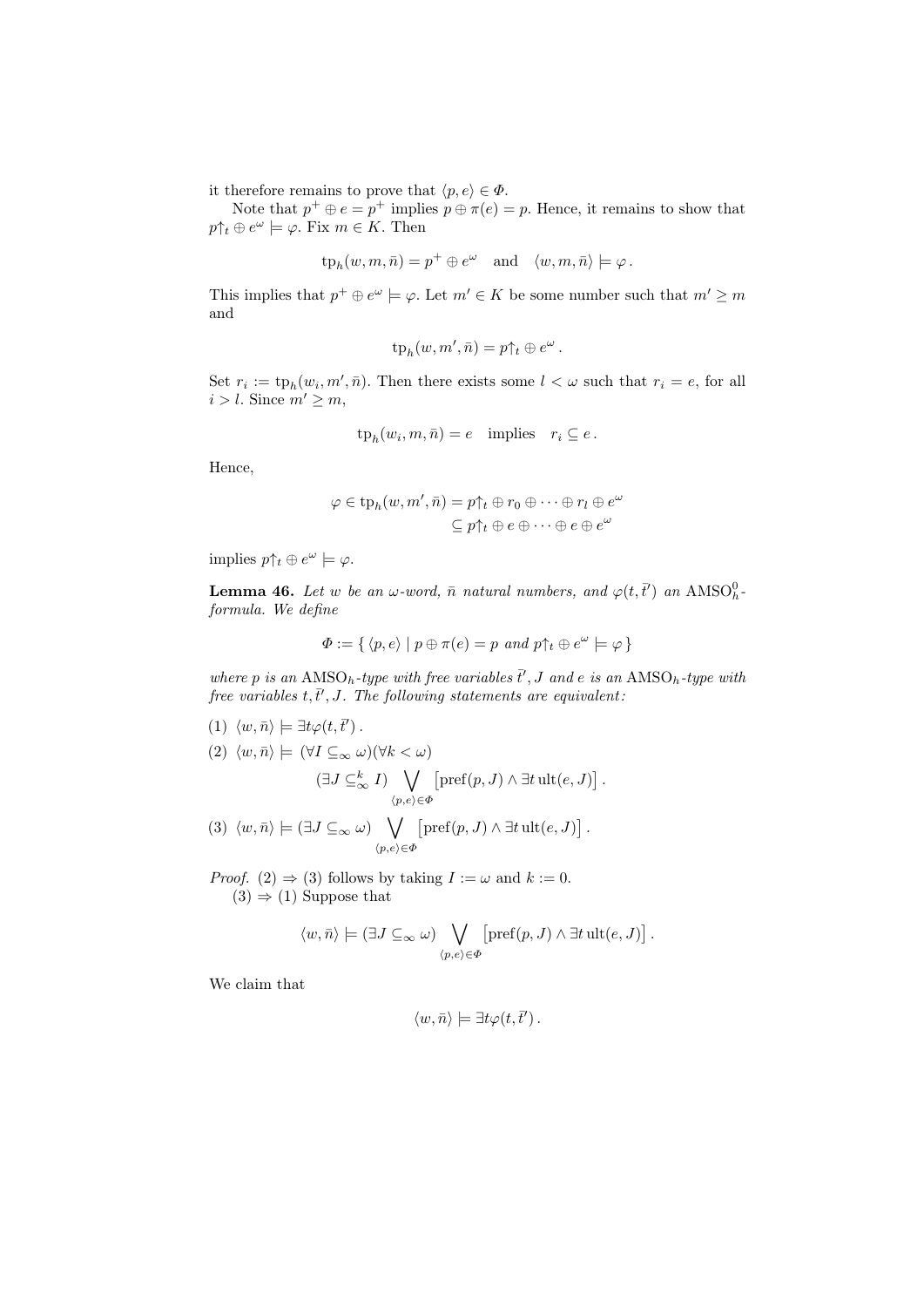it therefore remains to prove that $\langle p, e\rangle \in \Phi$.

Note that $p^+ \oplus e = p^+$ implies $p \oplus \pi(e) = p$. Hence, it remains to show that $p{\restriction_t} \oplus e^\omega \models \varphi$. Fix $m \in K$. Then

$$\mathrm{tp}_h(w, m, \bar{n}) = p^+ \oplus e^\omega \quad \text{and} \quad \langle w, m, \bar{n}\rangle \models \varphi\,.$$

This implies that $p^+ \oplus e^\omega \models \varphi$. Let $m' \in K$ be some number such that $m' \geq m$ and

$$\mathrm{tp}_h(w, m', \bar{n}) = p{\restriction_t} \oplus e^\omega\,.$$

Set $r_i := \mathrm{tp}_h(w_i, m', \bar{n})$. Then there exists some $l < \omega$ such that $r_i = e$, for all $i > l$. Since $m' \geq m$,

$$\mathrm{tp}_h(w_i, m, \bar{n}) = e \quad \text{implies} \quad r_i \subseteq e\,.$$

Hence,

$$\begin{aligned}\varphi \in \mathrm{tp}_h(w, m', \bar{n}) &= p{\restriction_t} \oplus r_0 \oplus \cdots \oplus r_l \oplus e^\omega \\ &\subseteq p{\restriction_t} \oplus e \oplus \cdots \oplus e \oplus e^\omega\end{aligned}$$

implies $p{\restriction_t} \oplus e^\omega \models \varphi$.

**Lemma 46.** *Let $w$ be an $\omega$-word, $\bar{n}$ natural numbers, and $\varphi(t, \bar{t}')$ an $\mathrm{AMSO}^0_h$-formula. We define*

$$\Phi := \{\, \langle p, e\rangle \mid p \oplus \pi(e) = p \text{ and } p{\restriction_t} \oplus e^\omega \models \varphi \,\}$$

*where $p$ is an $\mathrm{AMSO}_h$-type with free variables $\bar{t}', J$ and $e$ is an $\mathrm{AMSO}_h$-type with free variables $t, \bar{t}', J$. The following statements are equivalent:*

(1) $\langle w, \bar{n}\rangle \models \exists t \varphi(t, \bar{t}')\,.$

(2) $\langle w, \bar{n}\rangle \models (\forall I \subseteq_\infty \omega)(\forall k < \omega)$
$$(\exists J \subseteq^k_\infty I) \bigvee_{\langle p, e\rangle \in \Phi} \big[\mathrm{pref}(p, J) \wedge \exists t\, \mathrm{ult}(e, J)\big]\,.$$

(3) $\langle w, \bar{n}\rangle \models (\exists J \subseteq_\infty \omega) \displaystyle\bigvee_{\langle p, e\rangle \in \Phi} \big[\mathrm{pref}(p, J) \wedge \exists t\, \mathrm{ult}(e, J)\big]\,.$

*Proof.* (2) $\Rightarrow$ (3) follows by taking $I := \omega$ and $k := 0$.

(3) $\Rightarrow$ (1) Suppose that

$$\langle w, \bar{n}\rangle \models (\exists J \subseteq_\infty \omega) \bigvee_{\langle p, e\rangle \in \Phi} \big[\mathrm{pref}(p, J) \wedge \exists t\, \mathrm{ult}(e, J)\big]\,.$$

We claim that

$$\langle w, \bar{n}\rangle \models \exists t \varphi(t, \bar{t}')\,.$$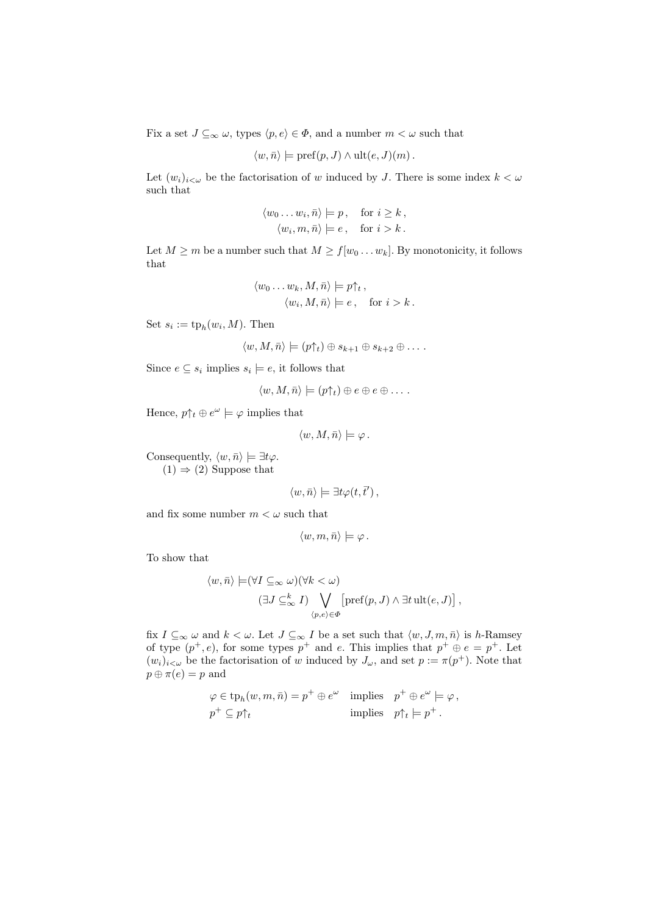Fix a set $J \subseteq_\infty \omega$, types $\langle p, e\rangle \in \varPhi$, and a number $m < \omega$ such that

$$\langle w, \bar{n}\rangle \models \mathrm{pref}(p, J) \wedge \mathrm{ult}(e, J)(m)\,.$$

Let $(w_i)_{i<\omega}$ be the factorisation of $w$ induced by $J$. There is some index $k < \omega$ such that

$$\begin{aligned} \langle w_0 \dots w_i, \bar{n}\rangle &\models p\,, \quad \text{for } i \geq k\,,\\ \langle w_i, m, \bar{n}\rangle &\models e\,, \quad \text{for } i > k\,. \end{aligned}$$

Let $M \geq m$ be a number such that $M \geq f[w_0 \dots w_k]$. By monotonicity, it follows that

$$\begin{aligned} \langle w_0 \dots w_k, M, \bar{n}\rangle &\models p{\uparrow_t}\,,\\ \langle w_i, M, \bar{n}\rangle &\models e\,, \quad \text{for } i > k\,. \end{aligned}$$

Set $s_i := \mathrm{tp}_h(w_i, M)$. Then

$$\langle w, M, \bar{n}\rangle \models (p{\uparrow_t}) \oplus s_{k+1} \oplus s_{k+2} \oplus \dots\,.$$

Since $e \subseteq s_i$ implies $s_i \models e$, it follows that

$$\langle w, M, \bar{n}\rangle \models (p{\uparrow_t}) \oplus e \oplus e \oplus \dots\,.$$

Hence, $p{\uparrow_t} \oplus e^\omega \models \varphi$ implies that

$$\langle w, M, \bar{n}\rangle \models \varphi\,.$$

Consequently, $\langle w, \bar{n}\rangle \models \exists t\varphi$.

(1) $\Rightarrow$ (2) Suppose that

$$\langle w, \bar{n}\rangle \models \exists t\varphi(t, \bar{t}')\,,$$

and fix some number $m < \omega$ such that

$$\langle w, m, \bar{n}\rangle \models \varphi\,.$$

To show that

$$\begin{aligned} \langle w, \bar{n}\rangle \models &(\forall I \subseteq_\infty \omega)(\forall k < \omega)\\ &(\exists J \subseteq^k_\infty I) \bigvee_{\langle p,e\rangle \in \varPhi} \big[\mathrm{pref}(p, J) \wedge \exists t\, \mathrm{ult}(e, J)\big]\,, \end{aligned}$$

fix $I \subseteq_\infty \omega$ and $k < \omega$. Let $J \subseteq_\infty I$ be a set such that $\langle w, J, m, \bar{n}\rangle$ is $h$-Ramsey of type $(p^+, e)$, for some types $p^+$ and $e$. This implies that $p^+ \oplus e = p^+$. Let $(w_i)_{i<\omega}$ be the factorisation of $w$ induced by $J_\omega$, and set $p := \pi(p^+)$. Note that $p \oplus \pi(e) = p$ and

$$\begin{aligned} &\varphi \in \mathrm{tp}_h(w, m, \bar{n}) = p^+ \oplus e^\omega \quad &&\text{implies} \quad p^+ \oplus e^\omega \models \varphi\,,\\ &p^+ \subseteq p{\uparrow_t} &&\text{implies} \quad p{\uparrow_t} \models p^+\,. \end{aligned}$$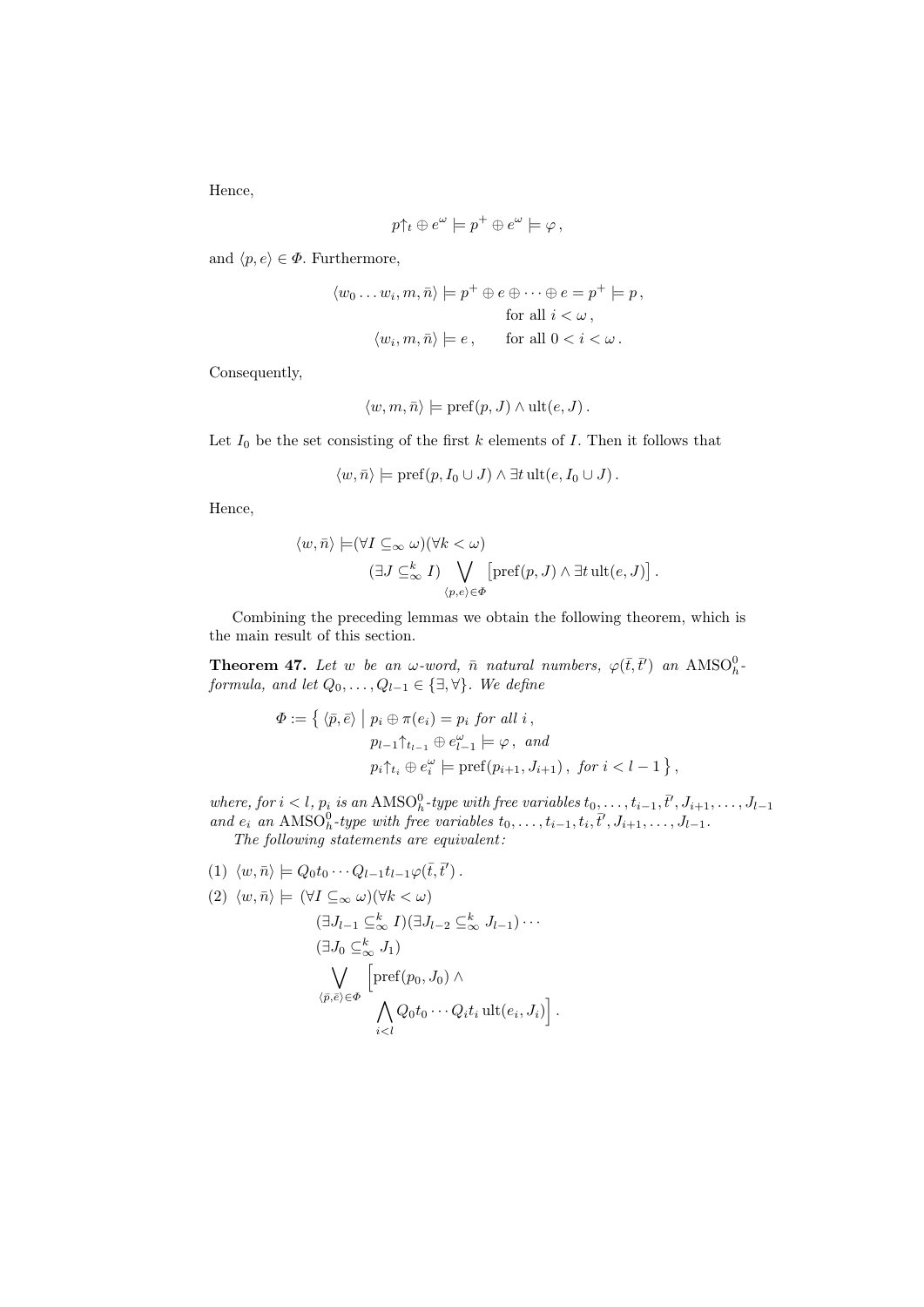Hence,

$$p{\uparrow}_t \oplus e^\omega \models p^+ \oplus e^\omega \models \varphi\,,$$

and $\langle p, e\rangle \in \Phi$. Furthermore,

$$\begin{aligned}
\langle w_0 \dots w_i, m, \bar{n}\rangle &\models p^+ \oplus e \oplus \dots \oplus e = p^+ \models p\,, \\
&\qquad \text{for all } i < \omega\,, \\
\langle w_i, m, \bar{n}\rangle &\models e\,, \qquad \text{for all } 0 < i < \omega\,.
\end{aligned}$$

Consequently,

$$\langle w, m, \bar{n}\rangle \models \operatorname{pref}(p, J) \wedge \operatorname{ult}(e, J)\,.$$

Let $I_0$ be the set consisting of the first $k$ elements of $I$. Then it follows that

$$\langle w, \bar{n}\rangle \models \operatorname{pref}(p, I_0 \cup J) \wedge \exists t\, \operatorname{ult}(e, I_0 \cup J)\,.$$

Hence,

$$\begin{aligned}
\langle w, \bar{n}\rangle \models\, &(\forall I \subseteq_\infty \omega)(\forall k < \omega) \\
&\quad (\exists J \subseteq^k_\infty I) \bigvee_{\langle p, e\rangle \in \Phi} \big[\operatorname{pref}(p, J) \wedge \exists t\, \operatorname{ult}(e, J)\big]\,.
\end{aligned}$$

Combining the preceding lemmas we obtain the following theorem, which is the main result of this section.

**Theorem 47.** *Let $w$ be an $\omega$-word, $\bar{n}$ natural numbers, $\varphi(\bar{t}, \bar{t}')$ an $\mathrm{AMSO}^0_h$-formula, and let $Q_0, \dots, Q_{l-1} \in \{\exists, \forall\}$. We define*

$$\begin{aligned}
\Phi := \big\{\, \langle \bar{p}, \bar{e}\rangle \;\big|\; & p_i \oplus \pi(e_i) = p_i \text{ for all } i\,, \\
& p_{l-1}{\uparrow}_{t_{l-1}} \oplus e^\omega_{l-1} \models \varphi\,, \text{ and} \\
& p_i{\uparrow}_{t_i} \oplus e^\omega_i \models \operatorname{pref}(p_{i+1}, J_{i+1})\,, \text{ for } i < l-1 \,\big\}\,,
\end{aligned}$$

*where, for $i < l$, $p_i$ is an $\mathrm{AMSO}^0_h$-type with free variables $t_0, \dots, t_{i-1}, \bar{t}', J_{i+1}, \dots, J_{l-1}$ and $e_i$ an $\mathrm{AMSO}^0_h$-type with free variables $t_0, \dots, t_{i-1}, t_i, \bar{t}', J_{i+1}, \dots, J_{l-1}$.*

*The following statements are equivalent:*

(1) $\langle w, \bar{n}\rangle \models Q_0 t_0 \cdots Q_{l-1} t_{l-1} \varphi(\bar{t}, \bar{t}')\,.$

(2)
$$\begin{aligned}
\langle w, \bar{n}\rangle \models\; &(\forall I \subseteq_\infty \omega)(\forall k < \omega) \\
&\quad (\exists J_{l-1} \subseteq^k_\infty I)(\exists J_{l-2} \subseteq^k_\infty J_{l-1}) \cdots \\
&\quad (\exists J_0 \subseteq^k_\infty J_1) \\
&\quad \bigvee_{\langle \bar{p}, \bar{e}\rangle \in \Phi} \Big[\operatorname{pref}(p_0, J_0) \wedge \\
&\qquad\qquad \bigwedge_{i<l} Q_0 t_0 \cdots Q_i t_i\, \operatorname{ult}(e_i, J_i)\Big]\,.
\end{aligned}$$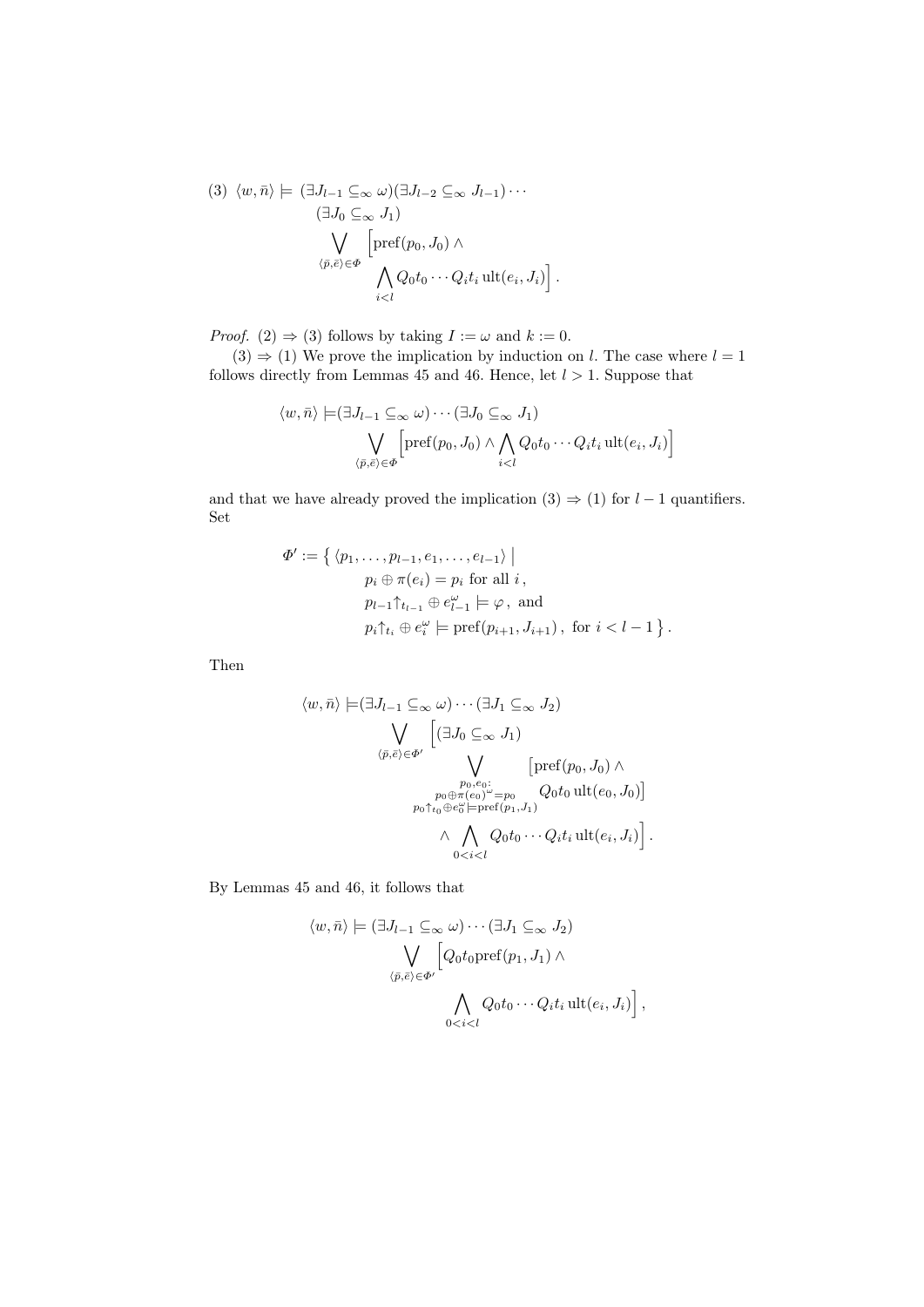(3) $\langle w, \bar{n} \rangle \models (\exists J_{l-1} \subseteq_\infty \omega)(\exists J_{l-2} \subseteq_\infty J_{l-1}) \cdots$
$$(\exists J_0 \subseteq_\infty J_1) \bigvee_{\langle \bar{p}, \bar{e} \rangle \in \Phi} \Big[ \mathrm{pref}(p_0, J_0) \wedge \bigwedge_{i<l} Q_0 t_0 \cdots Q_i t_i \, \mathrm{ult}(e_i, J_i) \Big] .$$

*Proof.* (2) ⇒ (3) follows by taking $I := \omega$ and $k := 0$.

(3) ⇒ (1) We prove the implication by induction on $l$. The case where $l = 1$ follows directly from Lemmas 45 and 46. Hence, let $l > 1$. Suppose that

$$\langle w, \bar{n} \rangle \models (\exists J_{l-1} \subseteq_\infty \omega) \cdots (\exists J_0 \subseteq_\infty J_1) \bigvee_{\langle \bar{p}, \bar{e} \rangle \in \Phi} \Big[ \mathrm{pref}(p_0, J_0) \wedge \bigwedge_{i<l} Q_0 t_0 \cdots Q_i t_i \, \mathrm{ult}(e_i, J_i) \Big]$$

and that we have already proved the implication (3) ⇒ (1) for $l-1$ quantifiers. Set

$$\begin{aligned} \Phi' := \big\{ \langle p_1, \dots, p_{l-1}, e_1, \dots, e_{l-1} \rangle \;\big|\; & \\ & p_i \oplus \pi(e_i) = p_i \text{ for all } i\,, \\ & p_{l-1}{\uparrow}_{t_{l-1}} \oplus e_{l-1}^\omega \models \varphi\,, \text{ and} \\ & p_i{\uparrow}_{t_i} \oplus e_i^\omega \models \mathrm{pref}(p_{i+1}, J_{i+1})\,, \text{ for } i < l-1 \big\} . \end{aligned}$$

Then

$$\begin{aligned} \langle w, \bar{n} \rangle \models & (\exists J_{l-1} \subseteq_\infty \omega) \cdots (\exists J_1 \subseteq_\infty J_2) \\ & \bigvee_{\langle \bar{p}, \bar{e} \rangle \in \Phi'} \Big[ (\exists J_0 \subseteq_\infty J_1) \bigvee_{\substack{p_0, e_0: \\ p_0 \oplus \pi(e_0)^\omega = p_0 \\ p_0{\uparrow}_{t_0} \oplus e_0^\omega \models \mathrm{pref}(p_1, J_1)}} \big[ \mathrm{pref}(p_0, J_0) \wedge Q_0 t_0 \, \mathrm{ult}(e_0, J_0) \big] \\ & \qquad \wedge \bigwedge_{0<i<l} Q_0 t_0 \cdots Q_i t_i \, \mathrm{ult}(e_i, J_i) \Big] . \end{aligned}$$

By Lemmas 45 and 46, it follows that

$$\begin{aligned} \langle w, \bar{n} \rangle \models & (\exists J_{l-1} \subseteq_\infty \omega) \cdots (\exists J_1 \subseteq_\infty J_2) \\ & \bigvee_{\langle \bar{p}, \bar{e} \rangle \in \Phi'} \Big[ Q_0 t_0 \mathrm{pref}(p_1, J_1) \wedge \bigwedge_{0<i<l} Q_0 t_0 \cdots Q_i t_i \, \mathrm{ult}(e_i, J_i) \Big] , \end{aligned}$$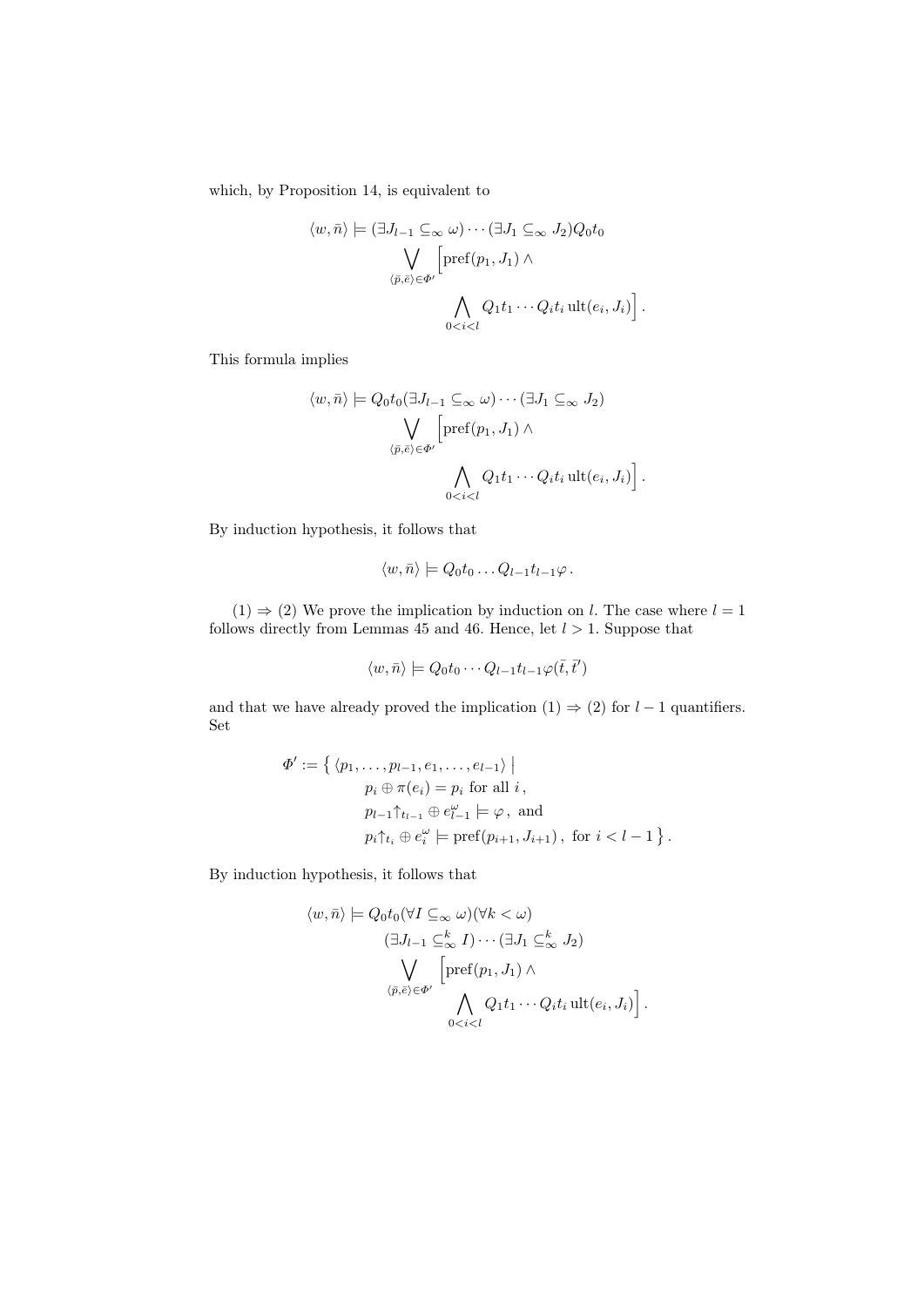which, by Proposition 14, is equivalent to

$$\langle w, \bar{n} \rangle \models (\exists J_{l-1} \subseteq_\infty \omega) \cdots (\exists J_1 \subseteq_\infty J_2) Q_0 t_0 \bigvee_{\langle \bar{p}, \bar{e} \rangle \in \Phi'} \Big[ \mathrm{pref}(p_1, J_1) \wedge \bigwedge_{0<i<l} Q_1 t_1 \cdots Q_i t_i \, \mathrm{ult}(e_i, J_i) \Big] .$$

This formula implies

$$\langle w, \bar{n} \rangle \models Q_0 t_0 (\exists J_{l-1} \subseteq_\infty \omega) \cdots (\exists J_1 \subseteq_\infty J_2) \bigvee_{\langle \bar{p}, \bar{e} \rangle \in \Phi'} \Big[ \mathrm{pref}(p_1, J_1) \wedge \bigwedge_{0<i<l} Q_1 t_1 \cdots Q_i t_i \, \mathrm{ult}(e_i, J_i) \Big] .$$

By induction hypothesis, it follows that

$$\langle w, \bar{n} \rangle \models Q_0 t_0 \dots Q_{l-1} t_{l-1} \varphi .$$

(1) $\Rightarrow$ (2) We prove the implication by induction on $l$. The case where $l = 1$ follows directly from Lemmas 45 and 46. Hence, let $l > 1$. Suppose that

$$\langle w, \bar{n} \rangle \models Q_0 t_0 \cdots Q_{l-1} t_{l-1} \varphi(\bar{t}, \bar{t}')$$

and that we have already proved the implication (1) $\Rightarrow$ (2) for $l - 1$ quantifiers. Set

$$\begin{aligned} \Phi' := \big\{ \langle p_1, \dots, p_{l-1}, e_1, \dots, e_{l-1} \rangle \bigm| \; & p_i \oplus \pi(e_i) = p_i \text{ for all } i , \\ & p_{l-1}{\restriction}_{t_{l-1}} \oplus e_{l-1}^\omega \models \varphi , \text{ and} \\ & p_i{\restriction}_{t_i} \oplus e_i^\omega \models \mathrm{pref}(p_{i+1}, J_{i+1}) , \text{ for } i < l-1 \big\} . \end{aligned}$$

By induction hypothesis, it follows that

$$\langle w, \bar{n} \rangle \models Q_0 t_0 (\forall I \subseteq_\infty \omega)(\forall k < \omega) (\exists J_{l-1} \subseteq^k_\infty I) \cdots (\exists J_1 \subseteq^k_\infty J_2) \bigvee_{\langle \bar{p}, \bar{e} \rangle \in \Phi'} \Big[ \mathrm{pref}(p_1, J_1) \wedge \bigwedge_{0<i<l} Q_1 t_1 \cdots Q_i t_i \, \mathrm{ult}(e_i, J_i) \Big] .$$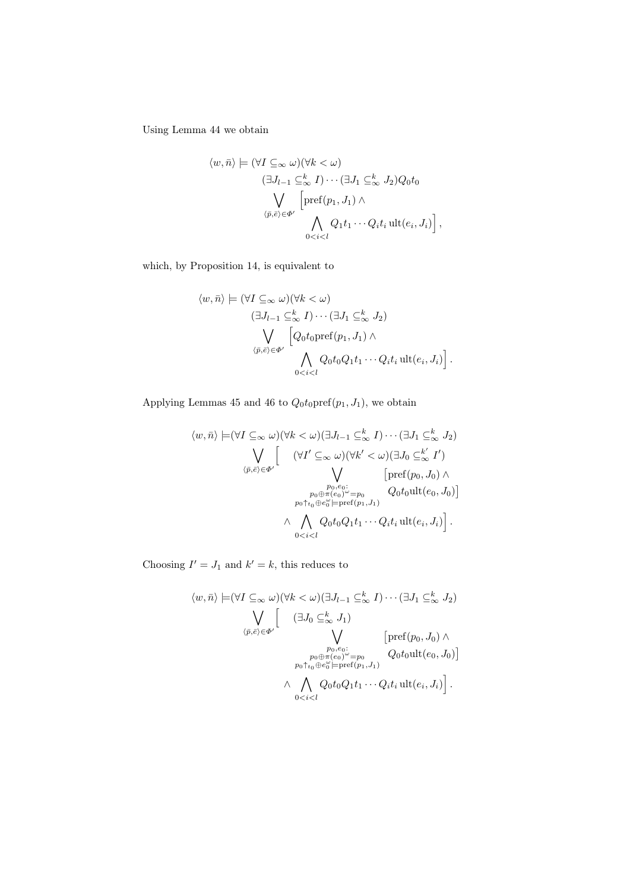Using Lemma 44 we obtain

$$
\begin{aligned}
\langle w, \bar{n} \rangle \models\ & (\forall I \subseteq_\infty \omega)(\forall k < \omega) \\
& (\exists J_{l-1} \subseteq_\infty^k I) \cdots (\exists J_1 \subseteq_\infty^k J_2) Q_0 t_0 \\
& \bigvee_{\langle \bar{p}, \bar{e} \rangle \in \Phi'} \Big[ \mathrm{pref}(p_1, J_1) \wedge \\
& \qquad \bigwedge_{0<i<l} Q_1 t_1 \cdots Q_i t_i \, \mathrm{ult}(e_i, J_i) \Big],
\end{aligned}
$$

which, by Proposition 14, is equivalent to

$$
\begin{aligned}
\langle w, \bar{n} \rangle \models\ & (\forall I \subseteq_\infty \omega)(\forall k < \omega) \\
& (\exists J_{l-1} \subseteq_\infty^k I) \cdots (\exists J_1 \subseteq_\infty^k J_2) \\
& \bigvee_{\langle \bar{p}, \bar{e} \rangle \in \Phi'} \Big[ Q_0 t_0 \mathrm{pref}(p_1, J_1) \wedge \\
& \qquad \bigwedge_{0<i<l} Q_0 t_0 Q_1 t_1 \cdots Q_i t_i \, \mathrm{ult}(e_i, J_i) \Big].
\end{aligned}
$$

Applying Lemmas 45 and 46 to $Q_0 t_0 \mathrm{pref}(p_1, J_1)$, we obtain

$$
\begin{aligned}
\langle w, \bar{n} \rangle \models & (\forall I \subseteq_\infty \omega)(\forall k < \omega)(\exists J_{l-1} \subseteq_\infty^k I) \cdots (\exists J_1 \subseteq_\infty^k J_2) \\
& \bigvee_{\langle \bar{p}, \bar{e} \rangle \in \Phi'} \Big[ \quad (\forall I' \subseteq_\infty \omega)(\forall k' < \omega)(\exists J_0 \subseteq_\infty^{k'} I') \\
& \qquad \bigvee_{\substack{p_0, e_0: \\ p_0 \oplus \pi(e_0)^\omega = p_0 \\ p_0 \uparrow t_0 \oplus e_0^\omega \models \mathrm{pref}(p_1, J_1)}} \big[ \mathrm{pref}(p_0, J_0) \wedge Q_0 t_0 \mathrm{ult}(e_0, J_0) \big] \\
& \qquad \wedge \bigwedge_{0<i<l} Q_0 t_0 Q_1 t_1 \cdots Q_i t_i \, \mathrm{ult}(e_i, J_i) \Big].
\end{aligned}
$$

Choosing $I' = J_1$ and $k' = k$, this reduces to

$$
\begin{aligned}
\langle w, \bar{n} \rangle \models & (\forall I \subseteq_\infty \omega)(\forall k < \omega)(\exists J_{l-1} \subseteq_\infty^k I) \cdots (\exists J_1 \subseteq_\infty^k J_2) \\
& \bigvee_{\langle \bar{p}, \bar{e} \rangle \in \Phi'} \Big[ \quad (\exists J_0 \subseteq_\infty^k J_1) \\
& \qquad \bigvee_{\substack{p_0, e_0: \\ p_0 \oplus \pi(e_0)^\omega = p_0 \\ p_0 \uparrow t_0 \oplus e_0^\omega \models \mathrm{pref}(p_1, J_1)}} \big[ \mathrm{pref}(p_0, J_0) \wedge Q_0 t_0 \mathrm{ult}(e_0, J_0) \big] \\
& \qquad \wedge \bigwedge_{0<i<l} Q_0 t_0 Q_1 t_1 \cdots Q_i t_i \, \mathrm{ult}(e_i, J_i) \Big].
\end{aligned}
$$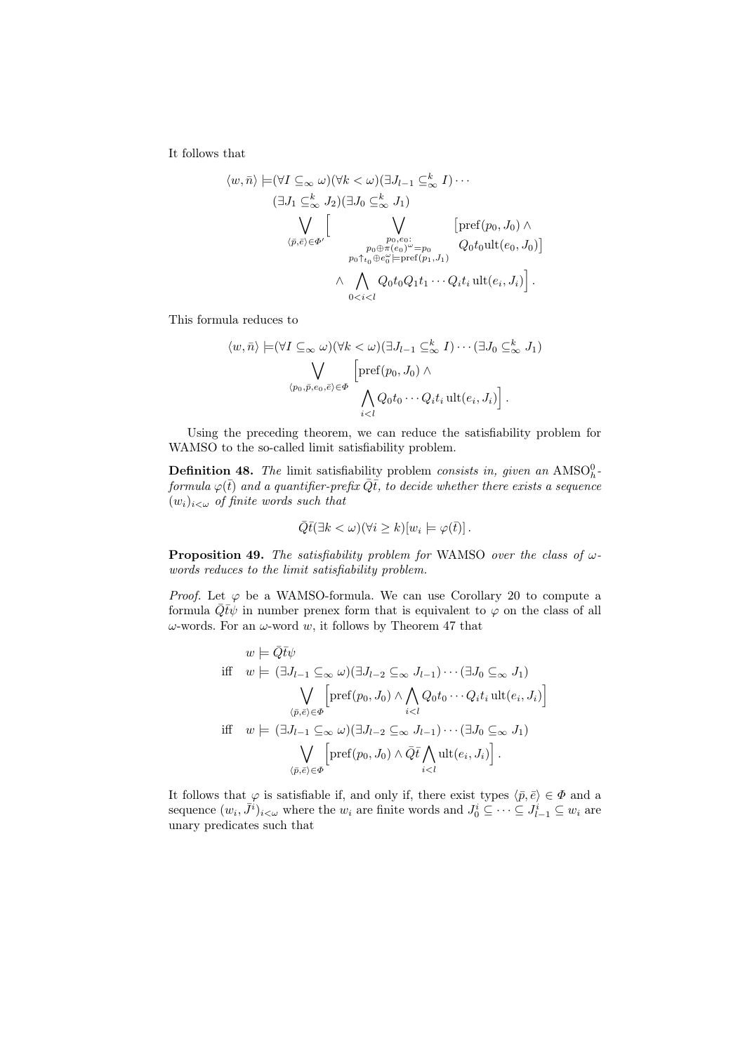It follows that

$$\begin{aligned}
\langle w, \bar{n}\rangle \models\, &(\forall I \subseteq_\infty \omega)(\forall k < \omega)(\exists J_{l-1} \subseteq^k_\infty I) \cdots \\
&(\exists J_1 \subseteq^k_\infty J_2)(\exists J_0 \subseteq^k_\infty J_1) \\
&\bigvee_{\langle \bar{p}, \bar{e}\rangle \in \Phi'} \Big[ \bigvee_{\substack{p_0, e_0: \\ p_0 \oplus \pi(e_0)^\omega = p_0 \\ p_0 \restriction_{t_0} \oplus e_0^\omega \models \mathrm{pref}(p_1, J_1)}} \big[\mathrm{pref}(p_0, J_0) \wedge Q_0 t_0 \mathrm{ult}(e_0, J_0)\big] \\
&\qquad \wedge \bigwedge_{0 < i < l} Q_0 t_0 Q_1 t_1 \cdots Q_i t_i \,\mathrm{ult}(e_i, J_i)\Big]\,.
\end{aligned}$$

This formula reduces to

$$\begin{aligned}
\langle w, \bar{n}\rangle \models\, &(\forall I \subseteq_\infty \omega)(\forall k < \omega)(\exists J_{l-1} \subseteq^k_\infty I) \cdots (\exists J_0 \subseteq^k_\infty J_1) \\
&\bigvee_{\langle p_0, \bar{p}, e_0, \bar{e}\rangle \in \Phi} \Big[\mathrm{pref}(p_0, J_0) \wedge \\
&\qquad \bigwedge_{i < l} Q_0 t_0 \cdots Q_i t_i \,\mathrm{ult}(e_i, J_i)\Big]\,.
\end{aligned}$$

Using the preceding theorem, we can reduce the satisfiability problem for WAMSO to the so-called limit satisfiability problem.

**Definition 48.** *The* limit satisfiability problem *consists in, given an* $\mathrm{AMSO}^0_h$*-formula* $\varphi(\bar{t})$ *and a quantifier-prefix* $\bar{Q}\bar{t}$*, to decide whether there exists a sequence* $(w_i)_{i<\omega}$ *of finite words such that*

$$\bar{Q}\bar{t}(\exists k < \omega)(\forall i \geq k)[w_i \models \varphi(\bar{t})]\,.$$

**Proposition 49.** *The satisfiability problem for* WAMSO *over the class of* $\omega$*-words reduces to the limit satisfiability problem.*

*Proof.* Let $\varphi$ be a WAMSO-formula. We can use Corollary 20 to compute a formula $\bar{Q}\bar{t}\psi$ in number prenex form that is equivalent to $\varphi$ on the class of all $\omega$-words. For an $\omega$-word $w$, it follows by Theorem 47 that

$$\begin{aligned}
&w \models \bar{Q}\bar{t}\psi \\
\text{iff}\quad &w \models (\exists J_{l-1} \subseteq_\infty \omega)(\exists J_{l-2} \subseteq_\infty J_{l-1}) \cdots (\exists J_0 \subseteq_\infty J_1) \\
&\qquad \bigvee_{\langle \bar{p}, \bar{e}\rangle \in \Phi} \Big[\mathrm{pref}(p_0, J_0) \wedge \bigwedge_{i<l} Q_0 t_0 \cdots Q_i t_i \,\mathrm{ult}(e_i, J_i)\Big] \\
\text{iff}\quad &w \models (\exists J_{l-1} \subseteq_\infty \omega)(\exists J_{l-2} \subseteq_\infty J_{l-1}) \cdots (\exists J_0 \subseteq_\infty J_1) \\
&\qquad \bigvee_{\langle \bar{p}, \bar{e}\rangle \in \Phi} \Big[\mathrm{pref}(p_0, J_0) \wedge \bar{Q}\bar{t} \bigwedge_{i<l} \mathrm{ult}(e_i, J_i)\Big]\,.
\end{aligned}$$

It follows that $\varphi$ is satisfiable if, and only if, there exist types $\langle \bar{p}, \bar{e}\rangle \in \Phi$ and a sequence $(w_i, \bar{J}^i)_{i<\omega}$ where the $w_i$ are finite words and $J^i_0 \subseteq \cdots \subseteq J^i_{l-1} \subseteq w_i$ are unary predicates such that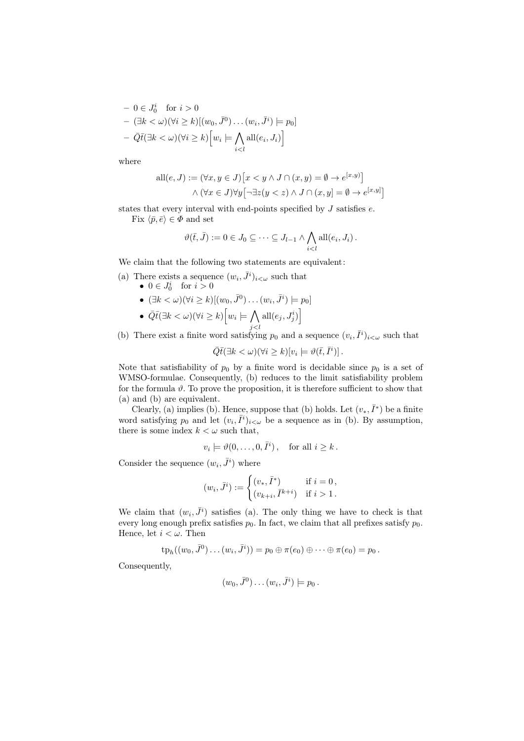– $0 \in J^i_0$ for $i > 0$
– $(\exists k < \omega)(\forall i \geq k)[(w_0, \bar{J}^0) \dots (w_i, \bar{J}^i) \models p_0]$
– $\bar{Q}\bar{t}(\exists k < \omega)(\forall i \geq k)\Big[w_i \models \bigwedge_{i<l} \operatorname{all}(e_i, J_i)\Big]$

where

$$\operatorname{all}(e, J) := (\forall x, y \in J)\big[x < y \wedge J \cap (x, y) = \emptyset \rightarrow e^{[x,y)}\big] \\ \wedge (\forall x \in J)\forall y\big[\neg\exists z(y < z) \wedge J \cap (x, y] = \emptyset \rightarrow e^{[x,y]}\big]$$

states that every interval with end-points specified by $J$ satisfies $e$.

Fix $\langle \bar{p}, \bar{e} \rangle \in \Phi$ and set

$$\vartheta(\bar{t}, \bar{J}) := 0 \in J_0 \subseteq \dots \subseteq J_{l-1} \wedge \bigwedge_{i<l} \operatorname{all}(e_i, J_i)\,.$$

We claim that the following two statements are equivalent:

(a) There exists a sequence $(w_i, \bar{J}^i)_{i<\omega}$ such that
  - $0 \in J^i_0$ for $i > 0$
  - $(\exists k < \omega)(\forall i \geq k)[(w_0, \bar{J}^0) \dots (w_i, \bar{J}^i) \models p_0]$
  - $\bar{Q}\bar{t}(\exists k < \omega)(\forall i \geq k)\Big[w_i \models \bigwedge_{j<l} \operatorname{all}(e_j, J^i_j)\Big]$

(b) There exist a finite word satisfying $p_0$ and a sequence $(v_i, \bar{I}^i)_{i<\omega}$ such that

$$\bar{Q}\bar{t}(\exists k < \omega)(\forall i \geq k)[v_i \models \vartheta(\bar{t}, \bar{I}^i)]\,.$$

Note that satisfiability of $p_0$ by a finite word is decidable since $p_0$ is a set of WMSO-formulae. Consequently, (b) reduces to the limit satisfiability problem for the formula $\vartheta$. To prove the proposition, it is therefore sufficient to show that (a) and (b) are equivalent.

Clearly, (a) implies (b). Hence, suppose that (b) holds. Let $(v_*, \bar{I}^*)$ be a finite word satisfying $p_0$ and let $(v_i, \bar{I}^i)_{i<\omega}$ be a sequence as in (b). By assumption, there is some index $k < \omega$ such that,

$$v_i \models \vartheta(0, \dots, 0, \bar{I}^i)\,, \quad \text{for all } i \geq k\,.$$

Consider the sequence $(w_i, \bar{J}^i)$ where

$$(w_i, \bar{J}^i) := \begin{cases} (v_*, \bar{I}^*) & \text{if } i = 0\,, \\ (v_{k+i}, \bar{I}^{k+i}) & \text{if } i > 1\,. \end{cases}$$

We claim that $(w_i, \bar{J}^i)$ satisfies (a). The only thing we have to check is that every long enough prefix satisfies $p_0$. In fact, we claim that all prefixes satisfy $p_0$. Hence, let $i < \omega$. Then

$$\operatorname{tp}_h((w_0, \bar{J}^0) \dots (w_i, \bar{J}^i)) = p_0 \oplus \pi(e_0) \oplus \dots \oplus \pi(e_0) = p_0\,.$$

Consequently,

$$(w_0, \bar{J}^0) \dots (w_i, \bar{J}^i) \models p_0\,.$$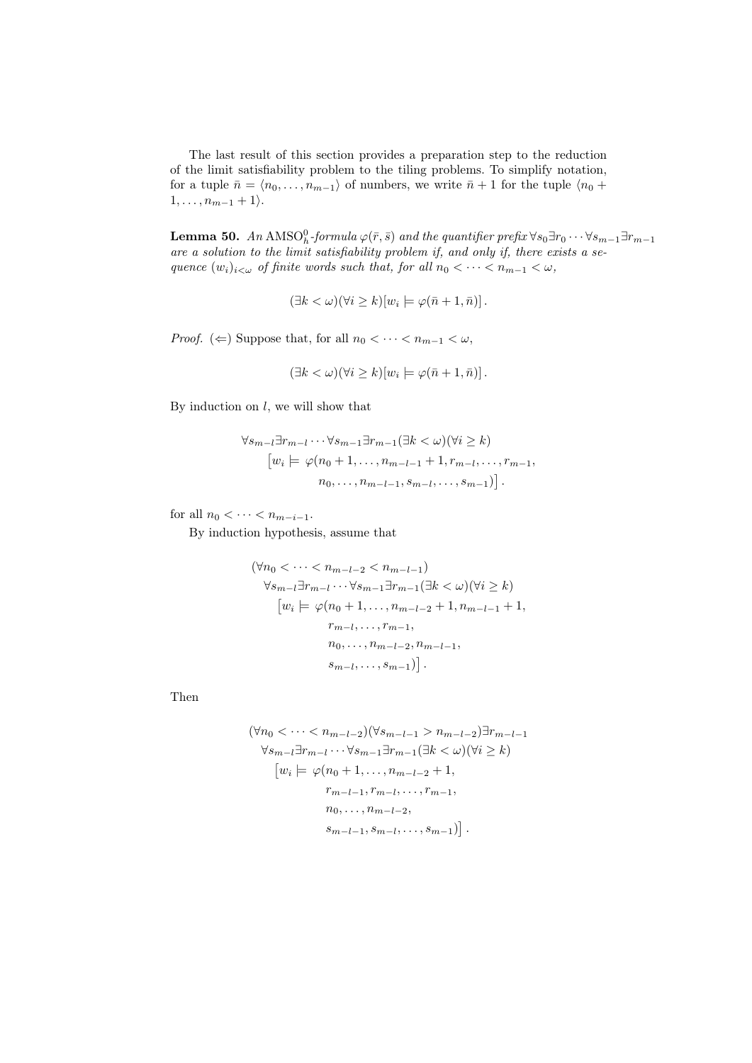The last result of this section provides a preparation step to the reduction of the limit satisfiability problem to the tiling problems. To simplify notation, for a tuple $\bar{n} = \langle n_0, \dots, n_{m-1} \rangle$ of numbers, we write $\bar{n}+1$ for the tuple $\langle n_0 + 1, \dots, n_{m-1}+1 \rangle$.

**Lemma 50.** *An* $\mathrm{AMSO}^0_h$*-formula* $\varphi(\bar{r}, \bar{s})$ *and the quantifier prefix* $\forall s_0 \exists r_0 \cdots \forall s_{m-1} \exists r_{m-1}$ *are a solution to the limit satisfiability problem if, and only if, there exists a sequence* $(w_i)_{i<\omega}$ *of finite words such that, for all* $n_0 < \cdots < n_{m-1} < \omega$,

$$(\exists k < \omega)(\forall i \geq k)[w_i \models \varphi(\bar{n}+1, \bar{n})] .$$

*Proof.* ($\Leftarrow$) Suppose that, for all $n_0 < \cdots < n_{m-1} < \omega$,

$$(\exists k < \omega)(\forall i \geq k)[w_i \models \varphi(\bar{n}+1, \bar{n})] .$$

By induction on $l$, we will show that

$$\begin{aligned} &\forall s_{m-l} \exists r_{m-l} \cdots \forall s_{m-1} \exists r_{m-1} (\exists k < \omega)(\forall i \geq k) \\ &\quad \big[w_i \models \varphi(n_0+1, \dots, n_{m-l-1}+1, r_{m-l}, \dots, r_{m-1}, \\ &\qquad\qquad n_0, \dots, n_{m-l-1}, s_{m-l}, \dots, s_{m-1})\big] . \end{aligned}$$

for all $n_0 < \cdots < n_{m-i-1}$.

By induction hypothesis, assume that

$$\begin{aligned} &(\forall n_0 < \cdots < n_{m-l-2} < n_{m-l-1}) \\ &\quad \forall s_{m-l} \exists r_{m-l} \cdots \forall s_{m-1} \exists r_{m-1} (\exists k < \omega)(\forall i \geq k) \\ &\qquad \big[w_i \models \varphi(n_0+1, \dots, n_{m-l-2}+1, n_{m-l-1}+1, \\ &\qquad\qquad r_{m-l}, \dots, r_{m-1}, \\ &\qquad\qquad n_0, \dots, n_{m-l-2}, n_{m-l-1}, \\ &\qquad\qquad s_{m-l}, \dots, s_{m-1})\big] . \end{aligned}$$

Then

$$\begin{aligned} &(\forall n_0 < \cdots < n_{m-l-2})(\forall s_{m-l-1} > n_{m-l-2}) \exists r_{m-l-1} \\ &\quad \forall s_{m-l} \exists r_{m-l} \cdots \forall s_{m-1} \exists r_{m-1} (\exists k < \omega)(\forall i \geq k) \\ &\qquad \big[w_i \models \varphi(n_0+1, \dots, n_{m-l-2}+1, \\ &\qquad\qquad r_{m-l-1}, r_{m-l}, \dots, r_{m-1}, \\ &\qquad\qquad n_0, \dots, n_{m-l-2}, \\ &\qquad\qquad s_{m-l-1}, s_{m-l}, \dots, s_{m-1})\big] . \end{aligned}$$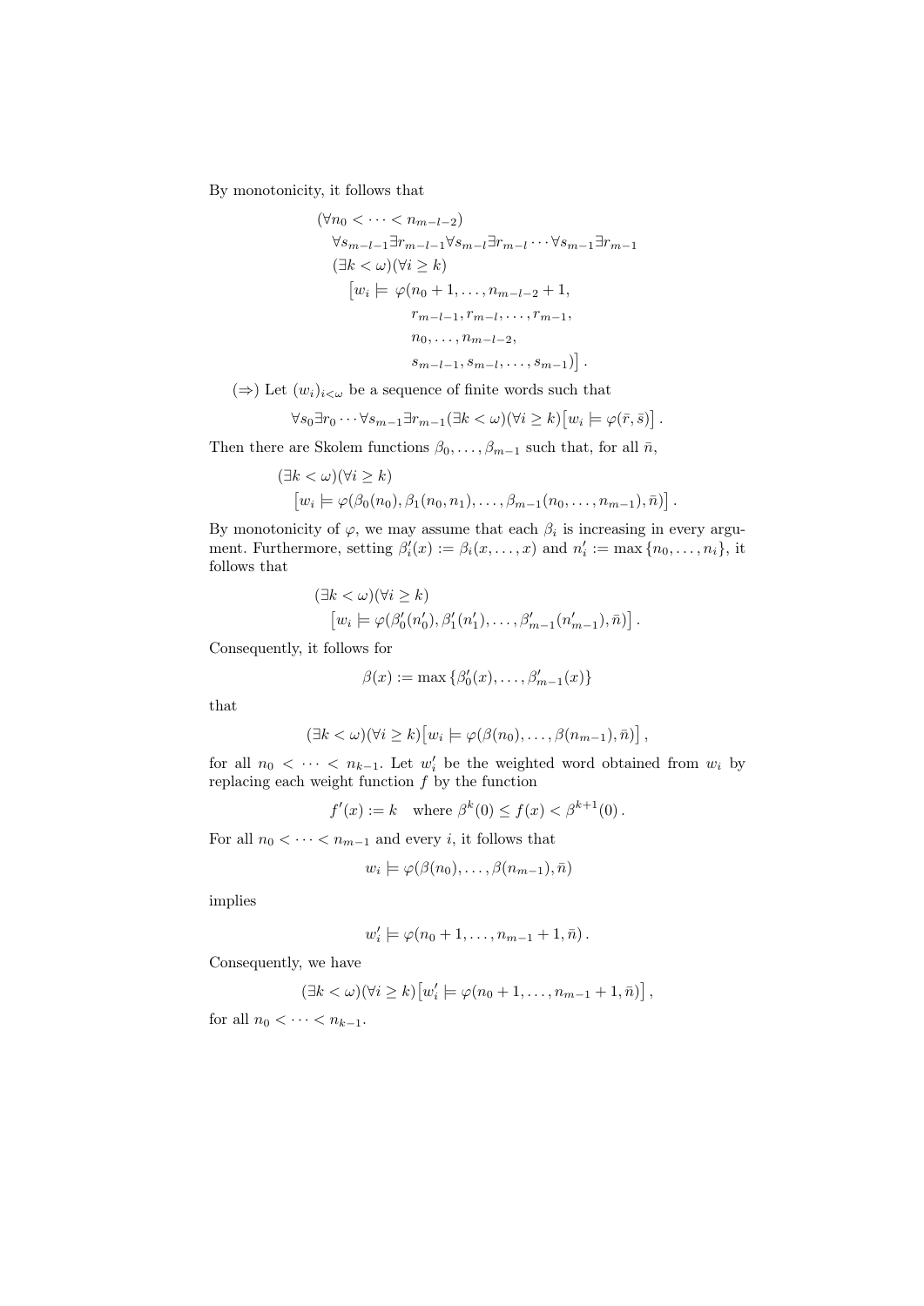By monotonicity, it follows that

$$
\begin{aligned}
&(\forall n_0 < \cdots < n_{m-l-2}) \\
&\quad \forall s_{m-l-1} \exists r_{m-l-1} \forall s_{m-l} \exists r_{m-l} \cdots \forall s_{m-1} \exists r_{m-1} \\
&\quad (\exists k < \omega)(\forall i \geq k) \\
&\qquad \big[ w_i \models \varphi(n_0 + 1, \dots, n_{m-l-2} + 1, \\
&\qquad\qquad r_{m-l-1}, r_{m-l}, \dots, r_{m-1}, \\
&\qquad\qquad n_0, \dots, n_{m-l-2}, \\
&\qquad\qquad s_{m-l-1}, s_{m-l}, \dots, s_{m-1}) \big] .
\end{aligned}
$$

($\Rightarrow$) Let $(w_i)_{i<\omega}$ be a sequence of finite words such that

$$
\forall s_0 \exists r_0 \cdots \forall s_{m-1} \exists r_{m-1} (\exists k < \omega)(\forall i \geq k) \big[ w_i \models \varphi(\bar{r}, \bar{s}) \big] .
$$

Then there are Skolem functions $\beta_0, \dots, \beta_{m-1}$ such that, for all $\bar{n}$,

$$
\begin{aligned}
&(\exists k < \omega)(\forall i \geq k) \\
&\quad \big[ w_i \models \varphi(\beta_0(n_0), \beta_1(n_0, n_1), \dots, \beta_{m-1}(n_0, \dots, n_{m-1}), \bar{n}) \big] .
\end{aligned}
$$

By monotonicity of $\varphi$, we may assume that each $\beta_i$ is increasing in every argument. Furthermore, setting $\beta_i'(x) := \beta_i(x, \dots, x)$ and $n_i' := \max\{n_0, \dots, n_i\}$, it follows that

$$
\begin{aligned}
&(\exists k < \omega)(\forall i \geq k) \\
&\quad \big[ w_i \models \varphi(\beta_0'(n_0'), \beta_1'(n_1'), \dots, \beta_{m-1}'(n_{m-1}'), \bar{n}) \big] .
\end{aligned}
$$

Consequently, it follows for

$$
\beta(x) := \max\{\beta_0'(x), \dots, \beta_{m-1}'(x)\}
$$

that

$$
(\exists k < \omega)(\forall i \geq k) \big[ w_i \models \varphi(\beta(n_0), \dots, \beta(n_{m-1}), \bar{n}) \big] ,
$$

for all $n_0 < \cdots < n_{k-1}$. Let $w_i'$ be the weighted word obtained from $w_i$ by replacing each weight function $f$ by the function

$$
f'(x) := k \quad \text{where } \beta^k(0) \leq f(x) < \beta^{k+1}(0) .
$$

For all $n_0 < \cdots < n_{m-1}$ and every $i$, it follows that

$$
w_i \models \varphi(\beta(n_0), \dots, \beta(n_{m-1}), \bar{n})
$$

implies

$$
w_i' \models \varphi(n_0 + 1, \dots, n_{m-1} + 1, \bar{n}) .
$$

Consequently, we have

$$
(\exists k < \omega)(\forall i \geq k) \big[ w_i' \models \varphi(n_0 + 1, \dots, n_{m-1} + 1, \bar{n}) \big] ,
$$

for all $n_0 < \cdots < n_{k-1}$.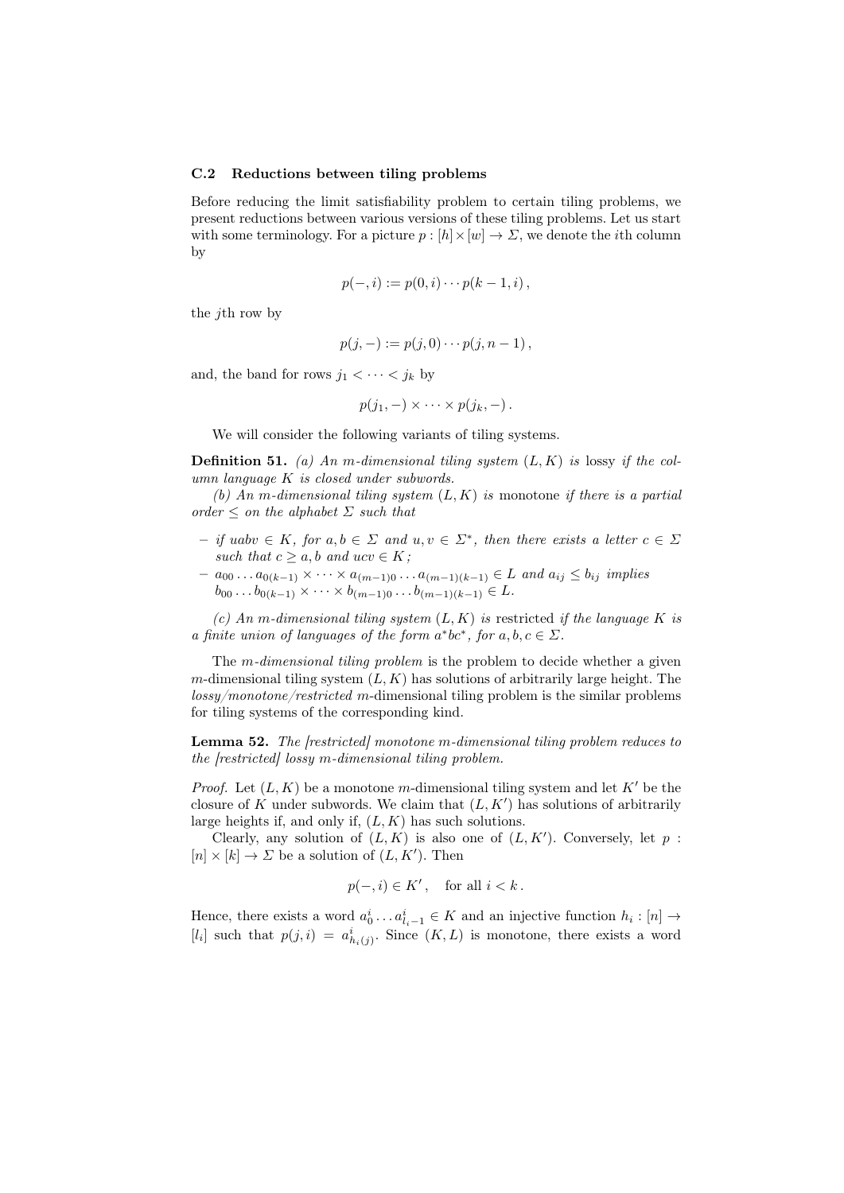### C.2 Reductions between tiling problems

Before reducing the limit satisfiability problem to certain tiling problems, we present reductions between various versions of these tiling problems. Let us start with some terminology. For a picture $p : [h] \times [w] \to \Sigma$, we denote the $i$th column by

$$p(-, i) := p(0, i) \cdots p(k-1, i)\,,$$

the $j$th row by

$$p(j, -) := p(j, 0) \cdots p(j, n-1)\,,$$

and, the band for rows $j_1 < \cdots < j_k$ by

$$p(j_1, -) \times \cdots \times p(j_k, -)\,.$$

We will consider the following variants of tiling systems.

**Definition 51.** *(a) An $m$-dimensional tiling system $(L, K)$ is* lossy *if the column language $K$ is closed under subwords.*

*(b) An $m$-dimensional tiling system $(L, K)$ is* monotone *if there is a partial order $\leq$ on the alphabet $\Sigma$ such that*

- *if $uabv \in K$, for $a, b \in \Sigma$ and $u, v \in \Sigma^*$, then there exists a letter $c \in \Sigma$ such that $c \geq a, b$ and $ucv \in K$;*
- *$a_{00} \ldots a_{0(k-1)} \times \cdots \times a_{(m-1)0} \ldots a_{(m-1)(k-1)} \in L$ and $a_{ij} \leq b_{ij}$ implies $b_{00} \ldots b_{0(k-1)} \times \cdots \times b_{(m-1)0} \ldots b_{(m-1)(k-1)} \in L$.*

*(c) An $m$-dimensional tiling system $(L, K)$ is* restricted *if the language $K$ is a finite union of languages of the form $a^*bc^*$, for $a, b, c \in \Sigma$.*

The *$m$-dimensional tiling problem* is the problem to decide whether a given $m$-dimensional tiling system $(L, K)$ has solutions of arbitrarily large height. The *lossy/monotone/restricted* $m$-dimensional tiling problem is the similar problems for tiling systems of the corresponding kind.

**Lemma 52.** *The [restricted] monotone $m$-dimensional tiling problem reduces to the [restricted] lossy $m$-dimensional tiling problem.*

*Proof.* Let $(L, K)$ be a monotone $m$-dimensional tiling system and let $K'$ be the closure of $K$ under subwords. We claim that $(L, K')$ has solutions of arbitrarily large heights if, and only if, $(L, K)$ has such solutions.

Clearly, any solution of $(L, K)$ is also one of $(L, K')$. Conversely, let $p : [n] \times [k] \to \Sigma$ be a solution of $(L, K')$. Then

$$p(-, i) \in K'\,, \quad \text{for all } i < k\,.$$

Hence, there exists a word $a^i_0 \ldots a^i_{l_i - 1} \in K$ and an injective function $h_i : [n] \to [l_i]$ such that $p(j, i) = a^i_{h_i(j)}$. Since $(K, L)$ is monotone, there exists a word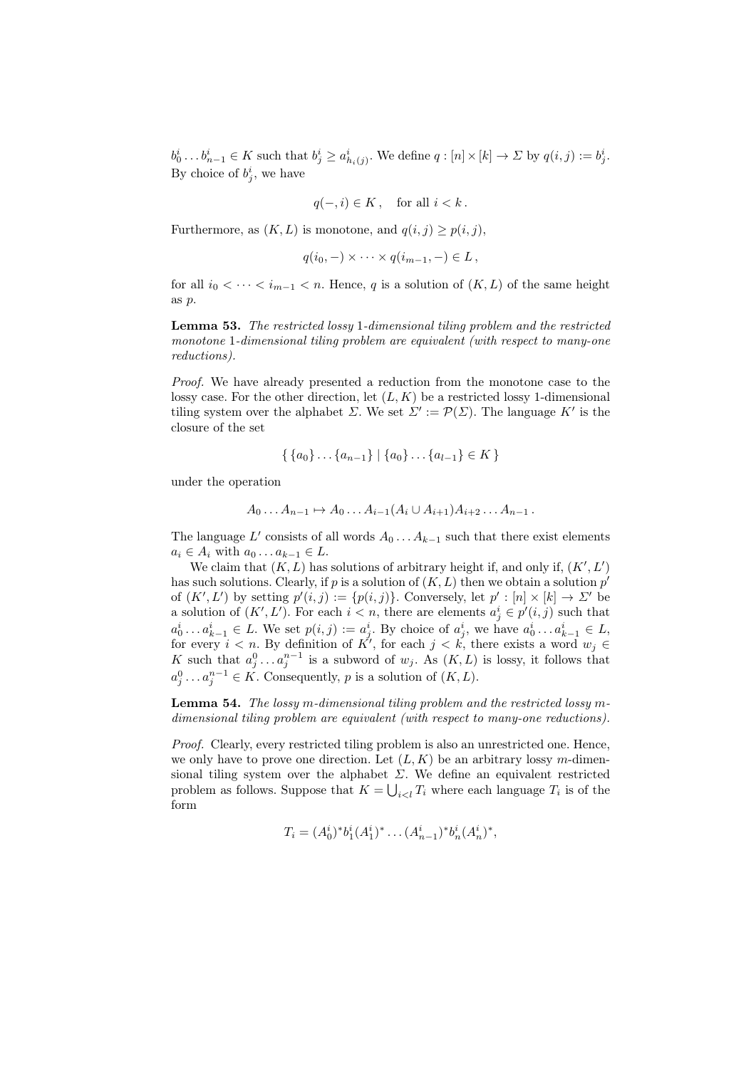$b^i_0 \dots b^i_{n-1} \in K$ such that $b^i_j \geq a^i_{h_i(j)}$. We define $q : [n] \times [k] \to \Sigma$ by $q(i,j) := b^i_j$. By choice of $b^i_j$, we have

$$q(-, i) \in K\,, \quad \text{for all } i < k\,.$$

Furthermore, as $(K, L)$ is monotone, and $q(i,j) \geq p(i,j)$,

$$q(i_0, -) \times \dots \times q(i_{m-1}, -) \in L\,,$$

for all $i_0 < \dots < i_{m-1} < n$. Hence, $q$ is a solution of $(K, L)$ of the same height as $p$.

**Lemma 53.** *The restricted lossy 1-dimensional tiling problem and the restricted monotone 1-dimensional tiling problem are equivalent (with respect to many-one reductions).*

*Proof.* We have already presented a reduction from the monotone case to the lossy case. For the other direction, let $(L, K)$ be a restricted lossy 1-dimensional tiling system over the alphabet $\Sigma$. We set $\Sigma' := \mathcal{P}(\Sigma)$. The language $K'$ is the closure of the set

$$\{\, \{a_0\} \dots \{a_{n-1}\} \mid \{a_0\} \dots \{a_{l-1}\} \in K \,\}$$

under the operation

$$A_0 \dots A_{n-1} \mapsto A_0 \dots A_{i-1}(A_i \cup A_{i+1})A_{i+2} \dots A_{n-1}\,.$$

The language $L'$ consists of all words $A_0 \dots A_{k-1}$ such that there exist elements $a_i \in A_i$ with $a_0 \dots a_{k-1} \in L$.

We claim that $(K, L)$ has solutions of arbitrary height if, and only if, $(K', L')$ has such solutions. Clearly, if $p$ is a solution of $(K, L)$ then we obtain a solution $p'$ of $(K', L')$ by setting $p'(i,j) := \{p(i,j)\}$. Conversely, let $p' : [n] \times [k] \to \Sigma'$ be a solution of $(K', L')$. For each $i < n$, there are elements $a^i_j \in p'(i,j)$ such that $a^i_0 \dots a^i_{k-1} \in L$. We set $p(i,j) := a^i_j$. By choice of $a^i_j$, we have $a^i_0 \dots a^i_{k-1} \in L$, for every $i < n$. By definition of $K'$, for each $j < k$, there exists a word $w_j \in K$ such that $a^0_j \dots a^{n-1}_j$ is a subword of $w_j$. As $(K, L)$ is lossy, it follows that $a^0_j \dots a^{n-1}_j \in K$. Consequently, $p$ is a solution of $(K, L)$.

**Lemma 54.** *The lossy $m$-dimensional tiling problem and the restricted lossy $m$-dimensional tiling problem are equivalent (with respect to many-one reductions).*

*Proof.* Clearly, every restricted tiling problem is also an unrestricted one. Hence, we only have to prove one direction. Let $(L, K)$ be an arbitrary lossy $m$-dimensional tiling system over the alphabet $\Sigma$. We define an equivalent restricted problem as follows. Suppose that $K = \bigcup_{i<l} T_i$ where each language $T_i$ is of the form

$$T_i = (A^i_0)^* b^i_1 (A^i_1)^* \dots (A^i_{n-1})^* b^i_n (A^i_n)^*,$$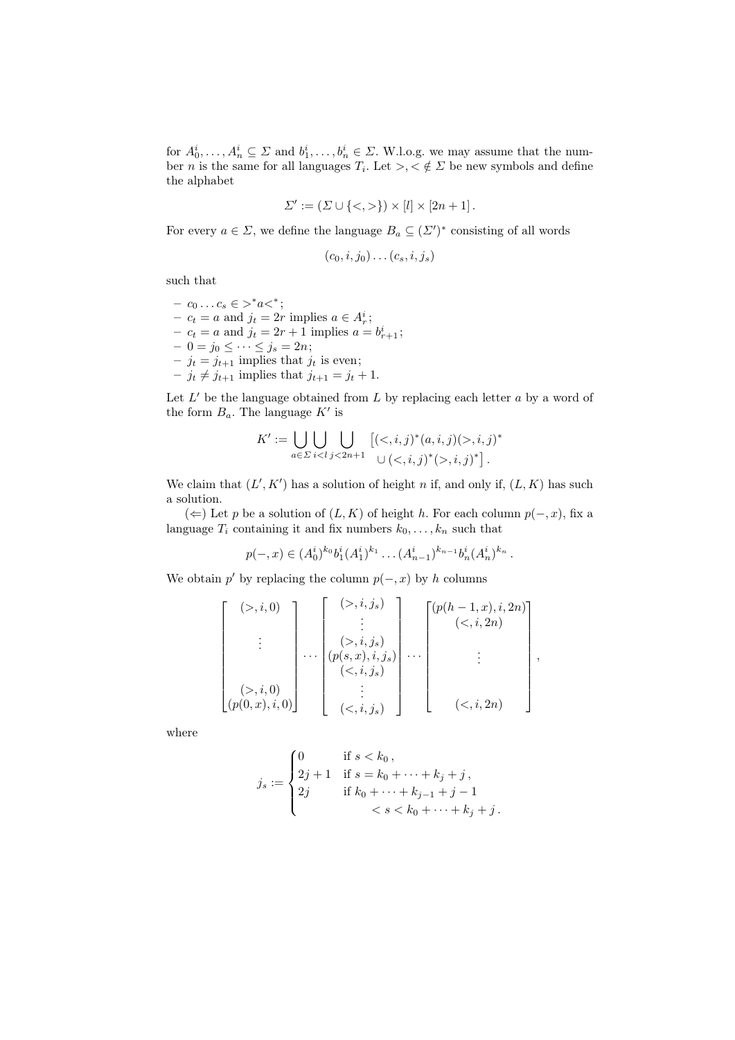for $A_0^i, \dots, A_n^i \subseteq \Sigma$ and $b_1^i, \dots, b_n^i \in \Sigma$. W.l.o.g. we may assume that the number $n$ is the same for all languages $T_i$. Let $>, < \notin \Sigma$ be new symbols and define the alphabet

$$\Sigma' := (\Sigma \cup \{<, >\}) \times [l] \times [2n+1] .$$

For every $a \in \Sigma$, we define the language $B_a \subseteq (\Sigma')^*$ consisting of all words

$$(c_0, i, j_0) \dots (c_s, i, j_s)$$

such that

- $c_0 \dots c_s \in >^* a <^*$;
- $c_t = a$ and $j_t = 2r$ implies $a \in A_r^i$;
- $c_t = a$ and $j_t = 2r + 1$ implies $a = b_{r+1}^i$;
- $0 = j_0 \leq \dots \leq j_s = 2n$;
- $j_t = j_{t+1}$ implies that $j_t$ is even;
- $j_t \neq j_{t+1}$ implies that $j_{t+1} = j_t + 1$.

Let $L'$ be the language obtained from $L$ by replacing each letter $a$ by a word of the form $B_a$. The language $K'$ is

$$K' := \bigcup_{a \in \Sigma} \bigcup_{i < l} \bigcup_{j < 2n+1} \begin{bmatrix} (<, i, j)^* (a, i, j) (>, i, j)^* \\ \cup \, (<, i, j)^* (>, i, j)^* \end{bmatrix} .$$

We claim that $(L', K')$ has a solution of height $n$ if, and only if, $(L, K)$ has such a solution.

($\Leftarrow$) Let $p$ be a solution of $(L, K)$ of height $h$. For each column $p(-, x)$, fix a language $T_i$ containing it and fix numbers $k_0, \dots, k_n$ such that

$$p(-, x) \in (A_0^i)^{k_0} b_1^i (A_1^i)^{k_1} \dots (A_{n-1}^i)^{k_{n-1}} b_n^i (A_n^i)^{k_n} .$$

We obtain $p'$ by replacing the column $p(-, x)$ by $h$ columns

$$\begin{bmatrix} (>, i, 0) \\ \\ \vdots \\ \\ (>, i, 0) \\ (p(0, x), i, 0) \end{bmatrix} \cdots \begin{bmatrix} (>, i, j_s) \\ \vdots \\ (>, i, j_s) \\ (p(s, x), i, j_s) \\ (<, i, j_s) \\ \vdots \\ (<, i, j_s) \end{bmatrix} \cdots \begin{bmatrix} (p(h-1, x), i, 2n) \\ (<, i, 2n) \\ \\ \vdots \\ \\ (<, i, 2n) \end{bmatrix} ,$$

where

$$j_s := \begin{cases} 0 & \text{if } s < k_0 , \\ 2j + 1 & \text{if } s = k_0 + \dots + k_j + j , \\ 2j & \text{if } k_0 + \dots + k_{j-1} + j - 1 \\ & \qquad < s < k_0 + \dots + k_j + j . \end{cases}$$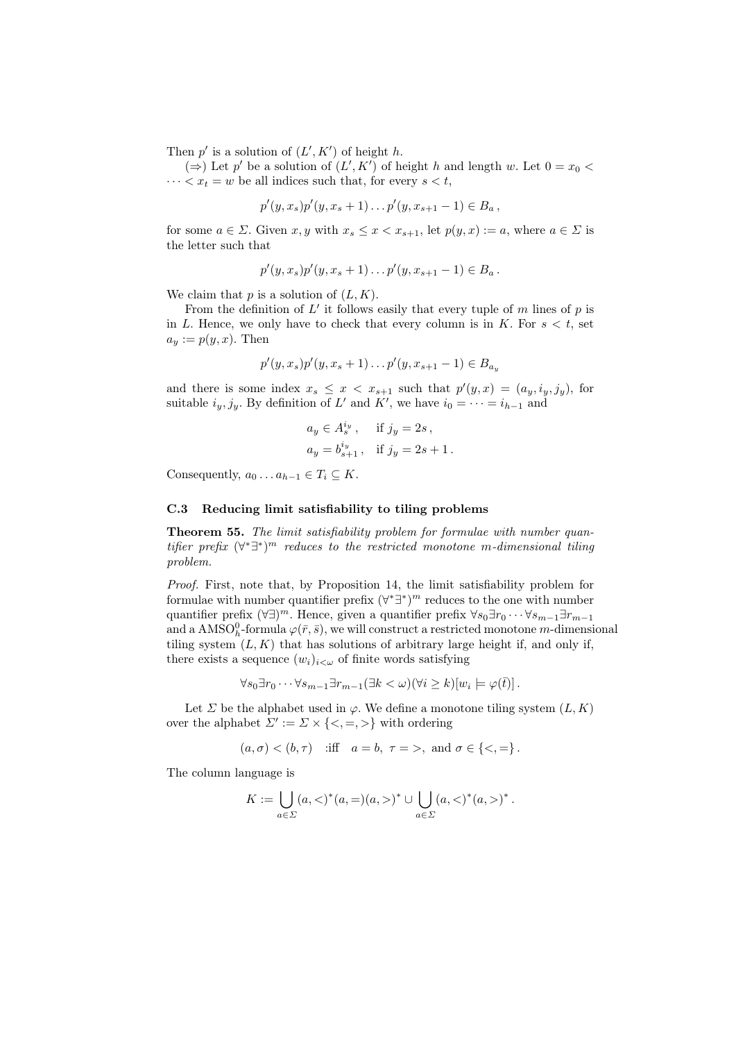Then $p'$ is a solution of $(L', K')$ of height $h$.

($\Rightarrow$) Let $p'$ be a solution of $(L', K')$ of height $h$ and length $w$. Let $0 = x_0 < \dots < x_t = w$ be all indices such that, for every $s < t$,

$$p'(y, x_s)p'(y, x_s + 1) \dots p'(y, x_{s+1} - 1) \in B_a \,,$$

for some $a \in \Sigma$. Given $x, y$ with $x_s \leq x < x_{s+1}$, let $p(y, x) := a$, where $a \in \Sigma$ is the letter such that

$$p'(y, x_s)p'(y, x_s + 1) \dots p'(y, x_{s+1} - 1) \in B_a \,.$$

We claim that $p$ is a solution of $(L, K)$.

From the definition of $L'$ it follows easily that every tuple of $m$ lines of $p$ is in $L$. Hence, we only have to check that every column is in $K$. For $s < t$, set $a_y := p(y, x)$. Then

$$p'(y, x_s)p'(y, x_s + 1) \dots p'(y, x_{s+1} - 1) \in B_{a_y}$$

and there is some index $x_s \leq x < x_{s+1}$ such that $p'(y, x) = (a_y, i_y, j_y)$, for suitable $i_y, j_y$. By definition of $L'$ and $K'$, we have $i_0 = \dots = i_{h-1}$ and

$$\begin{aligned} a_y &\in A_s^{i_y} \,, && \text{if } j_y = 2s \,, \\ a_y &= b_{s+1}^{i_y} \,, && \text{if } j_y = 2s + 1 \,. \end{aligned}$$

Consequently, $a_0 \dots a_{h-1} \in T_i \subseteq K$.

### C.3 Reducing limit satisfiability to tiling problems

**Theorem 55.** *The limit satisfiability problem for formulae with number quantifier prefix $(\forall^*\exists^*)^m$ reduces to the restricted monotone $m$-dimensional tiling problem.*

*Proof.* First, note that, by Proposition 14, the limit satisfiability problem for formulae with number quantifier prefix $(\forall^*\exists^*)^m$ reduces to the one with number quantifier prefix $(\forall\exists)^m$. Hence, given a quantifier prefix $\forall s_0 \exists r_0 \cdots \forall s_{m-1} \exists r_{m-1}$ and a $\mathrm{AMSO}_h^0$-formula $\varphi(\bar{r}, \bar{s})$, we will construct a restricted monotone $m$-dimensional tiling system $(L, K)$ that has solutions of arbitrary large height if, and only if, there exists a sequence $(w_i)_{i<\omega}$ of finite words satisfying

$$\forall s_0 \exists r_0 \cdots \forall s_{m-1} \exists r_{m-1} (\exists k < \omega)(\forall i \geq k)[w_i \models \varphi(\bar{t})] \,.$$

Let $\Sigma$ be the alphabet used in $\varphi$. We define a monotone tiling system $(L, K)$ over the alphabet $\Sigma' := \Sigma \times \{<, =, >\}$ with ordering

$$(a, \sigma) < (b, \tau) \quad \text{:iff} \quad a = b,\ \tau = >,\ \text{and } \sigma \in \{<, =\} \,.$$

The column language is

$$K := \bigcup_{a \in \Sigma} (a, <)^*(a, =)(a, >)^* \cup \bigcup_{a \in \Sigma} (a, <)^*(a, >)^* \,.$$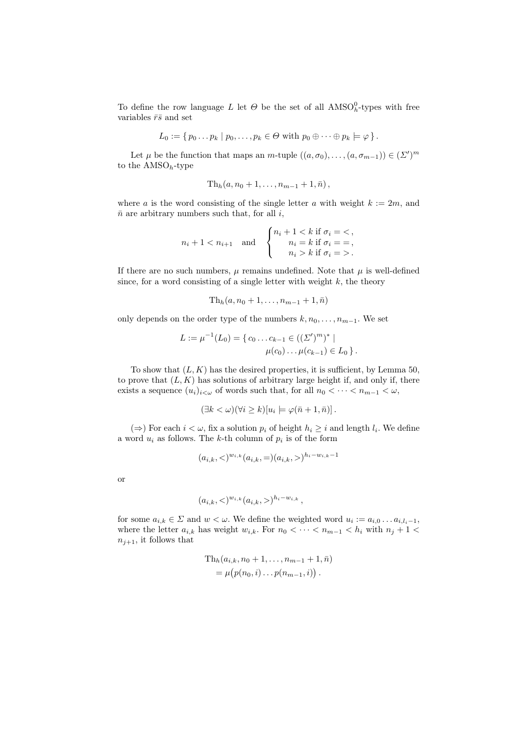To define the row language $L$ let $\Theta$ be the set of all $\mathrm{AMSO}^0_h$-types with free variables $\bar{r}\bar{s}$ and set

$$L_0 := \{\, p_0 \dots p_k \mid p_0, \dots, p_k \in \Theta \text{ with } p_0 \oplus \dots \oplus p_k \models \varphi \,\} .$$

Let $\mu$ be the function that maps an $m$-tuple $((a, \sigma_0), \dots, (a, \sigma_{m-1})) \in (\Sigma')^m$ to the $\mathrm{AMSO}_h$-type

$$\mathrm{Th}_h(a, n_0 + 1, \dots, n_{m-1} + 1, \bar{n}) ,$$

where $a$ is the word consisting of the single letter $a$ with weight $k := 2m$, and $\bar{n}$ are arbitrary numbers such that, for all $i$,

$$n_i + 1 < n_{i+1} \quad \text{and} \quad \begin{cases} n_i + 1 < k \text{ if } \sigma_i = < , \\ \quad\; n_i = k \text{ if } \sigma_i = = , \\ \quad\; n_i > k \text{ if } \sigma_i = > . \end{cases}$$

If there are no such numbers, $\mu$ remains undefined. Note that $\mu$ is well-defined since, for a word consisting of a single letter with weight $k$, the theory

$$\mathrm{Th}_h(a, n_0 + 1, \dots, n_{m-1} + 1, \bar{n})$$

only depends on the order type of the numbers $k, n_0, \dots, n_{m-1}$. We set

$$L := \mu^{-1}(L_0) = \{\, c_0 \dots c_{k-1} \in ((\Sigma')^m)^* \mid \mu(c_0) \dots \mu(c_{k-1}) \in L_0 \,\} .$$

To show that $(L, K)$ has the desired properties, it is sufficient, by Lemma 50, to prove that $(L, K)$ has solutions of arbitrary large height if, and only if, there exists a sequence $(u_i)_{i<\omega}$ of words such that, for all $n_0 < \dots < n_{m-1} < \omega$,

$$(\exists k < \omega)(\forall i \geq k)[u_i \models \varphi(\bar{n} + 1, \bar{n})] .$$

($\Rightarrow$) For each $i < \omega$, fix a solution $p_i$ of height $h_i \geq i$ and length $l_i$. We define a word $u_i$ as follows. The $k$-th column of $p_i$ is of the form

$$(a_{i,k}, <)^{w_{i,k}} (a_{i,k}, =) (a_{i,k}, >)^{h_i - w_{i,k} - 1}$$

or

$$(a_{i,k}, <)^{w_{i,k}} (a_{i,k}, >)^{h_i - w_{i,k}} ,$$

for some $a_{i,k} \in \Sigma$ and $w < \omega$. We define the weighted word $u_i := a_{i,0} \dots a_{i,l_i-1}$, where the letter $a_{i,k}$ has weight $w_{i,k}$. For $n_0 < \dots < n_{m-1} < h_i$ with $n_j + 1 < n_{j+1}$, it follows that

$$\begin{aligned} &\mathrm{Th}_h(a_{i,k}, n_0 + 1, \dots, n_{m-1} + 1, \bar{n}) \\ &\quad = \mu\big(p(n_0, i) \dots p(n_{m-1}, i)\big) . \end{aligned}$$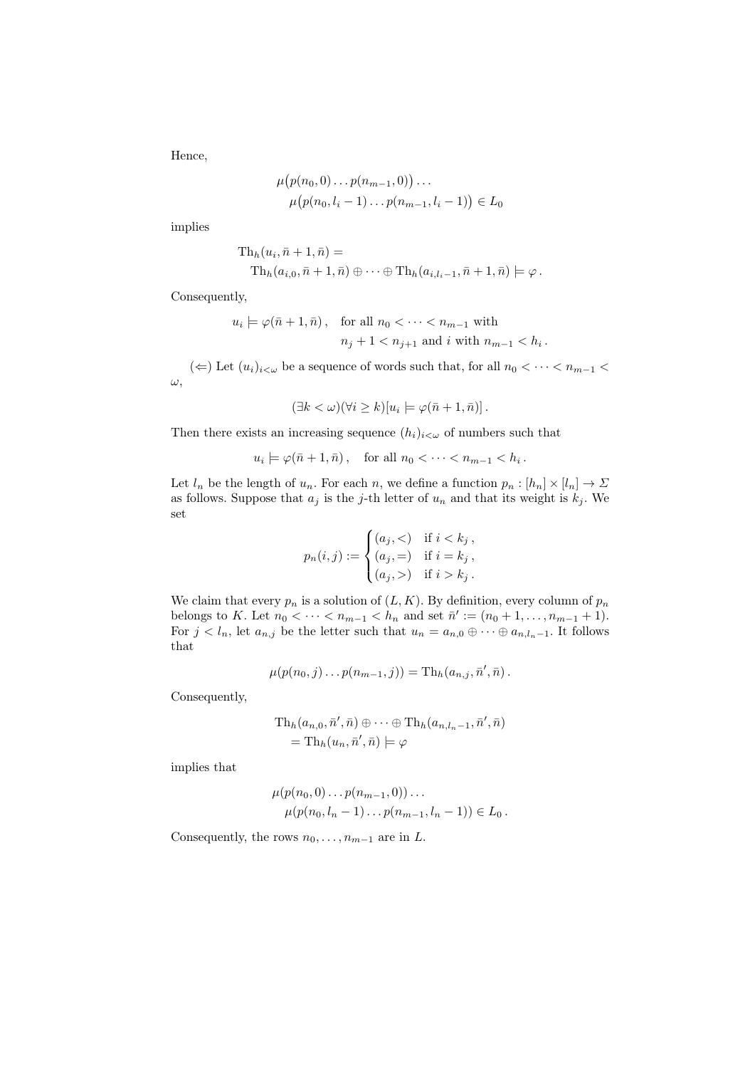Hence,

$$\mu\big(p(n_0,0)\dots p(n_{m-1},0)\big)\dots$$
$$\mu\big(p(n_0,l_i-1)\dots p(n_{m-1},l_i-1)\big) \in L_0$$

implies

$$\mathrm{Th}_h(u_i,\bar n+1,\bar n) =$$
$$\mathrm{Th}_h(a_{i,0},\bar n+1,\bar n) \oplus \dots \oplus \mathrm{Th}_h(a_{i,l_i-1},\bar n+1,\bar n) \models \varphi\,.$$

Consequently,

$$u_i \models \varphi(\bar n+1,\bar n)\,, \quad \text{for all } n_0 < \dots < n_{m-1} \text{ with}$$
$$n_j + 1 < n_{j+1} \text{ and } i \text{ with } n_{m-1} < h_i\,.$$

($\Leftarrow$) Let $(u_i)_{i<\omega}$ be a sequence of words such that, for all $n_0 < \dots < n_{m-1} < \omega$,

$$(\exists k<\omega)(\forall i \geq k)[u_i \models \varphi(\bar n+1,\bar n)]\,.$$

Then there exists an increasing sequence $(h_i)_{i<\omega}$ of numbers such that

$$u_i \models \varphi(\bar n+1,\bar n)\,, \quad \text{for all } n_0 < \dots < n_{m-1} < h_i\,.$$

Let $l_n$ be the length of $u_n$. For each $n$, we define a function $p_n : [h_n] \times [l_n] \to \Sigma$ as follows. Suppose that $a_j$ is the $j$-th letter of $u_n$ and that its weight is $k_j$. We set

$$p_n(i,j) := \begin{cases} (a_j,<) & \text{if } i < k_j\,, \\ (a_j,=) & \text{if } i = k_j\,, \\ (a_j,>) & \text{if } i > k_j\,. \end{cases}$$

We claim that every $p_n$ is a solution of $(L,K)$. By definition, every column of $p_n$ belongs to $K$. Let $n_0 < \dots < n_{m-1} < h_n$ and set $\bar n' := (n_0+1,\dots,n_{m-1}+1)$. For $j < l_n$, let $a_{n,j}$ be the letter such that $u_n = a_{n,0} \oplus \dots \oplus a_{n,l_n-1}$. It follows that

$$\mu(p(n_0,j)\dots p(n_{m-1},j)) = \mathrm{Th}_h(a_{n,j},\bar n',\bar n)\,.$$

Consequently,

$$\mathrm{Th}_h(a_{n,0},\bar n',\bar n) \oplus \dots \oplus \mathrm{Th}_h(a_{n,l_n-1},\bar n',\bar n)$$
$$= \mathrm{Th}_h(u_n,\bar n',\bar n) \models \varphi$$

implies that

$$\mu(p(n_0,0)\dots p(n_{m-1},0))\dots$$
$$\mu(p(n_0,l_n-1)\dots p(n_{m-1},l_n-1)) \in L_0\,.$$

Consequently, the rows $n_0,\dots,n_{m-1}$ are in $L$.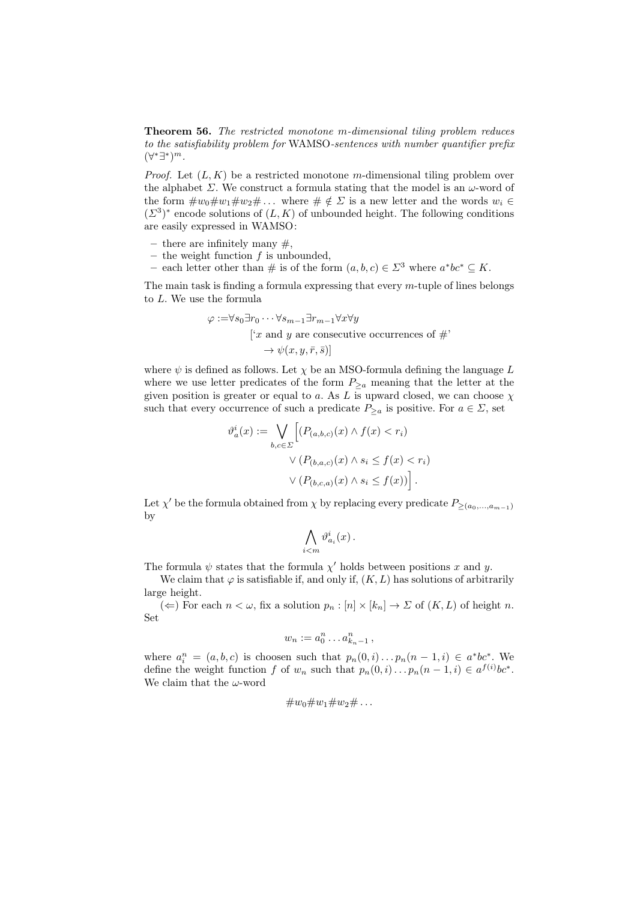**Theorem 56.** *The restricted monotone $m$-dimensional tiling problem reduces to the satisfiability problem for* WAMSO*-sentences with number quantifier prefix* $(\forall^*\exists^*)^m$.

*Proof.* Let $(L, K)$ be a restricted monotone $m$-dimensional tiling problem over the alphabet $\Sigma$. We construct a formula stating that the model is an $\omega$-word of the form $\#w_0\#w_1\#w_2\#\dots$ where $\# \notin \Sigma$ is a new letter and the words $w_i \in (\Sigma^3)^*$ encode solutions of $(L, K)$ of unbounded height. The following conditions are easily expressed in WAMSO:

- there are infinitely many $\#$,
- the weight function $f$ is unbounded,
- each letter other than $\#$ is of the form $(a, b, c) \in \Sigma^3$ where $a^*bc^* \subseteq K$.

The main task is finding a formula expressing that every $m$-tuple of lines belongs to $L$. We use the formula

$$\begin{aligned}\varphi := &\forall s_0 \exists r_0 \cdots \forall s_{m-1} \exists r_{m-1} \forall x \forall y \\ &[\text{`}x \text{ and } y \text{ are consecutive occurrences of } \#\text{'} \\ &\quad \rightarrow \psi(x, y, \bar{r}, \bar{s})]\end{aligned}$$

where $\psi$ is defined as follows. Let $\chi$ be an MSO-formula defining the language $L$ where we use letter predicates of the form $P_{\geq a}$ meaning that the letter at the given position is greater or equal to $a$. As $L$ is upward closed, we can choose $\chi$ such that every occurrence of such a predicate $P_{\geq a}$ is positive. For $a \in \Sigma$, set

$$\begin{aligned}\vartheta^i_a(x) := \bigvee_{b,c \in \Sigma} \Big[ &(P_{(a,b,c)}(x) \wedge f(x) < r_i) \\ &\vee (P_{(b,a,c)}(x) \wedge s_i \leq f(x) < r_i) \\ &\vee (P_{(b,c,a)}(x) \wedge s_i \leq f(x)) \Big] .\end{aligned}$$

Let $\chi'$ be the formula obtained from $\chi$ by replacing every predicate $P_{\geq(a_0,\dots,a_{m-1})}$ by

$$\bigwedge_{i<m} \vartheta^i_{a_i}(x) .$$

The formula $\psi$ states that the formula $\chi'$ holds between positions $x$ and $y$.

We claim that $\varphi$ is satisfiable if, and only if, $(K, L)$ has solutions of arbitrarily large height.

($\Leftarrow$) For each $n < \omega$, fix a solution $p_n : [n] \times [k_n] \to \Sigma$ of $(K, L)$ of height $n$. Set

$$w_n := a^n_0 \dots a^n_{k_n - 1} ,$$

where $a^n_i = (a, b, c)$ is choosen such that $p_n(0, i) \dots p_n(n-1, i) \in a^*bc^*$. We define the weight function $f$ of $w_n$ such that $p_n(0, i) \dots p_n(n-1, i) \in a^{f(i)}bc^*$. We claim that the $\omega$-word

$$\#w_0\#w_1\#w_2\#\dots$$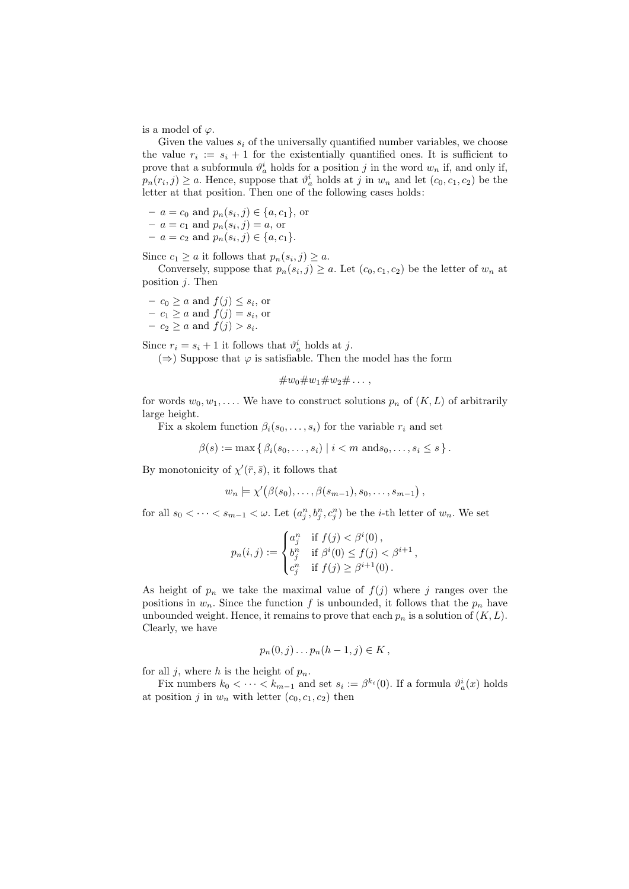is a model of $\varphi$.

Given the values $s_i$ of the universally quantified number variables, we choose the value $r_i := s_i + 1$ for the existentially quantified ones. It is sufficient to prove that a subformula $\vartheta^i_a$ holds for a position $j$ in the word $w_n$ if, and only if, $p_n(r_i, j) \geq a$. Hence, suppose that $\vartheta^i_a$ holds at $j$ in $w_n$ and let $(c_0, c_1, c_2)$ be the letter at that position. Then one of the following cases holds:

- $a = c_0$ and $p_n(s_i, j) \in \{a, c_1\}$, or
- $a = c_1$ and $p_n(s_i, j) = a$, or
- $a = c_2$ and $p_n(s_i, j) \in \{a, c_1\}$.

Since $c_1 \geq a$ it follows that $p_n(s_i, j) \geq a$.

Conversely, suppose that $p_n(s_i, j) \geq a$. Let $(c_0, c_1, c_2)$ be the letter of $w_n$ at position $j$. Then

- $c_0 \geq a$ and $f(j) \leq s_i$, or
- $c_1 \geq a$ and $f(j) = s_i$, or
- $c_2 \geq a$ and $f(j) > s_i$.

Since $r_i = s_i + 1$ it follows that $\vartheta^i_a$ holds at $j$.

($\Rightarrow$) Suppose that $\varphi$ is satisfiable. Then the model has the form

$$\#w_0\#w_1\#w_2\#\dots,$$

for words $w_0, w_1, \dots$. We have to construct solutions $p_n$ of $(K, L)$ of arbitrarily large height.

Fix a skolem function $\beta_i(s_0, \dots, s_i)$ for the variable $r_i$ and set

$$\beta(s) := \max\{\, \beta_i(s_0, \dots, s_i) \mid i < m \text{ and} s_0, \dots, s_i \leq s \,\}.$$

By monotonicity of $\chi'(\bar{r}, \bar{s})$, it follows that

$$w_n \models \chi'\big(\beta(s_0), \dots, \beta(s_{m-1}), s_0, \dots, s_{m-1}\big),$$

for all $s_0 < \dots < s_{m-1} < \omega$. Let $(a^n_j, b^n_j, c^n_j)$ be the $i$-th letter of $w_n$. We set

$$p_n(i, j) := \begin{cases} a^n_j & \text{if } f(j) < \beta^i(0), \\ b^n_j & \text{if } \beta^i(0) \leq f(j) < \beta^{i+1}, \\ c^n_j & \text{if } f(j) \geq \beta^{i+1}(0). \end{cases}$$

As height of $p_n$ we take the maximal value of $f(j)$ where $j$ ranges over the positions in $w_n$. Since the function $f$ is unbounded, it follows that the $p_n$ have unbounded weight. Hence, it remains to prove that each $p_n$ is a solution of $(K, L)$. Clearly, we have

$$p_n(0, j) \dots p_n(h-1, j) \in K,$$

for all $j$, where $h$ is the height of $p_n$.

Fix numbers $k_0 < \dots < k_{m-1}$ and set $s_i := \beta^{k_i}(0)$. If a formula $\vartheta^i_a(x)$ holds at position $j$ in $w_n$ with letter $(c_0, c_1, c_2)$ then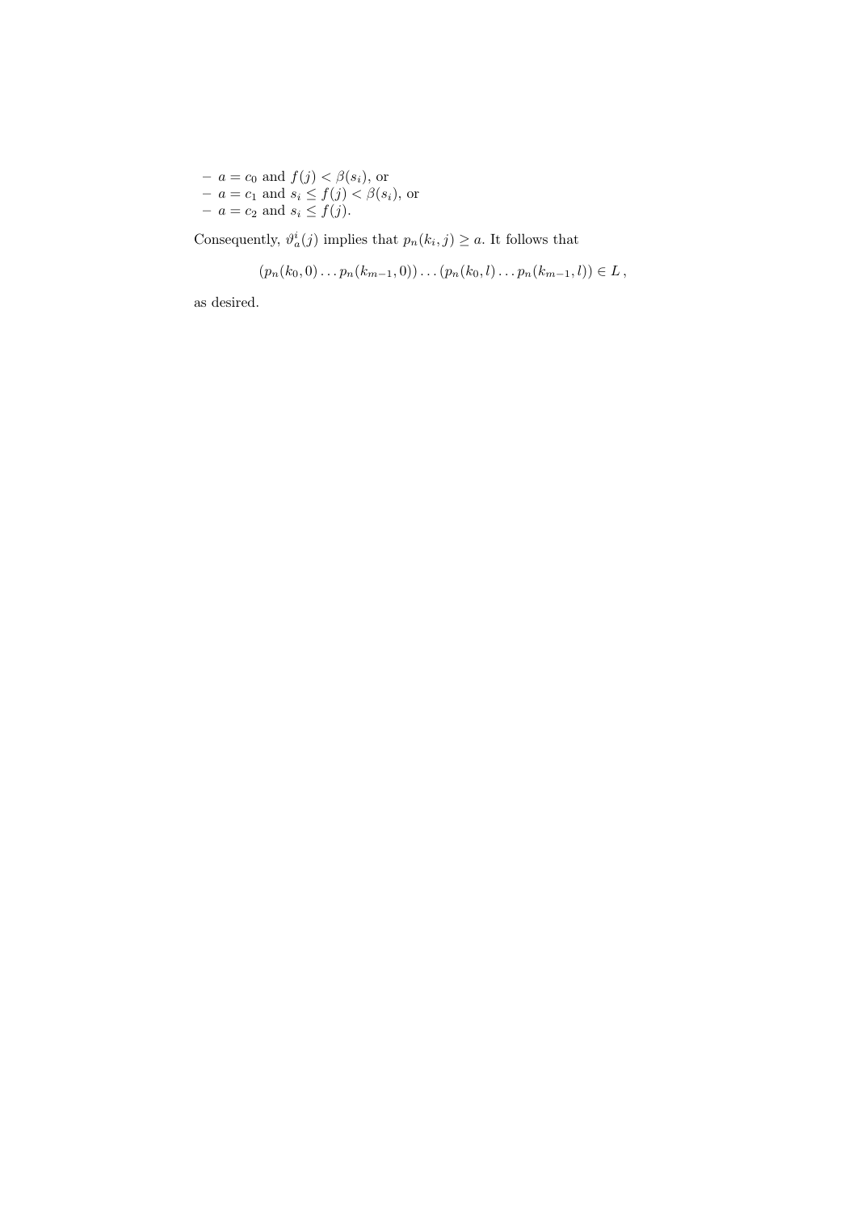- $a = c_0$ and $f(j) < \beta(s_i)$, or
- $a = c_1$ and $s_i \leq f(j) < \beta(s_i)$, or
- $a = c_2$ and $s_i \leq f(j)$.

Consequently, $\vartheta_a^i(j)$ implies that $p_n(k_i, j) \geq a$. It follows that

$$(p_n(k_0, 0) \dots p_n(k_{m-1}, 0)) \dots (p_n(k_0, l) \dots p_n(k_{m-1}, l)) \in L \,,$$

as desired.